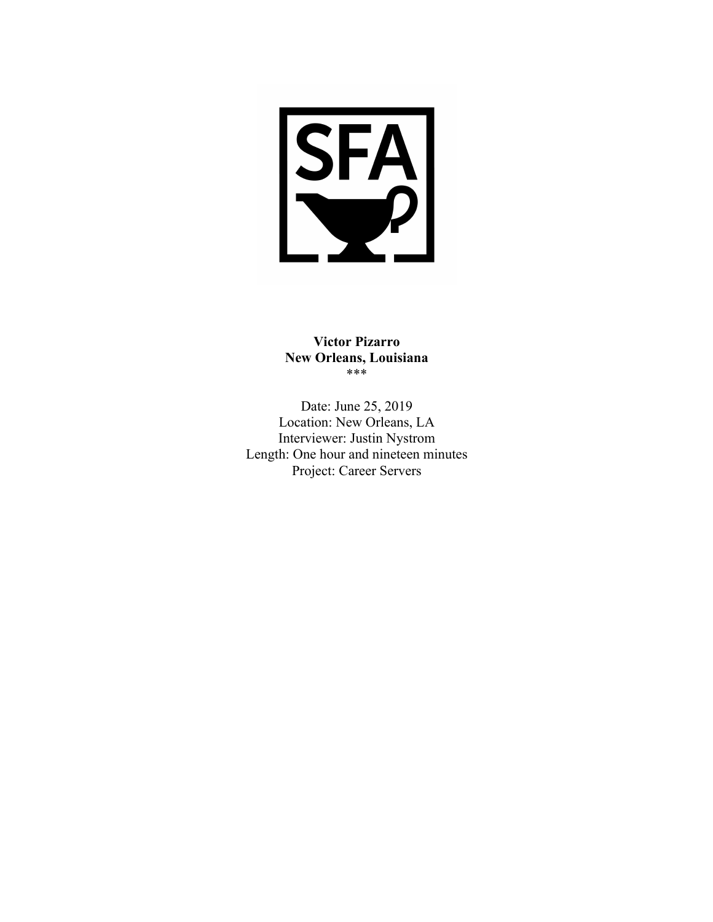**Victor Pizarro**
**New Orleans, Louisiana**
***

Date: June 25, 2019
Location: New Orleans, LA
Interviewer: Justin Nystrom
Length: One hour and nineteen minutes
Project: Career Servers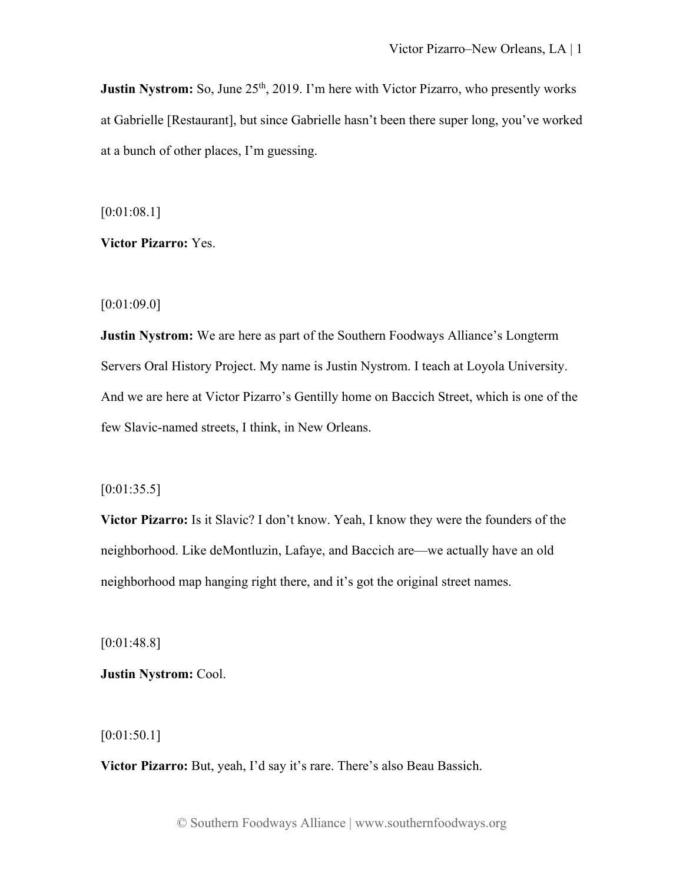**Justin Nystrom:** So, June 25th, 2019. I'm here with Victor Pizarro, who presently works at Gabrielle [Restaurant], but since Gabrielle hasn't been there super long, you've worked at a bunch of other places, I'm guessing.

[0:01:08.1]

**Victor Pizarro:** Yes.

[0:01:09.0]

**Justin Nystrom:** We are here as part of the Southern Foodways Alliance's Longterm Servers Oral History Project. My name is Justin Nystrom. I teach at Loyola University. And we are here at Victor Pizarro's Gentilly home on Baccich Street, which is one of the few Slavic-named streets, I think, in New Orleans.

[0:01:35.5]

**Victor Pizarro:** Is it Slavic? I don't know. Yeah, I know they were the founders of the neighborhood. Like deMontluzin, Lafaye, and Baccich are—we actually have an old neighborhood map hanging right there, and it's got the original street names.

[0:01:48.8]

**Justin Nystrom:** Cool.

[0:01:50.1]

**Victor Pizarro:** But, yeah, I'd say it's rare. There's also Beau Bassich.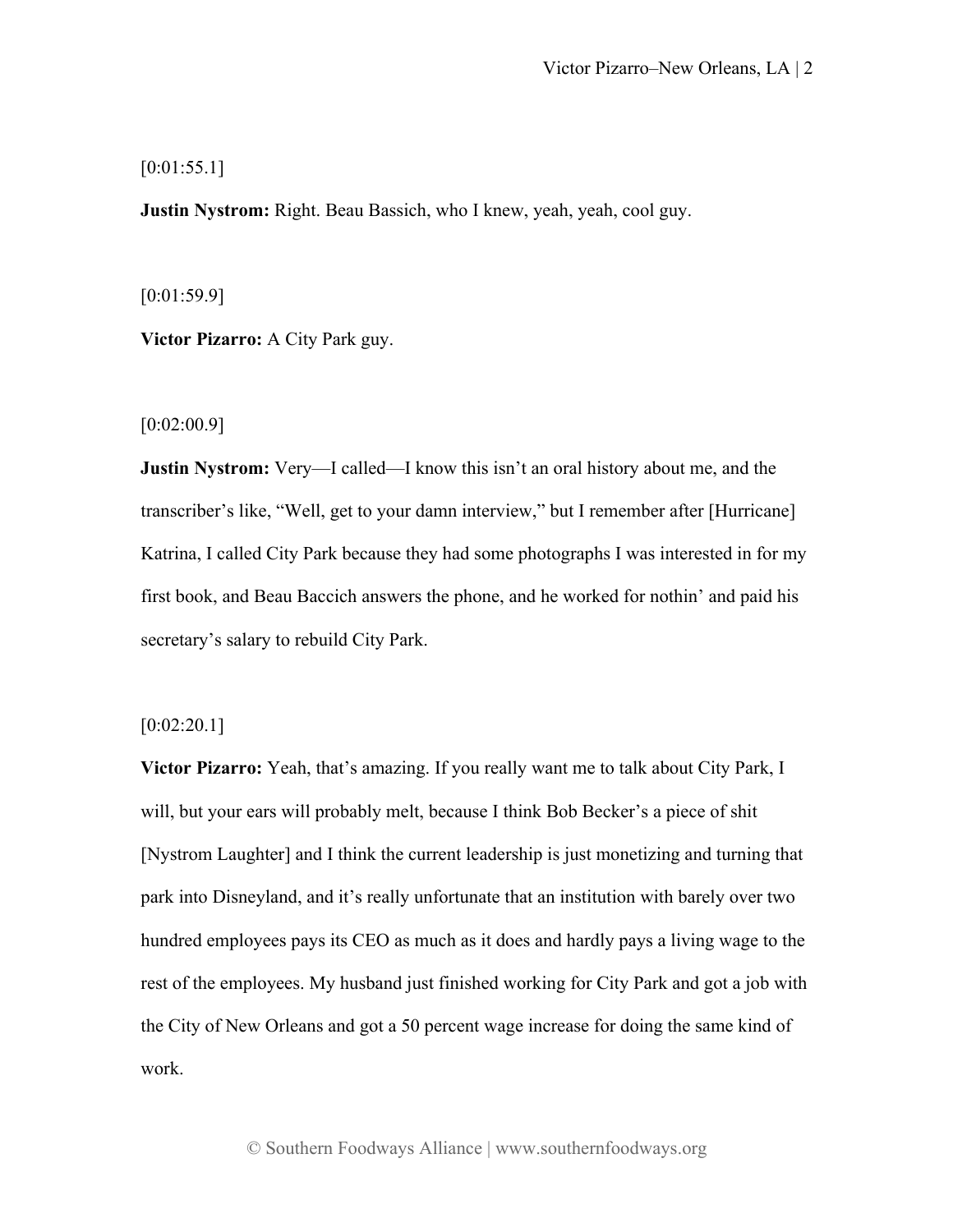[0:01:55.1]

**Justin Nystrom:** Right. Beau Bassich, who I knew, yeah, yeah, cool guy.

[0:01:59.9]

**Victor Pizarro:** A City Park guy.

[0:02:00.9]

**Justin Nystrom:** Very—I called—I know this isn't an oral history about me, and the transcriber's like, "Well, get to your damn interview," but I remember after [Hurricane] Katrina, I called City Park because they had some photographs I was interested in for my first book, and Beau Baccich answers the phone, and he worked for nothin' and paid his secretary's salary to rebuild City Park.

[0:02:20.1]

**Victor Pizarro:** Yeah, that's amazing. If you really want me to talk about City Park, I will, but your ears will probably melt, because I think Bob Becker's a piece of shit [Nystrom Laughter] and I think the current leadership is just monetizing and turning that park into Disneyland, and it's really unfortunate that an institution with barely over two hundred employees pays its CEO as much as it does and hardly pays a living wage to the rest of the employees. My husband just finished working for City Park and got a job with the City of New Orleans and got a 50 percent wage increase for doing the same kind of work.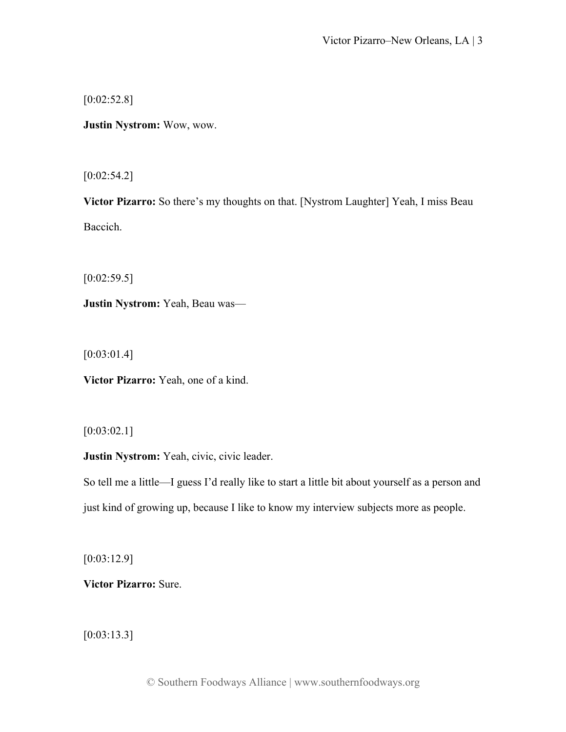[0:02:52.8]

**Justin Nystrom:** Wow, wow.

[0:02:54.2]

**Victor Pizarro:** So there's my thoughts on that. [Nystrom Laughter] Yeah, I miss Beau Baccich.

[0:02:59.5]

**Justin Nystrom:** Yeah, Beau was—

[0:03:01.4]

**Victor Pizarro:** Yeah, one of a kind.

[0:03:02.1]

**Justin Nystrom:** Yeah, civic, civic leader.

So tell me a little—I guess I'd really like to start a little bit about yourself as a person and just kind of growing up, because I like to know my interview subjects more as people.

[0:03:12.9]

**Victor Pizarro:** Sure.

[0:03:13.3]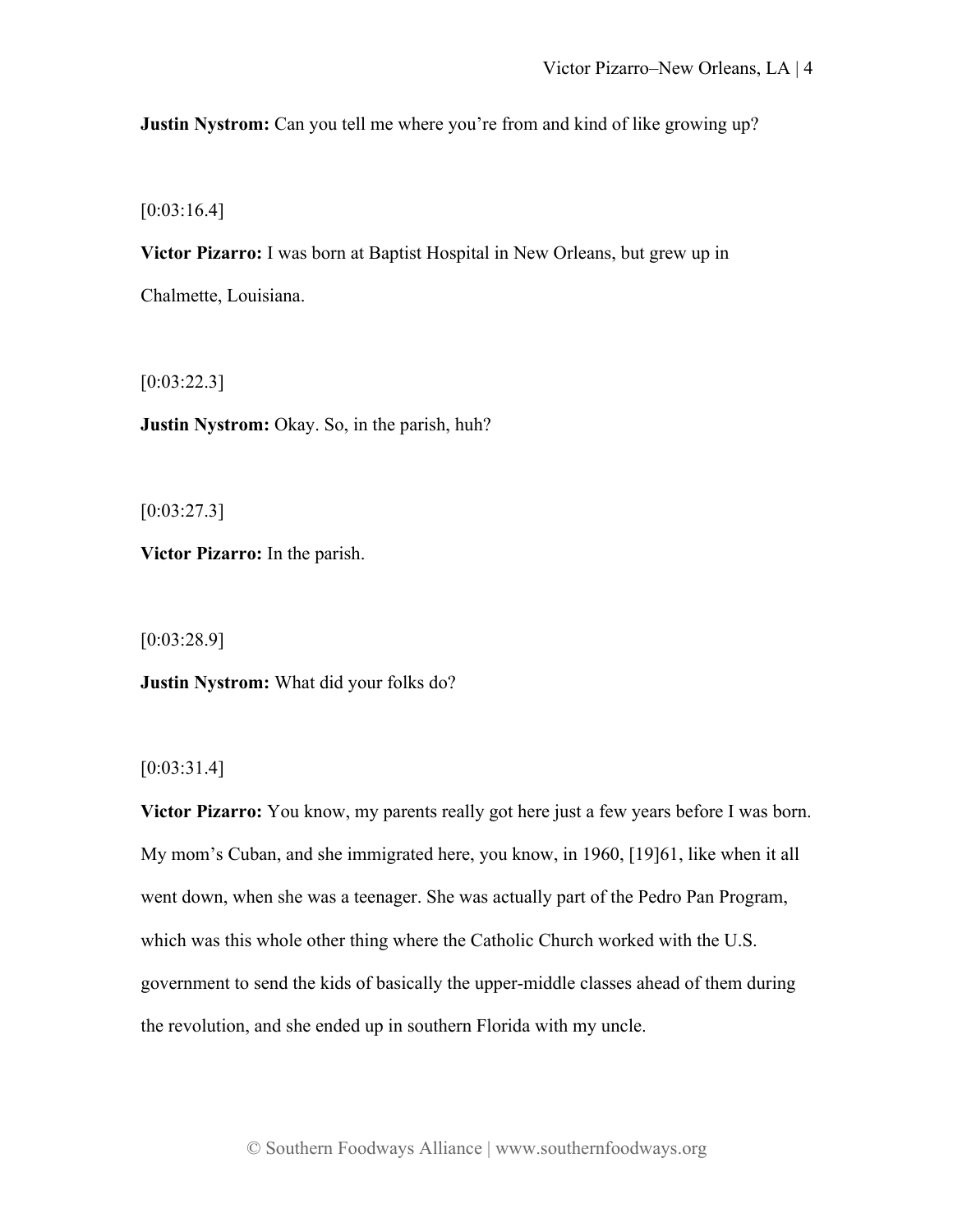**Justin Nystrom:** Can you tell me where you're from and kind of like growing up?

[0:03:16.4]

**Victor Pizarro:** I was born at Baptist Hospital in New Orleans, but grew up in Chalmette, Louisiana.

[0:03:22.3]

**Justin Nystrom:** Okay. So, in the parish, huh?

[0:03:27.3]

**Victor Pizarro:** In the parish.

[0:03:28.9]

**Justin Nystrom:** What did your folks do?

[0:03:31.4]

**Victor Pizarro:** You know, my parents really got here just a few years before I was born. My mom's Cuban, and she immigrated here, you know, in 1960, [19]61, like when it all went down, when she was a teenager. She was actually part of the Pedro Pan Program, which was this whole other thing where the Catholic Church worked with the U.S. government to send the kids of basically the upper-middle classes ahead of them during the revolution, and she ended up in southern Florida with my uncle.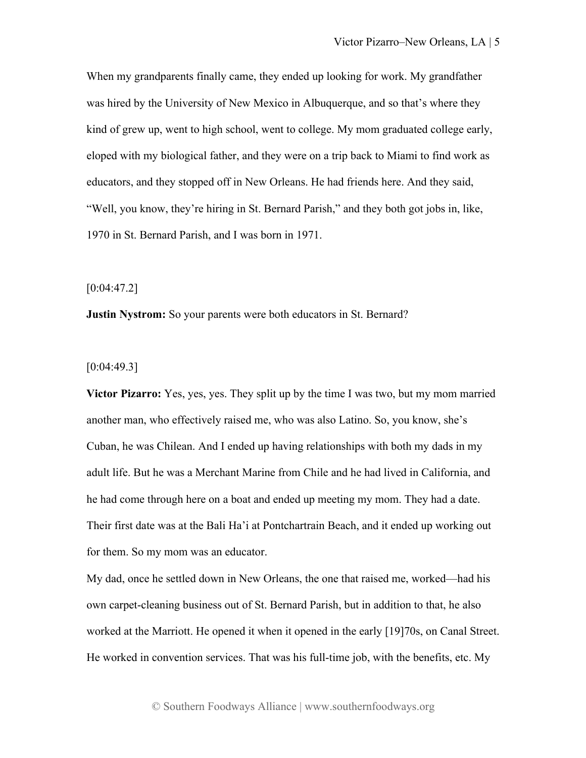When my grandparents finally came, they ended up looking for work. My grandfather was hired by the University of New Mexico in Albuquerque, and so that's where they kind of grew up, went to high school, went to college. My mom graduated college early, eloped with my biological father, and they were on a trip back to Miami to find work as educators, and they stopped off in New Orleans. He had friends here. And they said, "Well, you know, they're hiring in St. Bernard Parish," and they both got jobs in, like, 1970 in St. Bernard Parish, and I was born in 1971.

[0:04:47.2]

**Justin Nystrom:** So your parents were both educators in St. Bernard?

[0:04:49.3]

**Victor Pizarro:** Yes, yes, yes. They split up by the time I was two, but my mom married another man, who effectively raised me, who was also Latino. So, you know, she's Cuban, he was Chilean. And I ended up having relationships with both my dads in my adult life. But he was a Merchant Marine from Chile and he had lived in California, and he had come through here on a boat and ended up meeting my mom. They had a date. Their first date was at the Bali Ha'i at Pontchartrain Beach, and it ended up working out for them. So my mom was an educator.

My dad, once he settled down in New Orleans, the one that raised me, worked—had his own carpet-cleaning business out of St. Bernard Parish, but in addition to that, he also worked at the Marriott. He opened it when it opened in the early [19]70s, on Canal Street. He worked in convention services. That was his full-time job, with the benefits, etc. My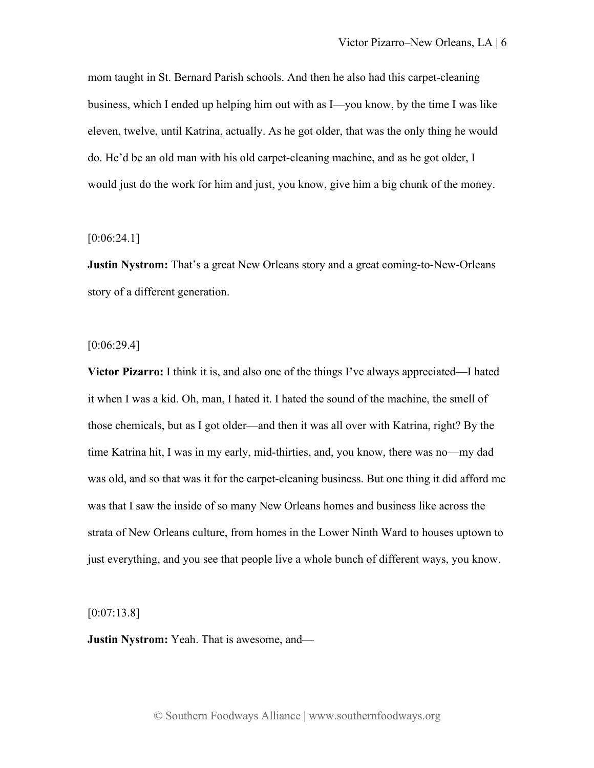mom taught in St. Bernard Parish schools. And then he also had this carpet-cleaning business, which I ended up helping him out with as I—you know, by the time I was like eleven, twelve, until Katrina, actually. As he got older, that was the only thing he would do. He'd be an old man with his old carpet-cleaning machine, and as he got older, I would just do the work for him and just, you know, give him a big chunk of the money.

[0:06:24.1]

**Justin Nystrom:** That's a great New Orleans story and a great coming-to-New-Orleans story of a different generation.

[0:06:29.4]

**Victor Pizarro:** I think it is, and also one of the things I've always appreciated—I hated it when I was a kid. Oh, man, I hated it. I hated the sound of the machine, the smell of those chemicals, but as I got older—and then it was all over with Katrina, right? By the time Katrina hit, I was in my early, mid-thirties, and, you know, there was no—my dad was old, and so that was it for the carpet-cleaning business. But one thing it did afford me was that I saw the inside of so many New Orleans homes and business like across the strata of New Orleans culture, from homes in the Lower Ninth Ward to houses uptown to just everything, and you see that people live a whole bunch of different ways, you know.

[0:07:13.8]

**Justin Nystrom:** Yeah. That is awesome, and—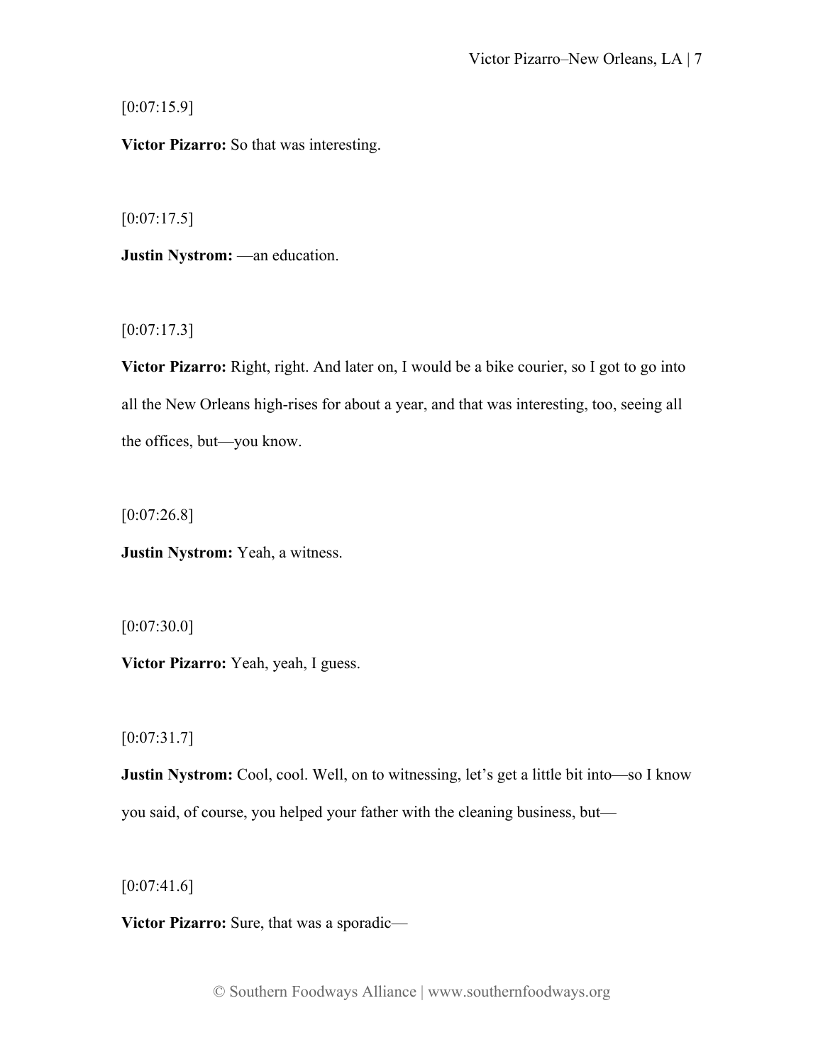[0:07:15.9]

**Victor Pizarro:** So that was interesting.

[0:07:17.5]

**Justin Nystrom:** —an education.

[0:07:17.3]

**Victor Pizarro:** Right, right. And later on, I would be a bike courier, so I got to go into all the New Orleans high-rises for about a year, and that was interesting, too, seeing all the offices, but—you know.

[0:07:26.8]

**Justin Nystrom:** Yeah, a witness.

[0:07:30.0]

**Victor Pizarro:** Yeah, yeah, I guess.

[0:07:31.7]

**Justin Nystrom:** Cool, cool. Well, on to witnessing, let's get a little bit into—so I know you said, of course, you helped your father with the cleaning business, but—

[0:07:41.6]

**Victor Pizarro:** Sure, that was a sporadic—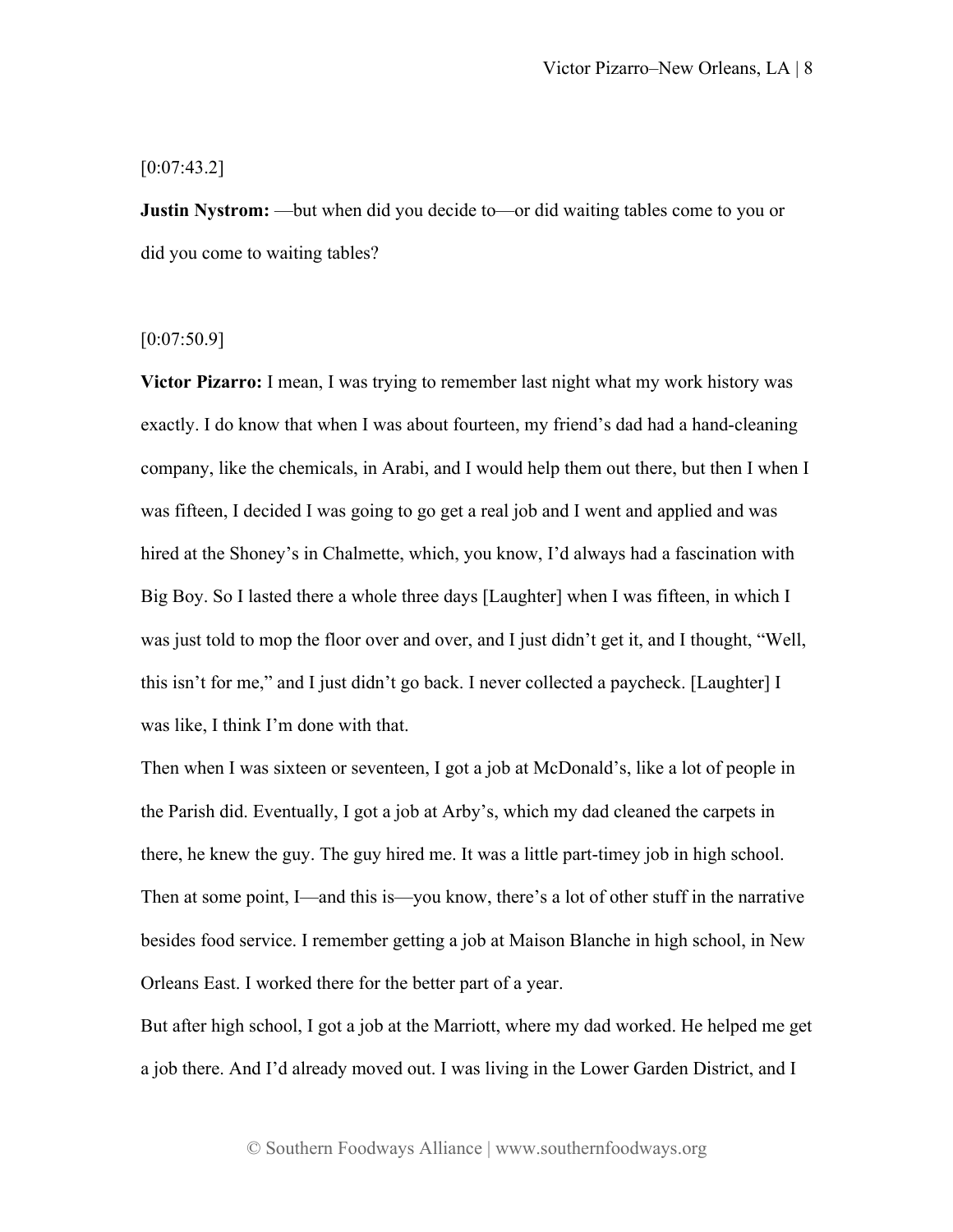[0:07:43.2]

**Justin Nystrom:** —but when did you decide to—or did waiting tables come to you or did you come to waiting tables?

[0:07:50.9]

**Victor Pizarro:** I mean, I was trying to remember last night what my work history was exactly. I do know that when I was about fourteen, my friend's dad had a hand-cleaning company, like the chemicals, in Arabi, and I would help them out there, but then I when I was fifteen, I decided I was going to go get a real job and I went and applied and was hired at the Shoney's in Chalmette, which, you know, I'd always had a fascination with Big Boy. So I lasted there a whole three days [Laughter] when I was fifteen, in which I was just told to mop the floor over and over, and I just didn't get it, and I thought, "Well, this isn't for me," and I just didn't go back. I never collected a paycheck. [Laughter] I was like, I think I'm done with that.

Then when I was sixteen or seventeen, I got a job at McDonald's, like a lot of people in the Parish did. Eventually, I got a job at Arby's, which my dad cleaned the carpets in there, he knew the guy. The guy hired me. It was a little part-timey job in high school. Then at some point, I—and this is—you know, there's a lot of other stuff in the narrative besides food service. I remember getting a job at Maison Blanche in high school, in New Orleans East. I worked there for the better part of a year.

But after high school, I got a job at the Marriott, where my dad worked. He helped me get a job there. And I'd already moved out. I was living in the Lower Garden District, and I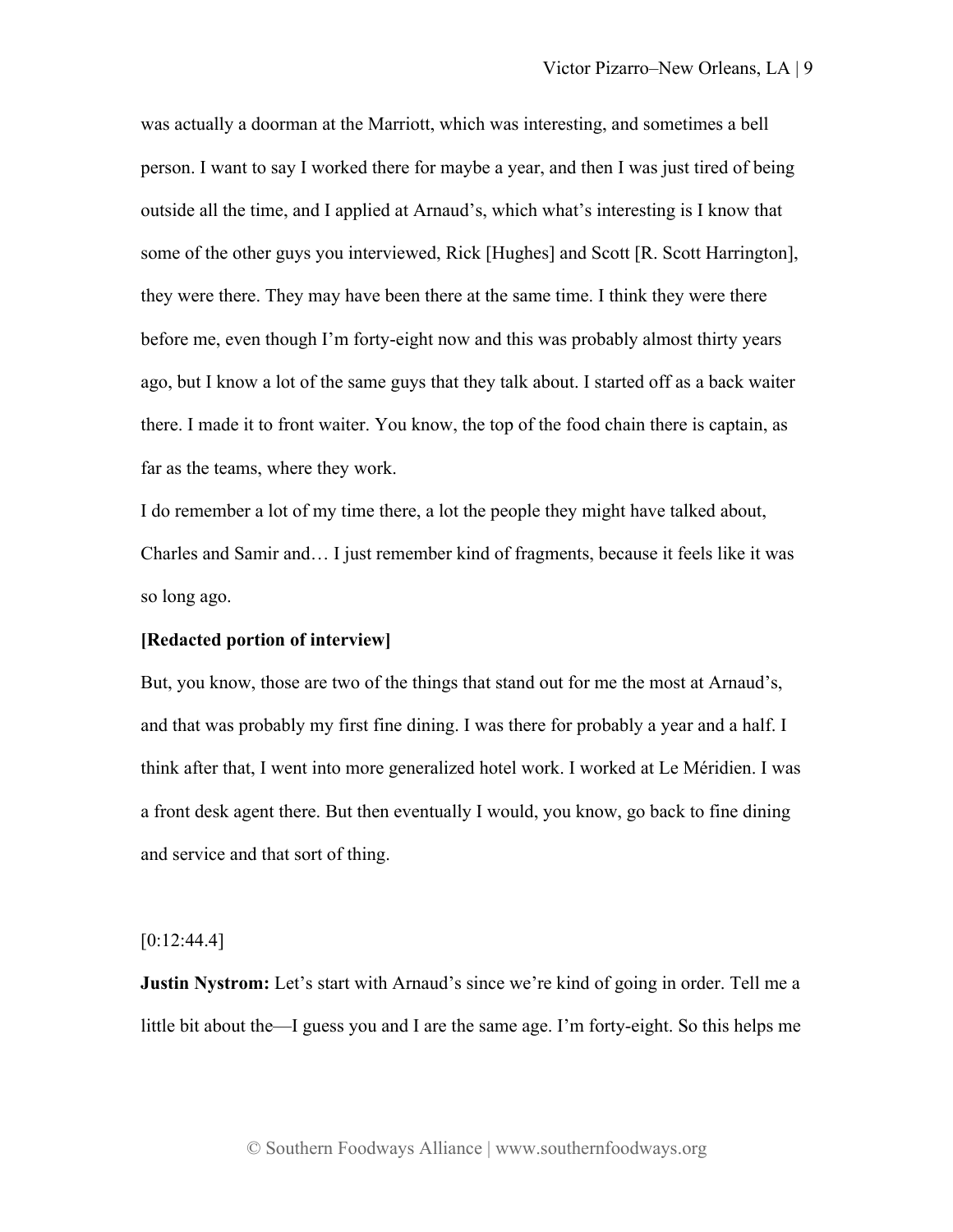was actually a doorman at the Marriott, which was interesting, and sometimes a bell person. I want to say I worked there for maybe a year, and then I was just tired of being outside all the time, and I applied at Arnaud's, which what's interesting is I know that some of the other guys you interviewed, Rick [Hughes] and Scott [R. Scott Harrington], they were there. They may have been there at the same time. I think they were there before me, even though I'm forty-eight now and this was probably almost thirty years ago, but I know a lot of the same guys that they talk about. I started off as a back waiter there. I made it to front waiter. You know, the top of the food chain there is captain, as far as the teams, where they work.

I do remember a lot of my time there, a lot the people they might have talked about, Charles and Samir and… I just remember kind of fragments, because it feels like it was so long ago.

**[Redacted portion of interview]**

But, you know, those are two of the things that stand out for me the most at Arnaud's, and that was probably my first fine dining. I was there for probably a year and a half. I think after that, I went into more generalized hotel work. I worked at Le Méridien. I was a front desk agent there. But then eventually I would, you know, go back to fine dining and service and that sort of thing.

[0:12:44.4]

**Justin Nystrom:** Let's start with Arnaud's since we're kind of going in order. Tell me a little bit about the—I guess you and I are the same age. I'm forty-eight. So this helps me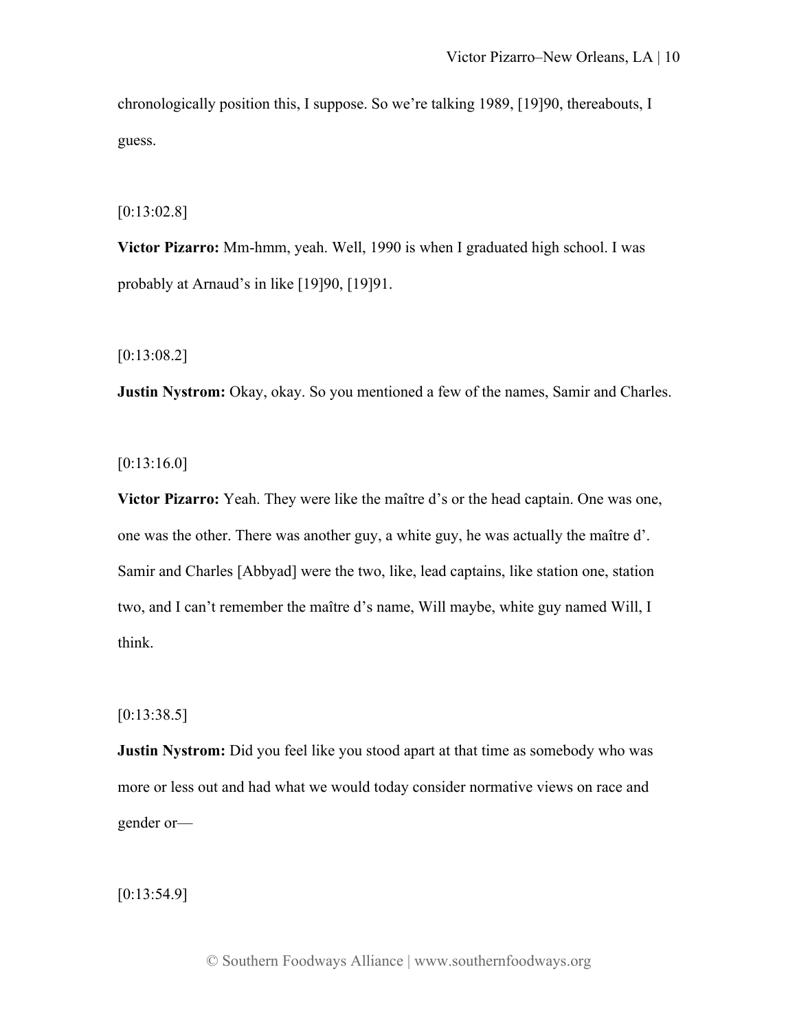chronologically position this, I suppose. So we're talking 1989, [19]90, thereabouts, I guess.

[0:13:02.8]

**Victor Pizarro:** Mm-hmm, yeah. Well, 1990 is when I graduated high school. I was probably at Arnaud's in like [19]90, [19]91.

[0:13:08.2]

**Justin Nystrom:** Okay, okay. So you mentioned a few of the names, Samir and Charles.

[0:13:16.0]

**Victor Pizarro:** Yeah. They were like the maître d's or the head captain. One was one, one was the other. There was another guy, a white guy, he was actually the maître d'. Samir and Charles [Abbyad] were the two, like, lead captains, like station one, station two, and I can't remember the maître d's name, Will maybe, white guy named Will, I think.

[0:13:38.5]

**Justin Nystrom:** Did you feel like you stood apart at that time as somebody who was more or less out and had what we would today consider normative views on race and gender or—

[0:13:54.9]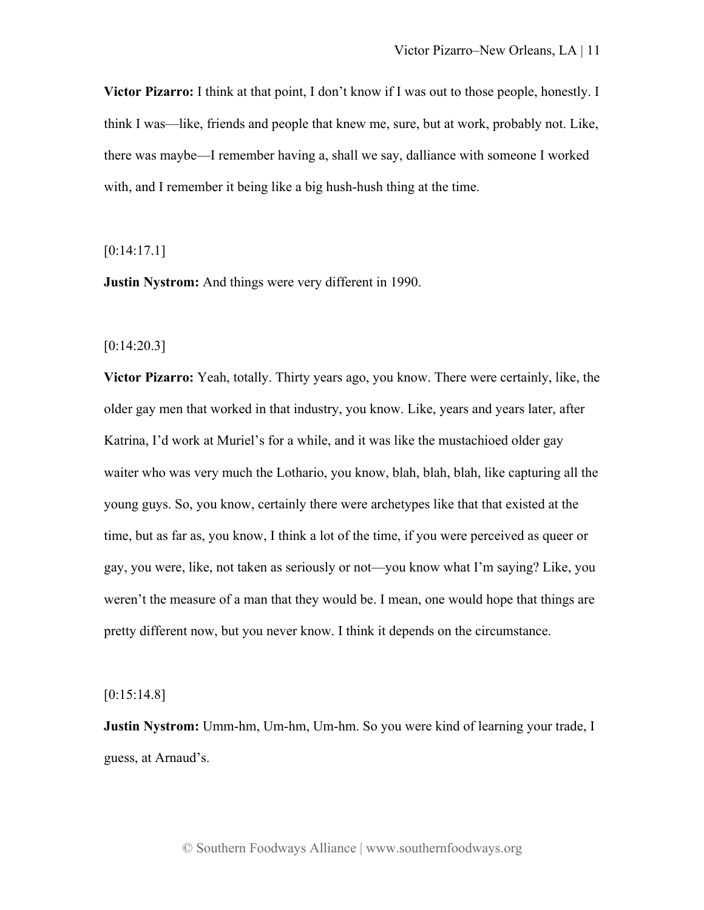**Victor Pizarro:** I think at that point, I don't know if I was out to those people, honestly. I think I was—like, friends and people that knew me, sure, but at work, probably not. Like, there was maybe—I remember having a, shall we say, dalliance with someone I worked with, and I remember it being like a big hush-hush thing at the time.

[0:14:17.1]

**Justin Nystrom:** And things were very different in 1990.

[0:14:20.3]

**Victor Pizarro:** Yeah, totally. Thirty years ago, you know. There were certainly, like, the older gay men that worked in that industry, you know. Like, years and years later, after Katrina, I'd work at Muriel's for a while, and it was like the mustachioed older gay waiter who was very much the Lothario, you know, blah, blah, blah, like capturing all the young guys. So, you know, certainly there were archetypes like that that existed at the time, but as far as, you know, I think a lot of the time, if you were perceived as queer or gay, you were, like, not taken as seriously or not—you know what I'm saying? Like, you weren't the measure of a man that they would be. I mean, one would hope that things are pretty different now, but you never know. I think it depends on the circumstance.

[0:15:14.8]

**Justin Nystrom:** Umm-hm, Um-hm, Um-hm. So you were kind of learning your trade, I guess, at Arnaud's.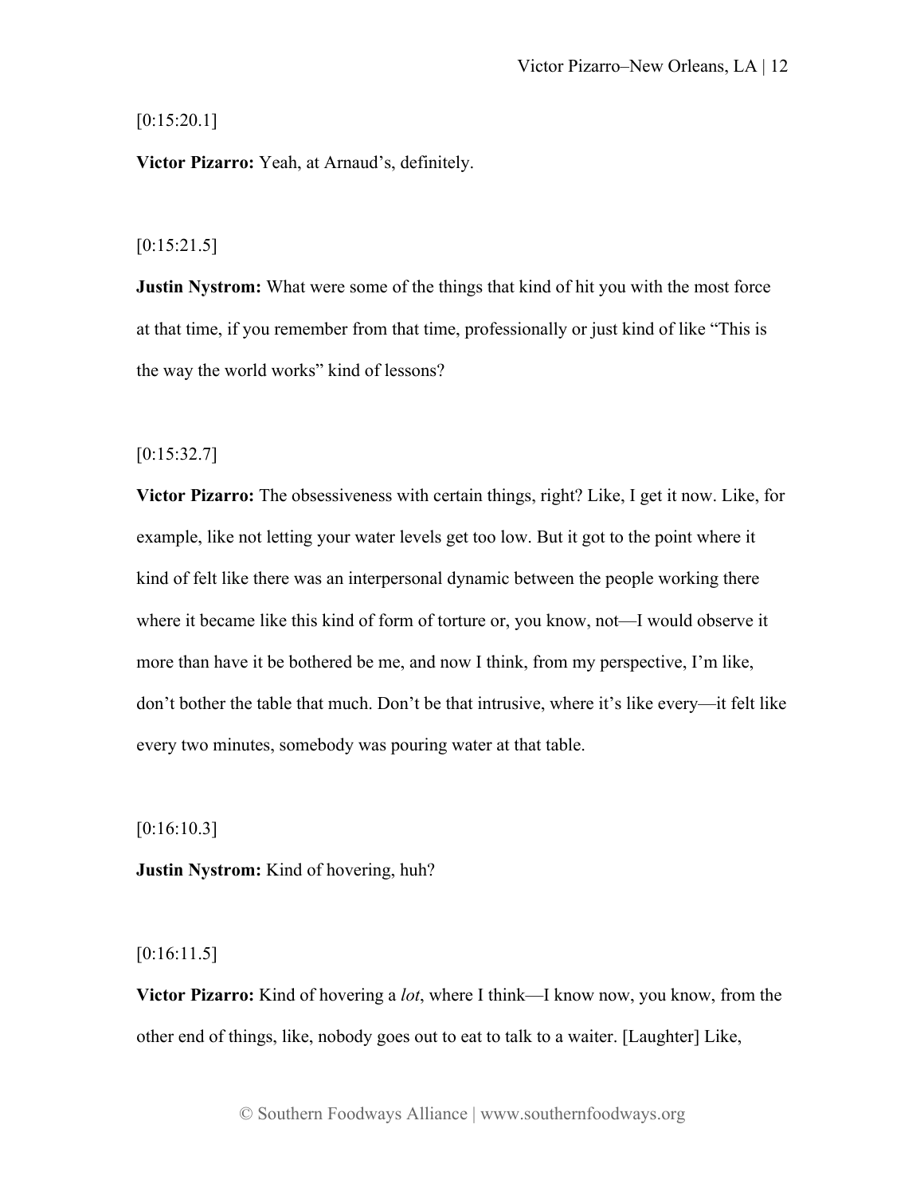[0:15:20.1]

**Victor Pizarro:** Yeah, at Arnaud's, definitely.

[0:15:21.5]

**Justin Nystrom:** What were some of the things that kind of hit you with the most force at that time, if you remember from that time, professionally or just kind of like "This is the way the world works" kind of lessons?

[0:15:32.7]

**Victor Pizarro:** The obsessiveness with certain things, right? Like, I get it now. Like, for example, like not letting your water levels get too low. But it got to the point where it kind of felt like there was an interpersonal dynamic between the people working there where it became like this kind of form of torture or, you know, not—I would observe it more than have it be bothered be me, and now I think, from my perspective, I'm like, don't bother the table that much. Don't be that intrusive, where it's like every—it felt like every two minutes, somebody was pouring water at that table.

[0:16:10.3]

**Justin Nystrom:** Kind of hovering, huh?

[0:16:11.5]

**Victor Pizarro:** Kind of hovering a *lot*, where I think—I know now, you know, from the other end of things, like, nobody goes out to eat to talk to a waiter. [Laughter] Like,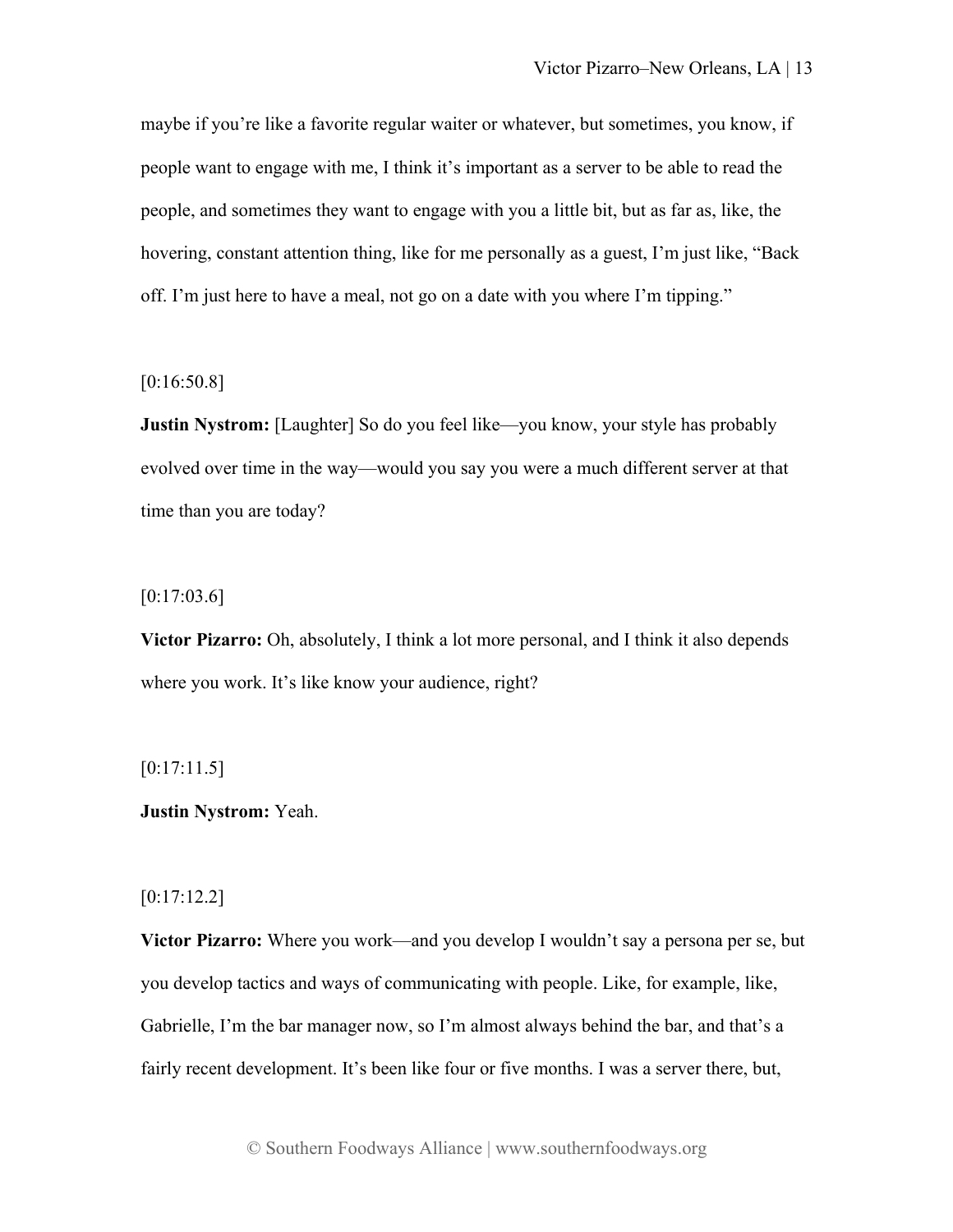maybe if you're like a favorite regular waiter or whatever, but sometimes, you know, if people want to engage with me, I think it's important as a server to be able to read the people, and sometimes they want to engage with you a little bit, but as far as, like, the hovering, constant attention thing, like for me personally as a guest, I'm just like, "Back off. I'm just here to have a meal, not go on a date with you where I'm tipping."

[0:16:50.8]

**Justin Nystrom:** [Laughter] So do you feel like—you know, your style has probably evolved over time in the way—would you say you were a much different server at that time than you are today?

[0:17:03.6]

**Victor Pizarro:** Oh, absolutely, I think a lot more personal, and I think it also depends where you work. It's like know your audience, right?

[0:17:11.5]

**Justin Nystrom:** Yeah.

[0:17:12.2]

**Victor Pizarro:** Where you work—and you develop I wouldn't say a persona per se, but you develop tactics and ways of communicating with people. Like, for example, like, Gabrielle, I'm the bar manager now, so I'm almost always behind the bar, and that's a fairly recent development. It's been like four or five months. I was a server there, but,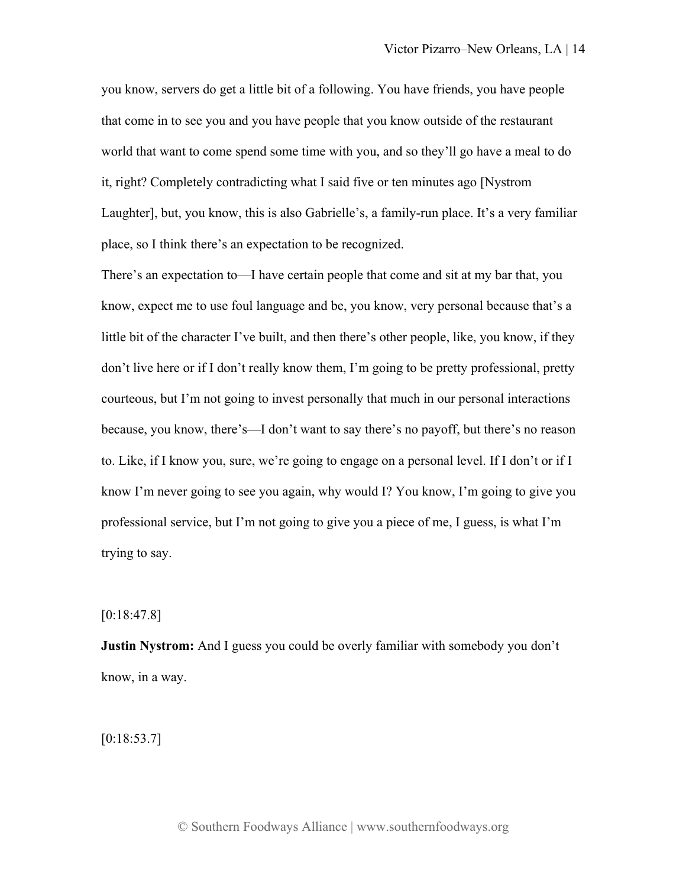you know, servers do get a little bit of a following. You have friends, you have people that come in to see you and you have people that you know outside of the restaurant world that want to come spend some time with you, and so they'll go have a meal to do it, right? Completely contradicting what I said five or ten minutes ago [Nystrom Laughter], but, you know, this is also Gabrielle's, a family-run place. It's a very familiar place, so I think there's an expectation to be recognized.

There's an expectation to—I have certain people that come and sit at my bar that, you know, expect me to use foul language and be, you know, very personal because that's a little bit of the character I've built, and then there's other people, like, you know, if they don't live here or if I don't really know them, I'm going to be pretty professional, pretty courteous, but I'm not going to invest personally that much in our personal interactions because, you know, there's—I don't want to say there's no payoff, but there's no reason to. Like, if I know you, sure, we're going to engage on a personal level. If I don't or if I know I'm never going to see you again, why would I? You know, I'm going to give you professional service, but I'm not going to give you a piece of me, I guess, is what I'm trying to say.

[0:18:47.8]

**Justin Nystrom:** And I guess you could be overly familiar with somebody you don't know, in a way.

[0:18:53.7]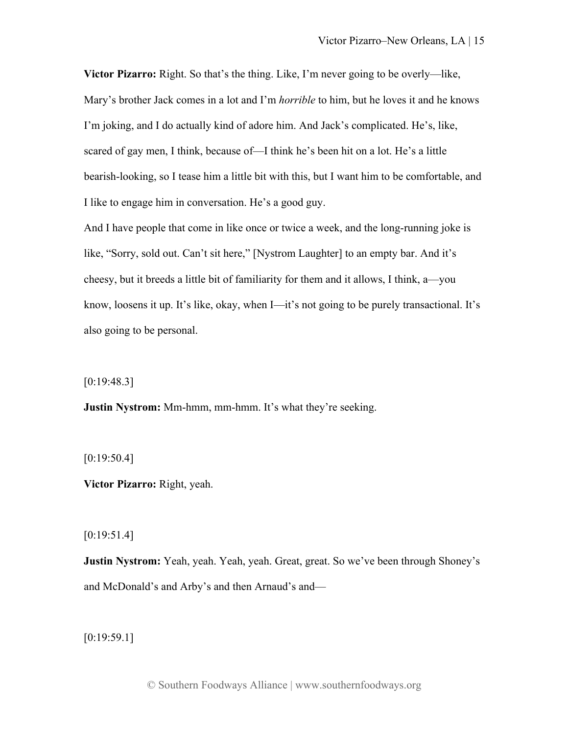**Victor Pizarro:** Right. So that's the thing. Like, I'm never going to be overly—like, Mary's brother Jack comes in a lot and I'm *horrible* to him, but he loves it and he knows I'm joking, and I do actually kind of adore him. And Jack's complicated. He's, like, scared of gay men, I think, because of—I think he's been hit on a lot. He's a little bearish-looking, so I tease him a little bit with this, but I want him to be comfortable, and I like to engage him in conversation. He's a good guy.

And I have people that come in like once or twice a week, and the long-running joke is like, "Sorry, sold out. Can't sit here," [Nystrom Laughter] to an empty bar. And it's cheesy, but it breeds a little bit of familiarity for them and it allows, I think, a—you know, loosens it up. It's like, okay, when I—it's not going to be purely transactional. It's also going to be personal.

[0:19:48.3]

**Justin Nystrom:** Mm-hmm, mm-hmm. It's what they're seeking.

[0:19:50.4]

**Victor Pizarro:** Right, yeah.

[0:19:51.4]

**Justin Nystrom:** Yeah, yeah. Yeah, yeah. Great, great. So we've been through Shoney's and McDonald's and Arby's and then Arnaud's and—

[0:19:59.1]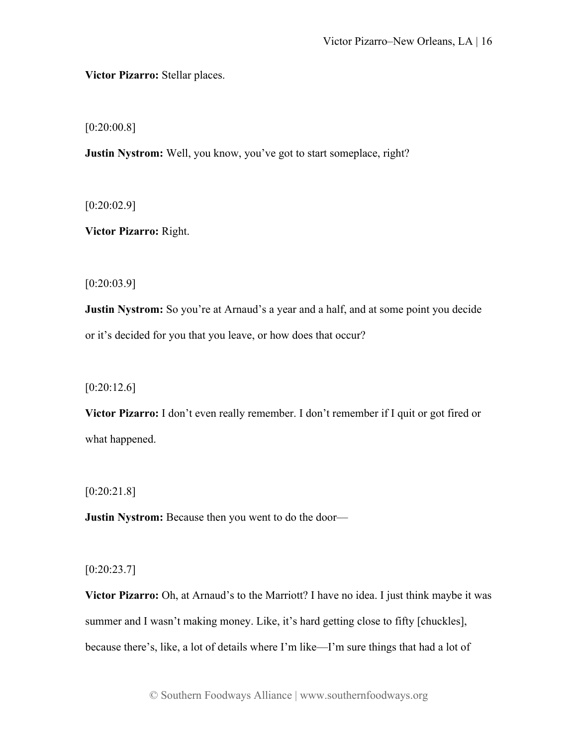**Victor Pizarro:** Stellar places.

[0:20:00.8]

**Justin Nystrom:** Well, you know, you've got to start someplace, right?

[0:20:02.9]

**Victor Pizarro:** Right.

[0:20:03.9]

**Justin Nystrom:** So you're at Arnaud's a year and a half, and at some point you decide or it's decided for you that you leave, or how does that occur?

[0:20:12.6]

**Victor Pizarro:** I don't even really remember. I don't remember if I quit or got fired or what happened.

[0:20:21.8]

**Justin Nystrom:** Because then you went to do the door—

[0:20:23.7]

**Victor Pizarro:** Oh, at Arnaud's to the Marriott? I have no idea. I just think maybe it was summer and I wasn't making money. Like, it's hard getting close to fifty [chuckles], because there's, like, a lot of details where I'm like—I'm sure things that had a lot of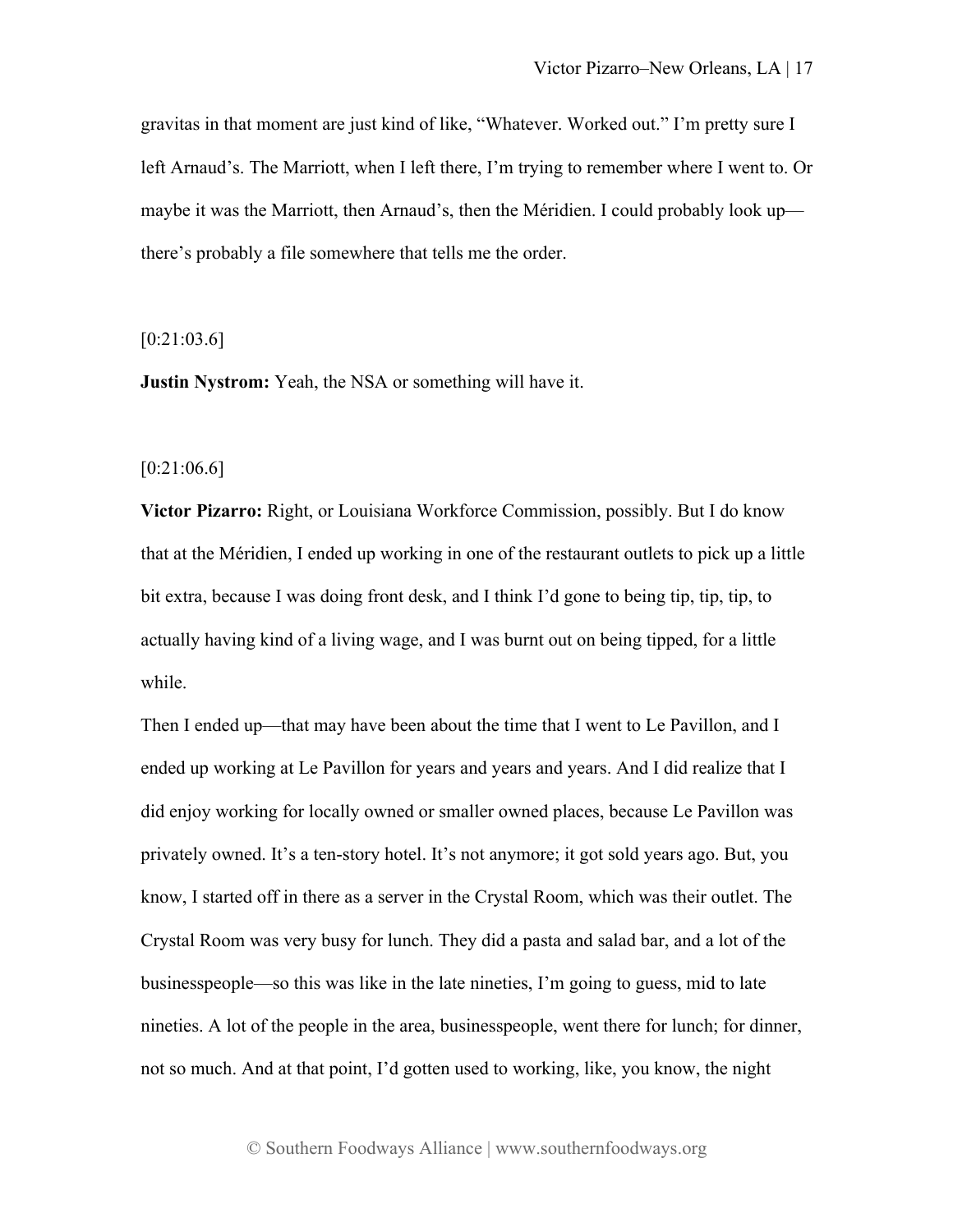gravitas in that moment are just kind of like, "Whatever. Worked out." I'm pretty sure I left Arnaud's. The Marriott, when I left there, I'm trying to remember where I went to. Or maybe it was the Marriott, then Arnaud's, then the Méridien. I could probably look up—there's probably a file somewhere that tells me the order.

[0:21:03.6]

**Justin Nystrom:** Yeah, the NSA or something will have it.

[0:21:06.6]

**Victor Pizarro:** Right, or Louisiana Workforce Commission, possibly. But I do know that at the Méridien, I ended up working in one of the restaurant outlets to pick up a little bit extra, because I was doing front desk, and I think I'd gone to being tip, tip, tip, to actually having kind of a living wage, and I was burnt out on being tipped, for a little while.

Then I ended up—that may have been about the time that I went to Le Pavillon, and I ended up working at Le Pavillon for years and years and years. And I did realize that I did enjoy working for locally owned or smaller owned places, because Le Pavillon was privately owned. It's a ten-story hotel. It's not anymore; it got sold years ago. But, you know, I started off in there as a server in the Crystal Room, which was their outlet. The Crystal Room was very busy for lunch. They did a pasta and salad bar, and a lot of the businesspeople—so this was like in the late nineties, I'm going to guess, mid to late nineties. A lot of the people in the area, businesspeople, went there for lunch; for dinner, not so much. And at that point, I'd gotten used to working, like, you know, the night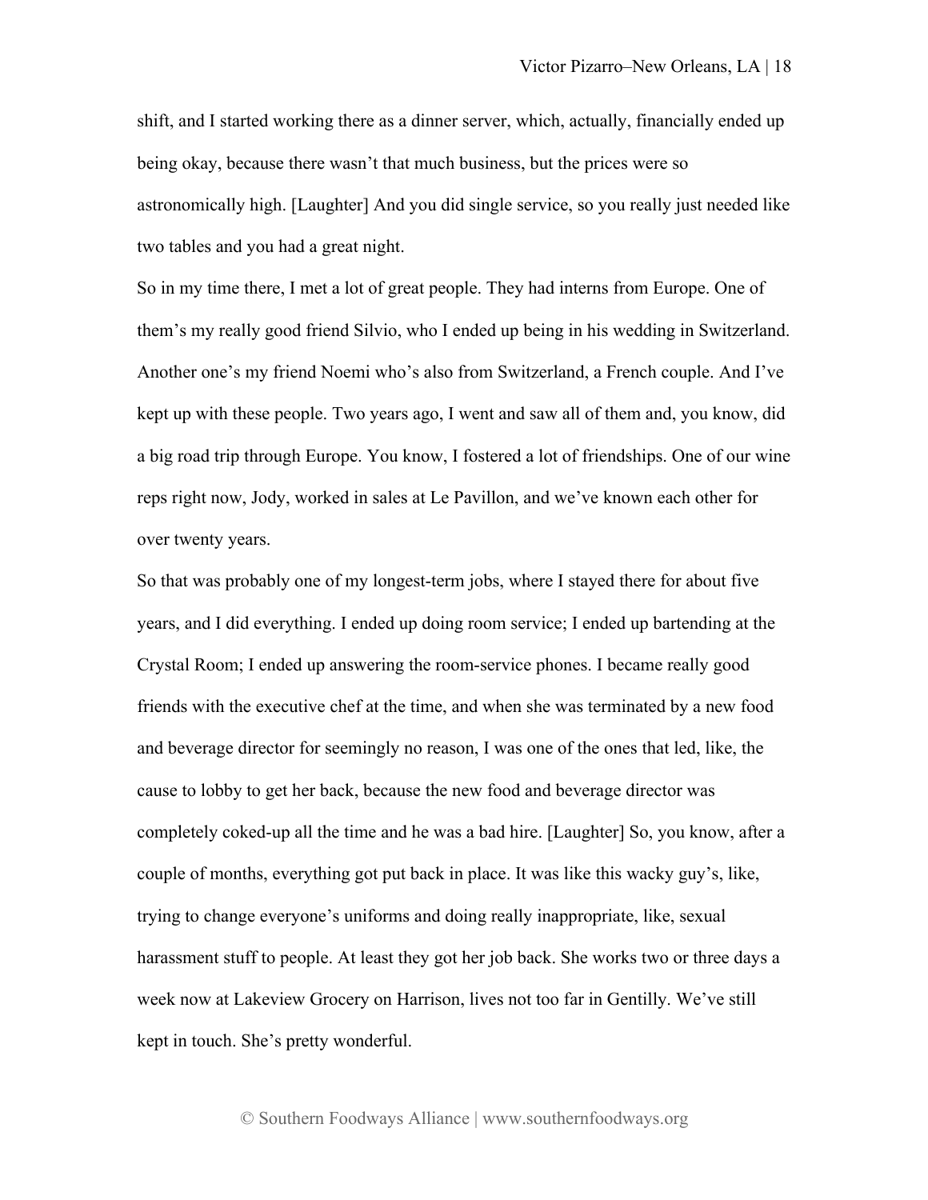shift, and I started working there as a dinner server, which, actually, financially ended up being okay, because there wasn't that much business, but the prices were so astronomically high. [Laughter] And you did single service, so you really just needed like two tables and you had a great night.

So in my time there, I met a lot of great people. They had interns from Europe. One of them's my really good friend Silvio, who I ended up being in his wedding in Switzerland. Another one's my friend Noemi who's also from Switzerland, a French couple. And I've kept up with these people. Two years ago, I went and saw all of them and, you know, did a big road trip through Europe. You know, I fostered a lot of friendships. One of our wine reps right now, Jody, worked in sales at Le Pavillon, and we've known each other for over twenty years.

So that was probably one of my longest-term jobs, where I stayed there for about five years, and I did everything. I ended up doing room service; I ended up bartending at the Crystal Room; I ended up answering the room-service phones. I became really good friends with the executive chef at the time, and when she was terminated by a new food and beverage director for seemingly no reason, I was one of the ones that led, like, the cause to lobby to get her back, because the new food and beverage director was completely coked-up all the time and he was a bad hire. [Laughter] So, you know, after a couple of months, everything got put back in place. It was like this wacky guy's, like, trying to change everyone's uniforms and doing really inappropriate, like, sexual harassment stuff to people. At least they got her job back. She works two or three days a week now at Lakeview Grocery on Harrison, lives not too far in Gentilly. We've still kept in touch. She's pretty wonderful.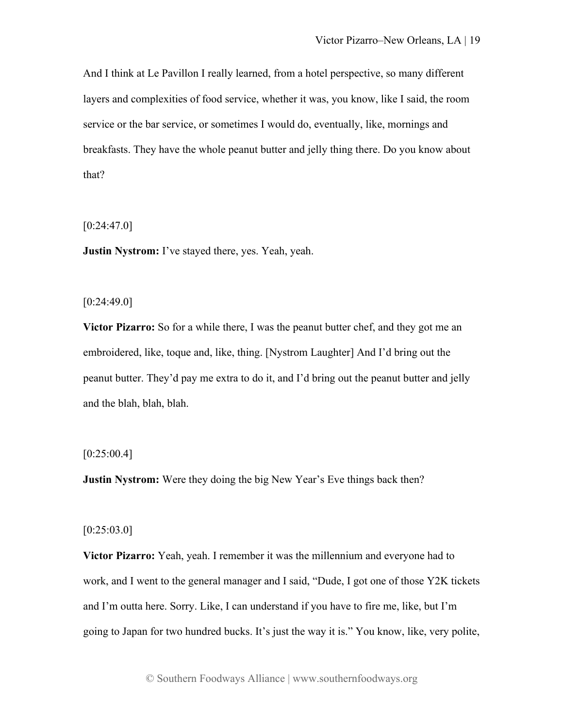And I think at Le Pavillon I really learned, from a hotel perspective, so many different layers and complexities of food service, whether it was, you know, like I said, the room service or the bar service, or sometimes I would do, eventually, like, mornings and breakfasts. They have the whole peanut butter and jelly thing there. Do you know about that?

[0:24:47.0]

**Justin Nystrom:** I've stayed there, yes. Yeah, yeah.

[0:24:49.0]

**Victor Pizarro:** So for a while there, I was the peanut butter chef, and they got me an embroidered, like, toque and, like, thing. [Nystrom Laughter] And I'd bring out the peanut butter. They'd pay me extra to do it, and I'd bring out the peanut butter and jelly and the blah, blah, blah.

[0:25:00.4]

**Justin Nystrom:** Were they doing the big New Year's Eve things back then?

[0:25:03.0]

**Victor Pizarro:** Yeah, yeah. I remember it was the millennium and everyone had to work, and I went to the general manager and I said, "Dude, I got one of those Y2K tickets and I'm outta here. Sorry. Like, I can understand if you have to fire me, like, but I'm going to Japan for two hundred bucks. It's just the way it is." You know, like, very polite,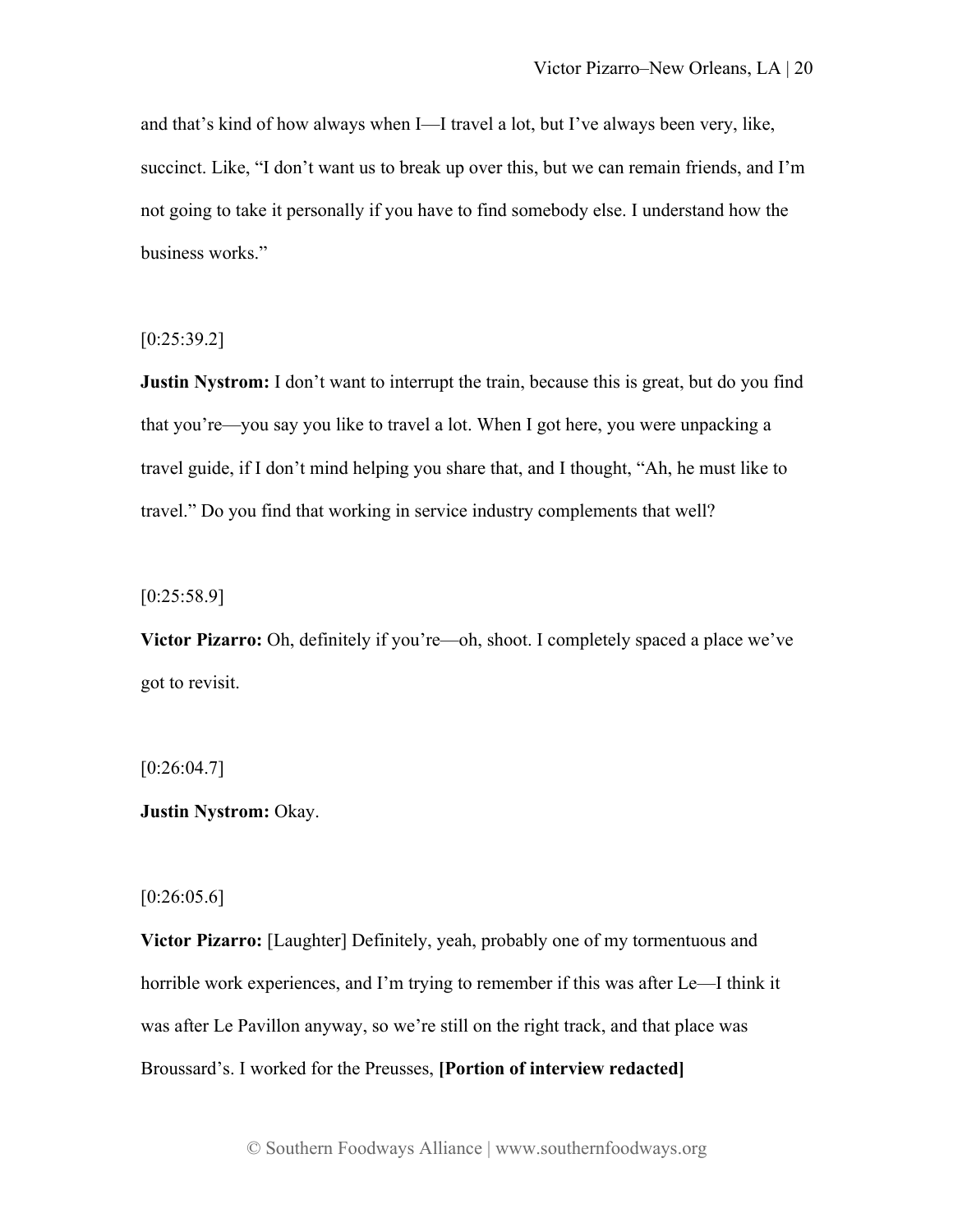and that's kind of how always when I—I travel a lot, but I've always been very, like, succinct. Like, "I don't want us to break up over this, but we can remain friends, and I'm not going to take it personally if you have to find somebody else. I understand how the business works."

[0:25:39.2]

**Justin Nystrom:** I don't want to interrupt the train, because this is great, but do you find that you're—you say you like to travel a lot. When I got here, you were unpacking a travel guide, if I don't mind helping you share that, and I thought, "Ah, he must like to travel." Do you find that working in service industry complements that well?

[0:25:58.9]

**Victor Pizarro:** Oh, definitely if you're—oh, shoot. I completely spaced a place we've got to revisit.

[0:26:04.7]

**Justin Nystrom:** Okay.

[0:26:05.6]

**Victor Pizarro:** [Laughter] Definitely, yeah, probably one of my tormentuous and horrible work experiences, and I'm trying to remember if this was after Le—I think it was after Le Pavillon anyway, so we're still on the right track, and that place was Broussard's. I worked for the Preusses, **[Portion of interview redacted]**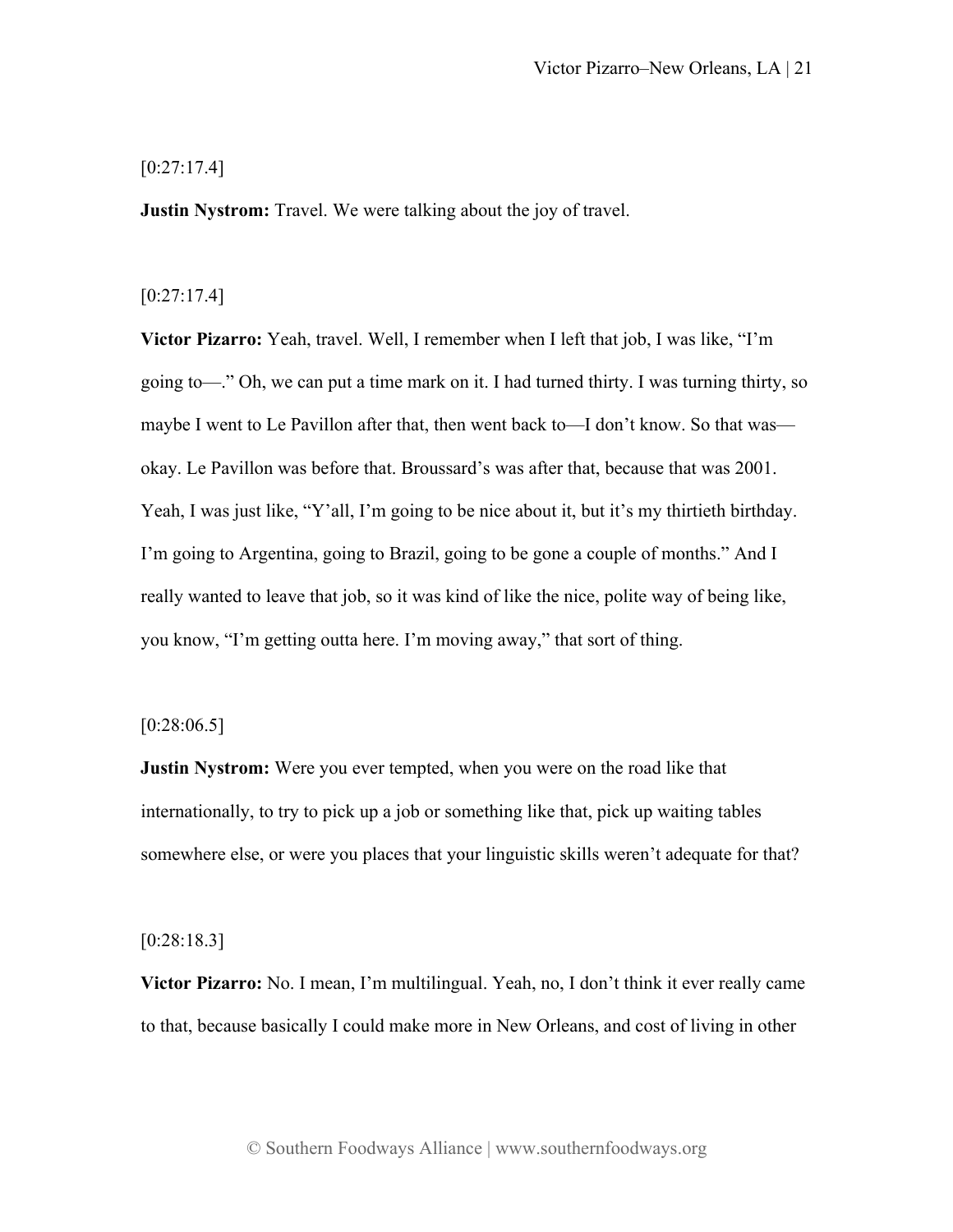[0:27:17.4]

**Justin Nystrom:** Travel. We were talking about the joy of travel.

[0:27:17.4]

**Victor Pizarro:** Yeah, travel. Well, I remember when I left that job, I was like, "I'm going to—." Oh, we can put a time mark on it. I had turned thirty. I was turning thirty, so maybe I went to Le Pavillon after that, then went back to—I don't know. So that was—okay. Le Pavillon was before that. Broussard's was after that, because that was 2001. Yeah, I was just like, "Y'all, I'm going to be nice about it, but it's my thirtieth birthday. I'm going to Argentina, going to Brazil, going to be gone a couple of months." And I really wanted to leave that job, so it was kind of like the nice, polite way of being like, you know, "I'm getting outta here. I'm moving away," that sort of thing.

[0:28:06.5]

**Justin Nystrom:** Were you ever tempted, when you were on the road like that internationally, to try to pick up a job or something like that, pick up waiting tables somewhere else, or were you places that your linguistic skills weren't adequate for that?

[0:28:18.3]

**Victor Pizarro:** No. I mean, I'm multilingual. Yeah, no, I don't think it ever really came to that, because basically I could make more in New Orleans, and cost of living in other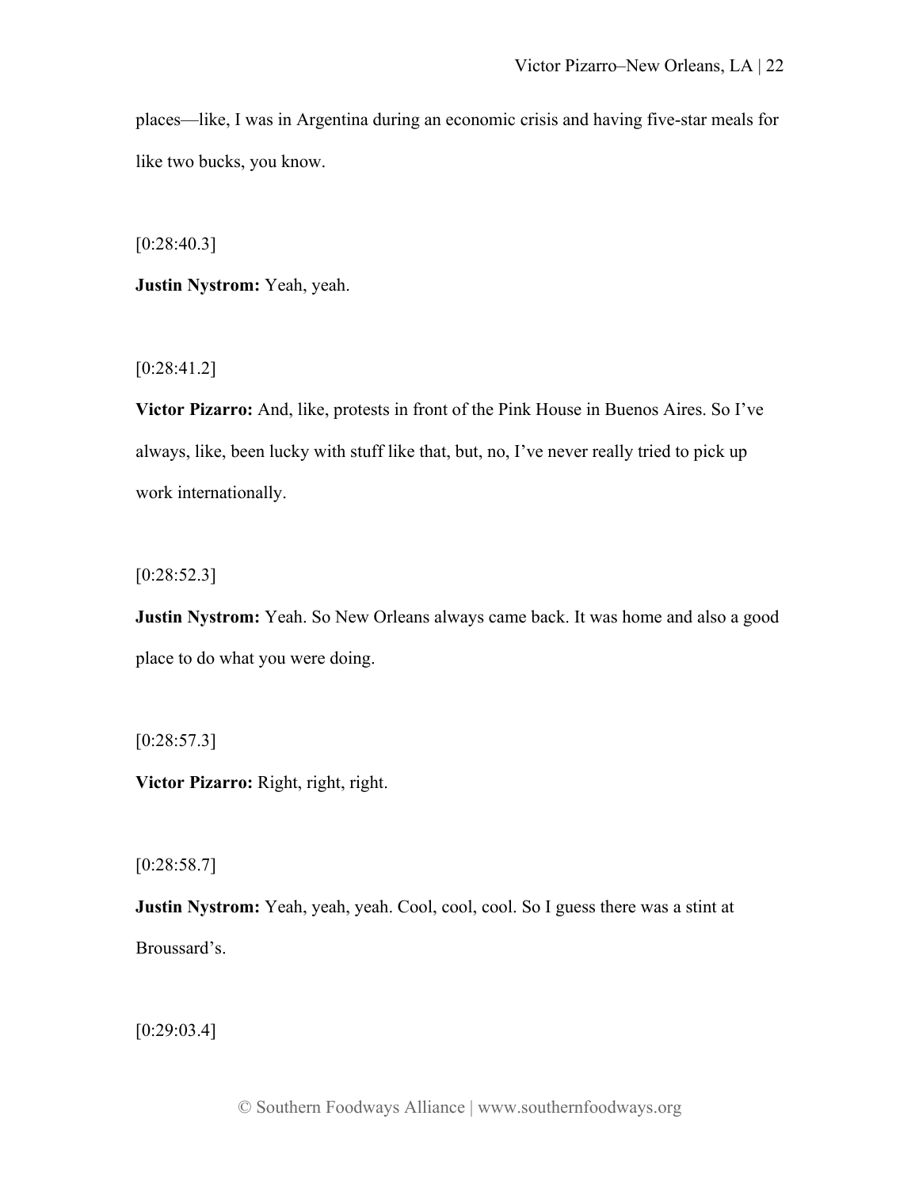places—like, I was in Argentina during an economic crisis and having five-star meals for like two bucks, you know.

[0:28:40.3]

**Justin Nystrom:** Yeah, yeah.

[0:28:41.2]

**Victor Pizarro:** And, like, protests in front of the Pink House in Buenos Aires. So I've always, like, been lucky with stuff like that, but, no, I've never really tried to pick up work internationally.

[0:28:52.3]

**Justin Nystrom:** Yeah. So New Orleans always came back. It was home and also a good place to do what you were doing.

[0:28:57.3]

**Victor Pizarro:** Right, right, right.

[0:28:58.7]

**Justin Nystrom:** Yeah, yeah, yeah. Cool, cool, cool. So I guess there was a stint at Broussard's.

[0:29:03.4]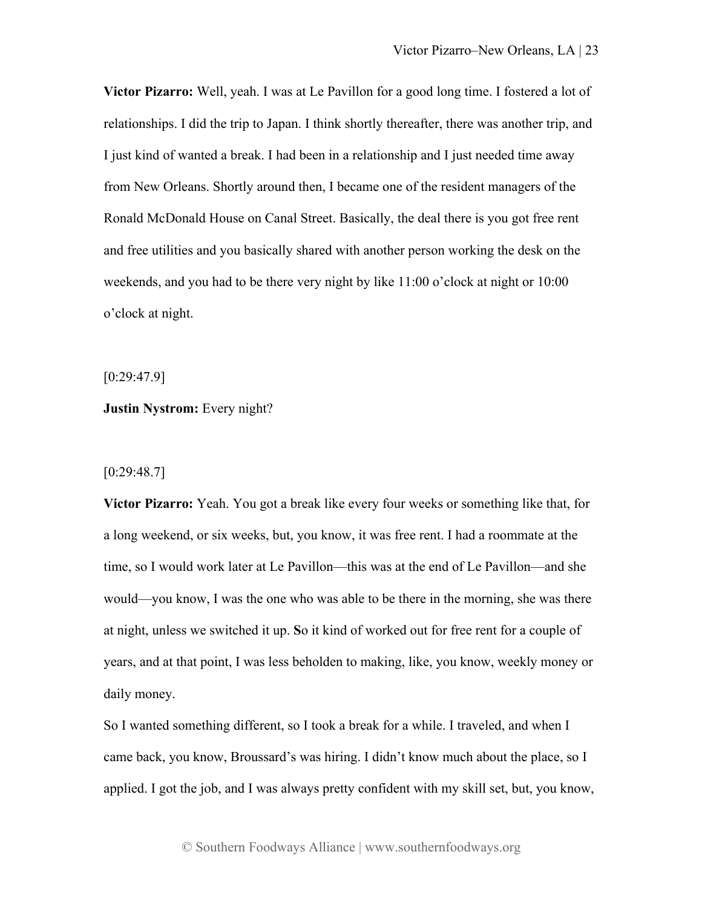**Victor Pizarro:** Well, yeah. I was at Le Pavillon for a good long time. I fostered a lot of relationships. I did the trip to Japan. I think shortly thereafter, there was another trip, and I just kind of wanted a break. I had been in a relationship and I just needed time away from New Orleans. Shortly around then, I became one of the resident managers of the Ronald McDonald House on Canal Street. Basically, the deal there is you got free rent and free utilities and you basically shared with another person working the desk on the weekends, and you had to be there very night by like 11:00 o'clock at night or 10:00 o'clock at night.

[0:29:47.9]

**Justin Nystrom:** Every night?

[0:29:48.7]

**Victor Pizarro:** Yeah. You got a break like every four weeks or something like that, for a long weekend, or six weeks, but, you know, it was free rent. I had a roommate at the time, so I would work later at Le Pavillon—this was at the end of Le Pavillon—and she would—you know, I was the one who was able to be there in the morning, she was there at night, unless we switched it up. So it kind of worked out for free rent for a couple of years, and at that point, I was less beholden to making, like, you know, weekly money or daily money.

So I wanted something different, so I took a break for a while. I traveled, and when I came back, you know, Broussard's was hiring. I didn't know much about the place, so I applied. I got the job, and I was always pretty confident with my skill set, but, you know,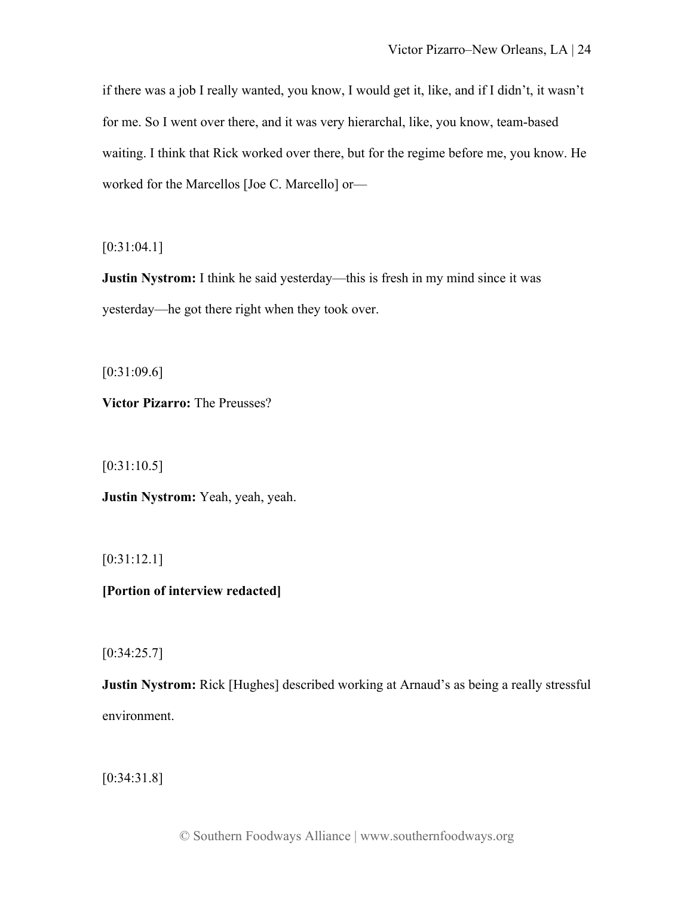if there was a job I really wanted, you know, I would get it, like, and if I didn't, it wasn't for me. So I went over there, and it was very hierarchal, like, you know, team-based waiting. I think that Rick worked over there, but for the regime before me, you know. He worked for the Marcellos [Joe C. Marcello] or—

[0:31:04.1]

**Justin Nystrom:** I think he said yesterday—this is fresh in my mind since it was yesterday—he got there right when they took over.

[0:31:09.6]

**Victor Pizarro:** The Preusses?

[0:31:10.5]

**Justin Nystrom:** Yeah, yeah, yeah.

[0:31:12.1]

**[Portion of interview redacted]**

[0:34:25.7]

**Justin Nystrom:** Rick [Hughes] described working at Arnaud's as being a really stressful environment.

[0:34:31.8]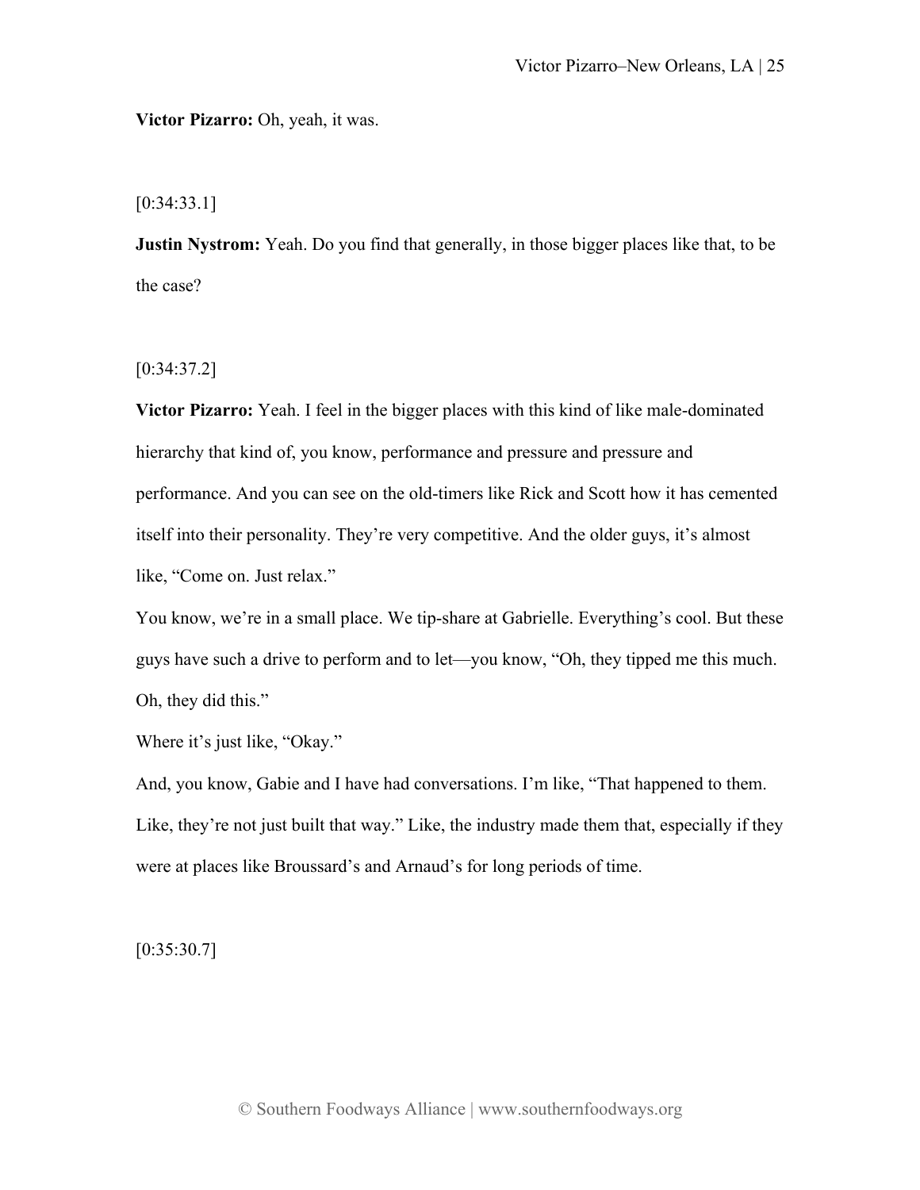**Victor Pizarro:** Oh, yeah, it was.

[0:34:33.1]

**Justin Nystrom:** Yeah. Do you find that generally, in those bigger places like that, to be the case?

[0:34:37.2]

**Victor Pizarro:** Yeah. I feel in the bigger places with this kind of like male-dominated hierarchy that kind of, you know, performance and pressure and pressure and performance. And you can see on the old-timers like Rick and Scott how it has cemented itself into their personality. They're very competitive. And the older guys, it's almost like, "Come on. Just relax."

You know, we're in a small place. We tip-share at Gabrielle. Everything's cool. But these guys have such a drive to perform and to let—you know, "Oh, they tipped me this much. Oh, they did this."

Where it's just like, "Okay."

And, you know, Gabie and I have had conversations. I'm like, "That happened to them. Like, they're not just built that way." Like, the industry made them that, especially if they were at places like Broussard's and Arnaud's for long periods of time.

[0:35:30.7]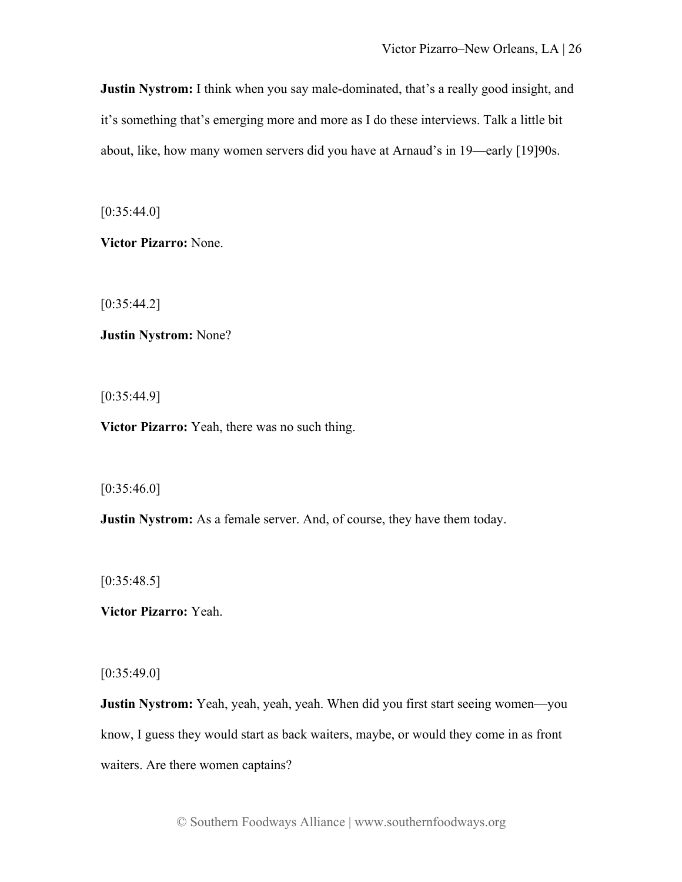**Justin Nystrom:** I think when you say male-dominated, that's a really good insight, and it's something that's emerging more and more as I do these interviews. Talk a little bit about, like, how many women servers did you have at Arnaud's in 19—early [19]90s.

[0:35:44.0]

**Victor Pizarro:** None.

[0:35:44.2]

**Justin Nystrom:** None?

[0:35:44.9]

**Victor Pizarro:** Yeah, there was no such thing.

[0:35:46.0]

**Justin Nystrom:** As a female server. And, of course, they have them today.

[0:35:48.5]

**Victor Pizarro:** Yeah.

[0:35:49.0]

**Justin Nystrom:** Yeah, yeah, yeah, yeah. When did you first start seeing women—you know, I guess they would start as back waiters, maybe, or would they come in as front waiters. Are there women captains?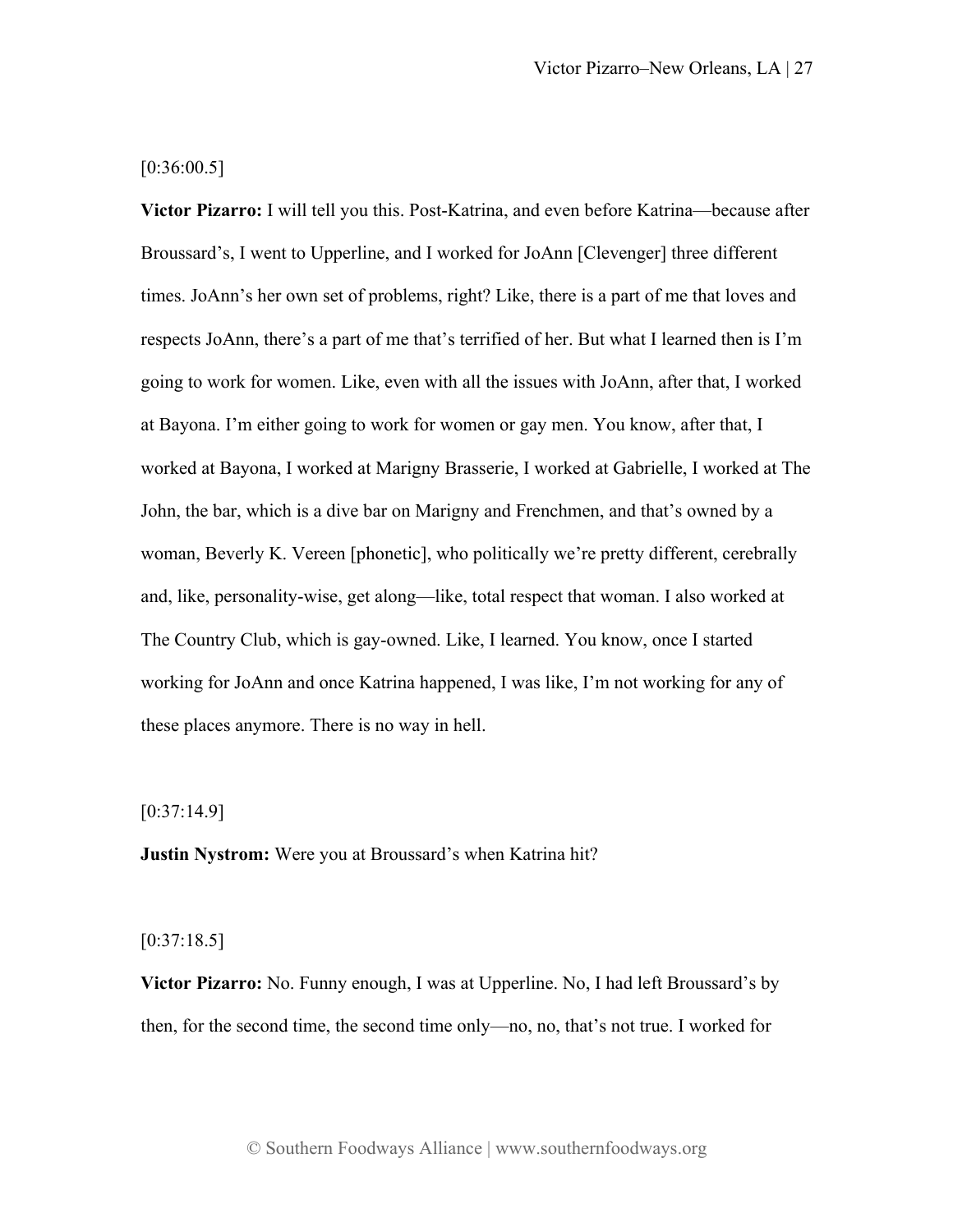[0:36:00.5]

**Victor Pizarro:** I will tell you this. Post-Katrina, and even before Katrina—because after Broussard's, I went to Upperline, and I worked for JoAnn [Clevenger] three different times. JoAnn's her own set of problems, right? Like, there is a part of me that loves and respects JoAnn, there's a part of me that's terrified of her. But what I learned then is I'm going to work for women. Like, even with all the issues with JoAnn, after that, I worked at Bayona. I'm either going to work for women or gay men. You know, after that, I worked at Bayona, I worked at Marigny Brasserie, I worked at Gabrielle, I worked at The John, the bar, which is a dive bar on Marigny and Frenchmen, and that's owned by a woman, Beverly K. Vereen [phonetic], who politically we're pretty different, cerebrally and, like, personality-wise, get along—like, total respect that woman. I also worked at The Country Club, which is gay-owned. Like, I learned. You know, once I started working for JoAnn and once Katrina happened, I was like, I'm not working for any of these places anymore. There is no way in hell.

[0:37:14.9]

**Justin Nystrom:** Were you at Broussard's when Katrina hit?

[0:37:18.5]

**Victor Pizarro:** No. Funny enough, I was at Upperline. No, I had left Broussard's by then, for the second time, the second time only—no, no, that's not true. I worked for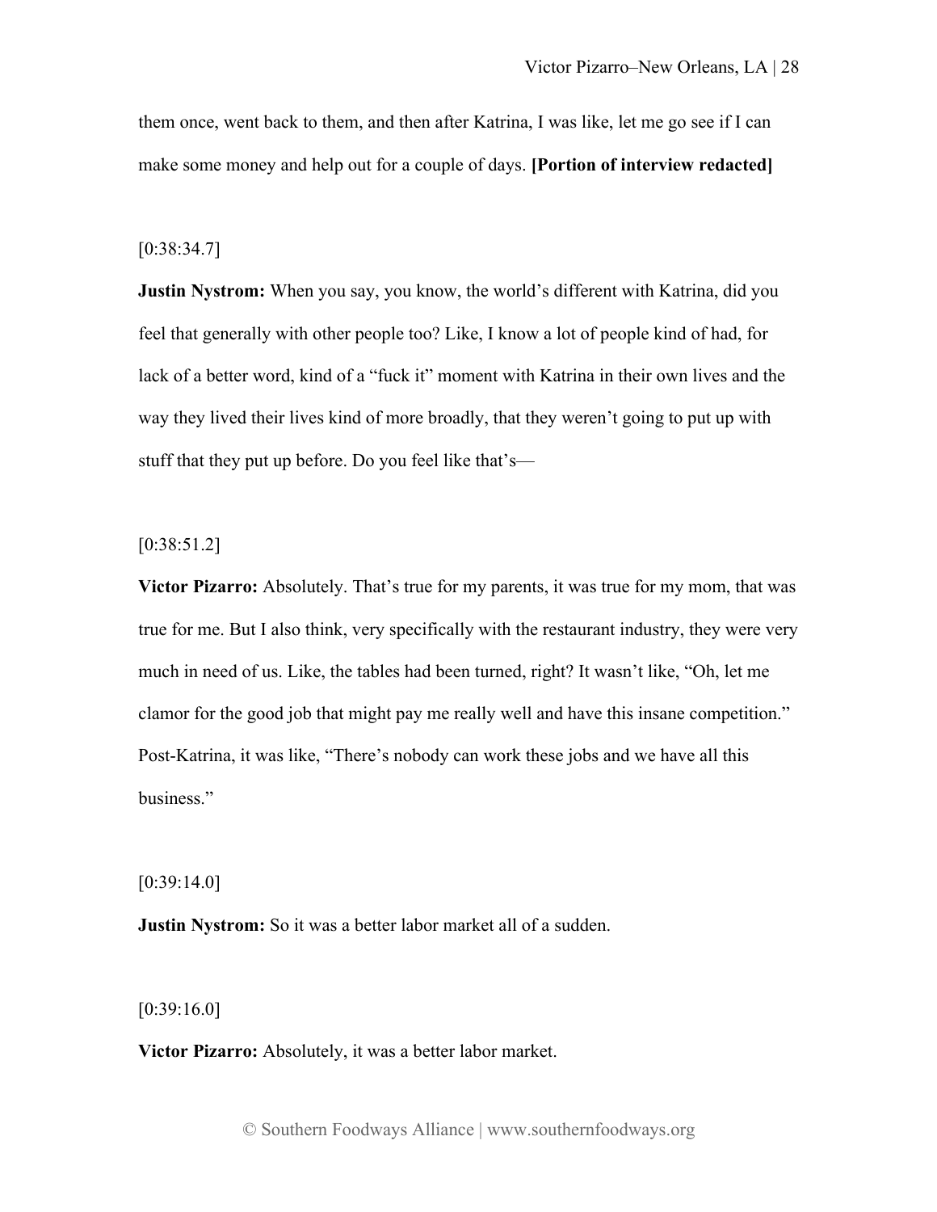them once, went back to them, and then after Katrina, I was like, let me go see if I can make some money and help out for a couple of days. **[Portion of interview redacted]**

[0:38:34.7]

**Justin Nystrom:** When you say, you know, the world's different with Katrina, did you feel that generally with other people too? Like, I know a lot of people kind of had, for lack of a better word, kind of a "fuck it" moment with Katrina in their own lives and the way they lived their lives kind of more broadly, that they weren't going to put up with stuff that they put up before. Do you feel like that's—

[0:38:51.2]

**Victor Pizarro:** Absolutely. That's true for my parents, it was true for my mom, that was true for me. But I also think, very specifically with the restaurant industry, they were very much in need of us. Like, the tables had been turned, right? It wasn't like, "Oh, let me clamor for the good job that might pay me really well and have this insane competition." Post-Katrina, it was like, "There's nobody can work these jobs and we have all this business."

[0:39:14.0]

**Justin Nystrom:** So it was a better labor market all of a sudden.

[0:39:16.0]

**Victor Pizarro:** Absolutely, it was a better labor market.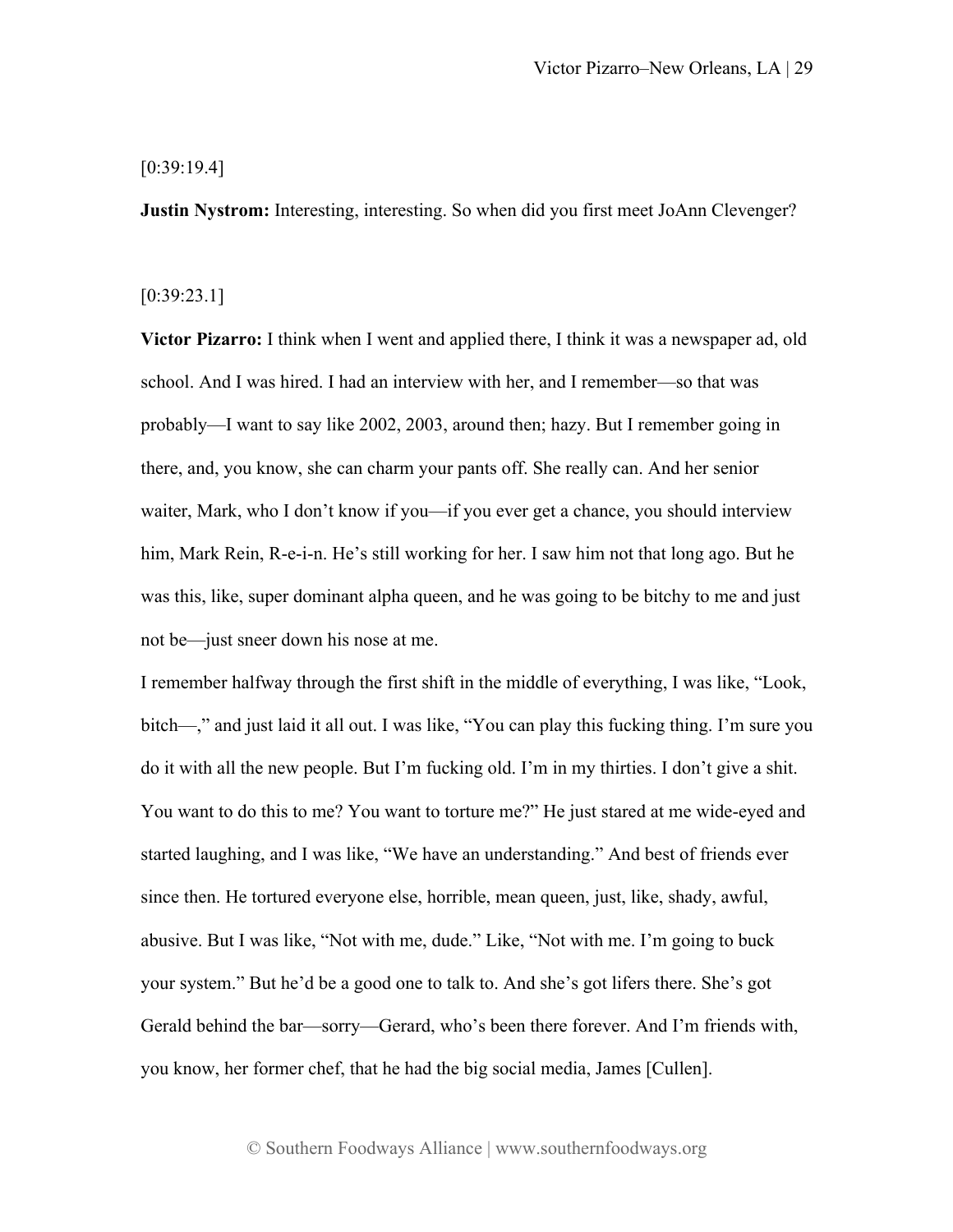[0:39:19.4]

**Justin Nystrom:** Interesting, interesting. So when did you first meet JoAnn Clevenger?

[0:39:23.1]

**Victor Pizarro:** I think when I went and applied there, I think it was a newspaper ad, old school. And I was hired. I had an interview with her, and I remember—so that was probably—I want to say like 2002, 2003, around then; hazy. But I remember going in there, and, you know, she can charm your pants off. She really can. And her senior waiter, Mark, who I don't know if you—if you ever get a chance, you should interview him, Mark Rein, R-e-i-n. He's still working for her. I saw him not that long ago. But he was this, like, super dominant alpha queen, and he was going to be bitchy to me and just not be—just sneer down his nose at me.

I remember halfway through the first shift in the middle of everything, I was like, "Look, bitch—," and just laid it all out. I was like, "You can play this fucking thing. I'm sure you do it with all the new people. But I'm fucking old. I'm in my thirties. I don't give a shit. You want to do this to me? You want to torture me?" He just stared at me wide-eyed and started laughing, and I was like, "We have an understanding." And best of friends ever since then. He tortured everyone else, horrible, mean queen, just, like, shady, awful, abusive. But I was like, "Not with me, dude." Like, "Not with me. I'm going to buck your system." But he'd be a good one to talk to. And she's got lifers there. She's got Gerald behind the bar—sorry—Gerard, who's been there forever. And I'm friends with, you know, her former chef, that he had the big social media, James [Cullen].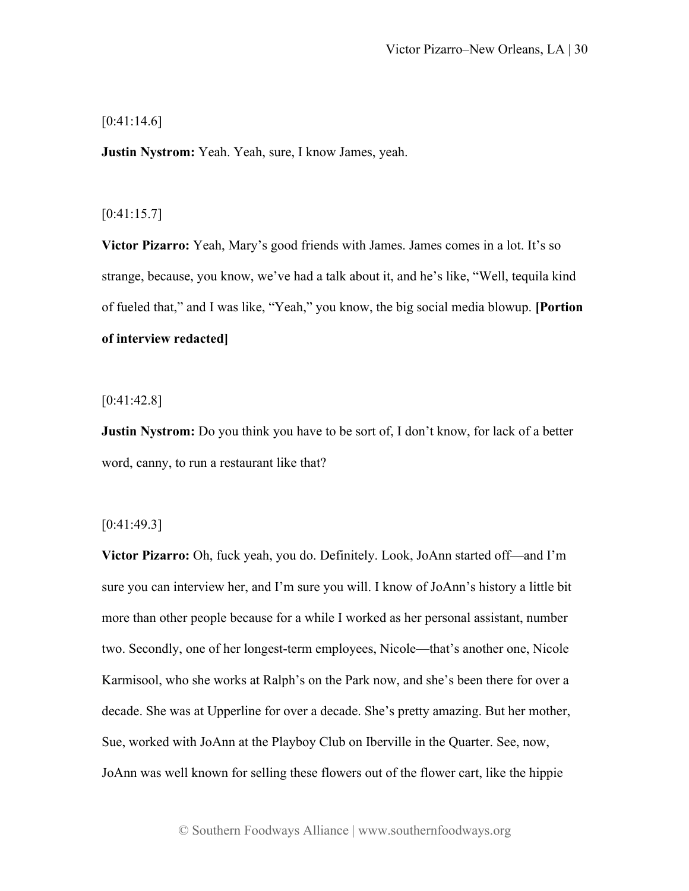[0:41:14.6]

**Justin Nystrom:** Yeah. Yeah, sure, I know James, yeah.

[0:41:15.7]

**Victor Pizarro:** Yeah, Mary's good friends with James. James comes in a lot. It's so strange, because, you know, we've had a talk about it, and he's like, "Well, tequila kind of fueled that," and I was like, "Yeah," you know, the big social media blowup. **[Portion of interview redacted]**

[0:41:42.8]

**Justin Nystrom:** Do you think you have to be sort of, I don't know, for lack of a better word, canny, to run a restaurant like that?

[0:41:49.3]

**Victor Pizarro:** Oh, fuck yeah, you do. Definitely. Look, JoAnn started off—and I'm sure you can interview her, and I'm sure you will. I know of JoAnn's history a little bit more than other people because for a while I worked as her personal assistant, number two. Secondly, one of her longest-term employees, Nicole—that's another one, Nicole Karmisool, who she works at Ralph's on the Park now, and she's been there for over a decade. She was at Upperline for over a decade. She's pretty amazing. But her mother, Sue, worked with JoAnn at the Playboy Club on Iberville in the Quarter. See, now, JoAnn was well known for selling these flowers out of the flower cart, like the hippie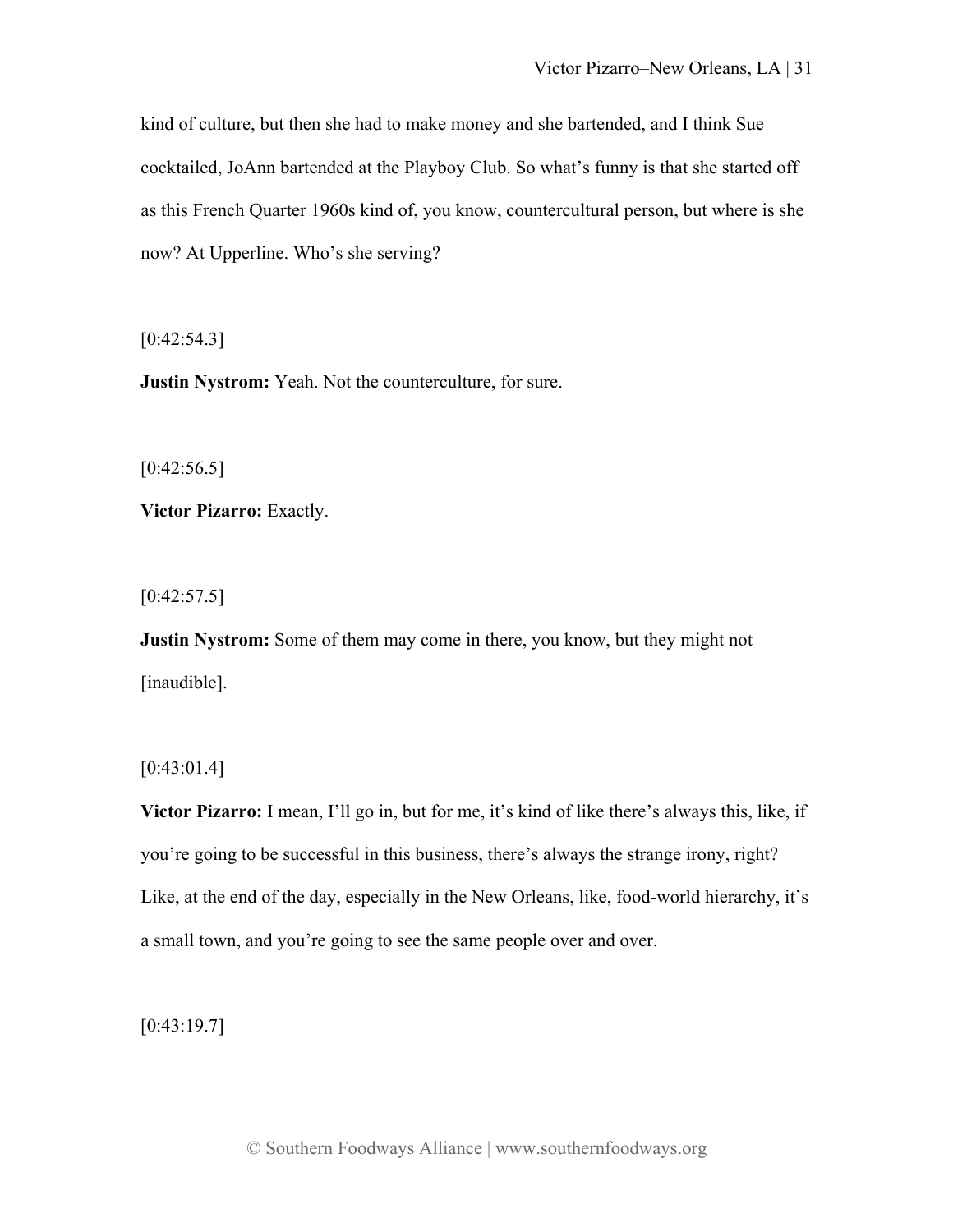kind of culture, but then she had to make money and she bartended, and I think Sue cocktailed, JoAnn bartended at the Playboy Club. So what's funny is that she started off as this French Quarter 1960s kind of, you know, countercultural person, but where is she now? At Upperline. Who's she serving?

[0:42:54.3]

**Justin Nystrom:** Yeah. Not the counterculture, for sure.

[0:42:56.5]

**Victor Pizarro:** Exactly.

[0:42:57.5]

**Justin Nystrom:** Some of them may come in there, you know, but they might not [inaudible].

[0:43:01.4]

**Victor Pizarro:** I mean, I'll go in, but for me, it's kind of like there's always this, like, if you're going to be successful in this business, there's always the strange irony, right? Like, at the end of the day, especially in the New Orleans, like, food-world hierarchy, it's a small town, and you're going to see the same people over and over.

[0:43:19.7]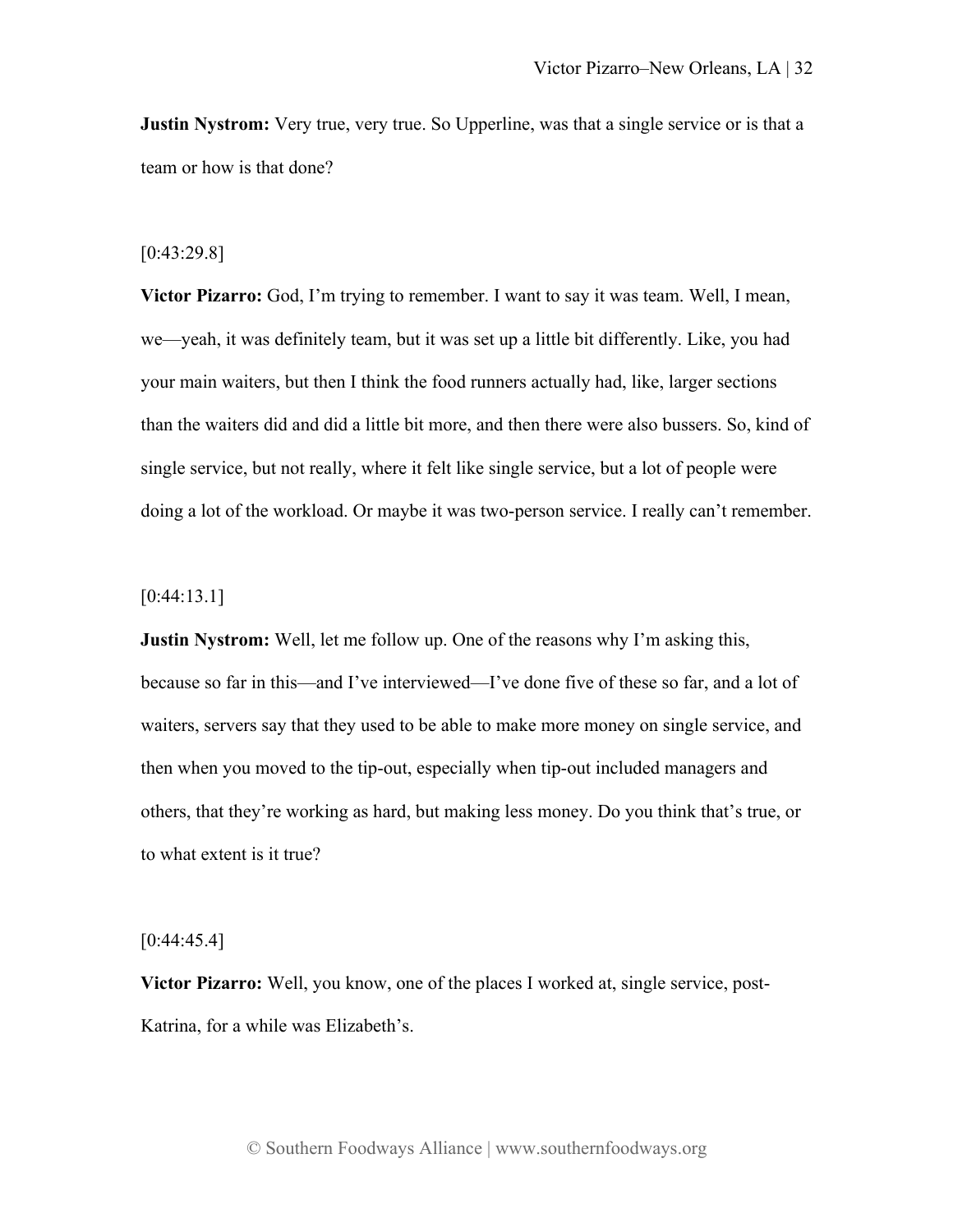**Justin Nystrom:** Very true, very true. So Upperline, was that a single service or is that a team or how is that done?

[0:43:29.8]

**Victor Pizarro:** God, I'm trying to remember. I want to say it was team. Well, I mean, we—yeah, it was definitely team, but it was set up a little bit differently. Like, you had your main waiters, but then I think the food runners actually had, like, larger sections than the waiters did and did a little bit more, and then there were also bussers. So, kind of single service, but not really, where it felt like single service, but a lot of people were doing a lot of the workload. Or maybe it was two-person service. I really can't remember.

[0:44:13.1]

**Justin Nystrom:** Well, let me follow up. One of the reasons why I'm asking this, because so far in this—and I've interviewed—I've done five of these so far, and a lot of waiters, servers say that they used to be able to make more money on single service, and then when you moved to the tip-out, especially when tip-out included managers and others, that they're working as hard, but making less money. Do you think that's true, or to what extent is it true?

[0:44:45.4]

**Victor Pizarro:** Well, you know, one of the places I worked at, single service, post-Katrina, for a while was Elizabeth's.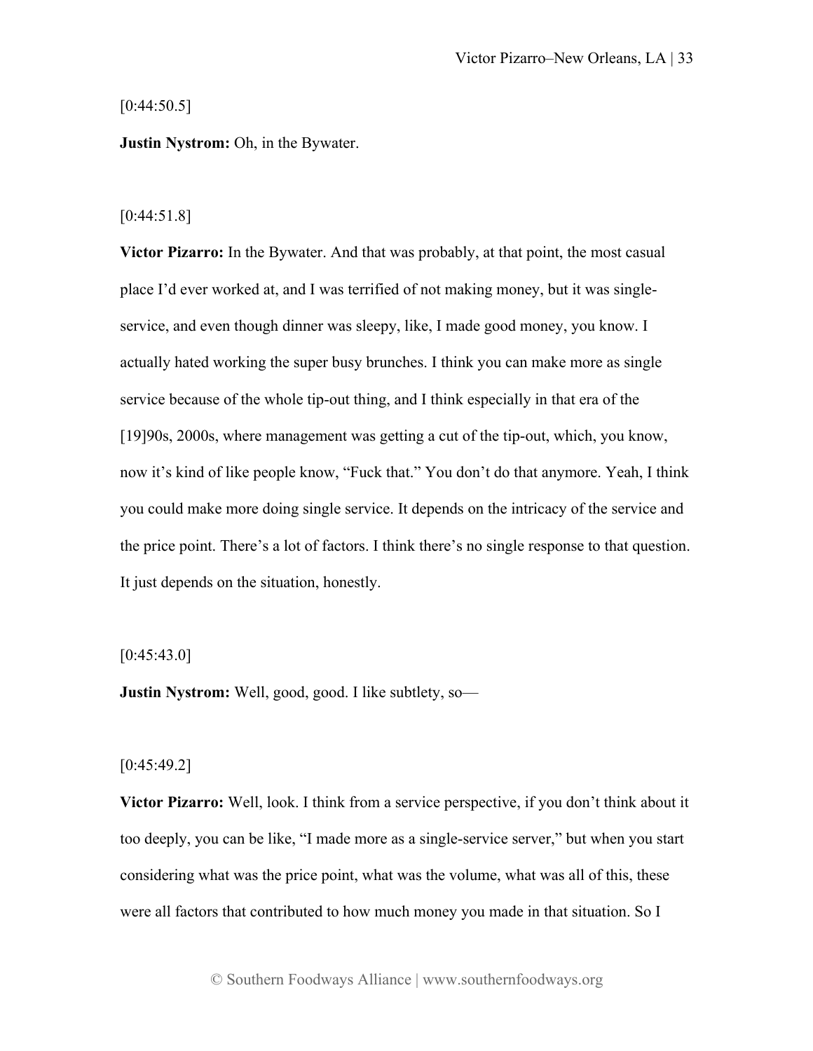[0:44:50.5]

**Justin Nystrom:** Oh, in the Bywater.

[0:44:51.8]

**Victor Pizarro:** In the Bywater. And that was probably, at that point, the most casual place I'd ever worked at, and I was terrified of not making money, but it was single-service, and even though dinner was sleepy, like, I made good money, you know. I actually hated working the super busy brunches. I think you can make more as single service because of the whole tip-out thing, and I think especially in that era of the [19]90s, 2000s, where management was getting a cut of the tip-out, which, you know, now it's kind of like people know, "Fuck that." You don't do that anymore. Yeah, I think you could make more doing single service. It depends on the intricacy of the service and the price point. There's a lot of factors. I think there's no single response to that question. It just depends on the situation, honestly.

[0:45:43.0]

**Justin Nystrom:** Well, good, good. I like subtlety, so—

[0:45:49.2]

**Victor Pizarro:** Well, look. I think from a service perspective, if you don't think about it too deeply, you can be like, "I made more as a single-service server," but when you start considering what was the price point, what was the volume, what was all of this, these were all factors that contributed to how much money you made in that situation. So I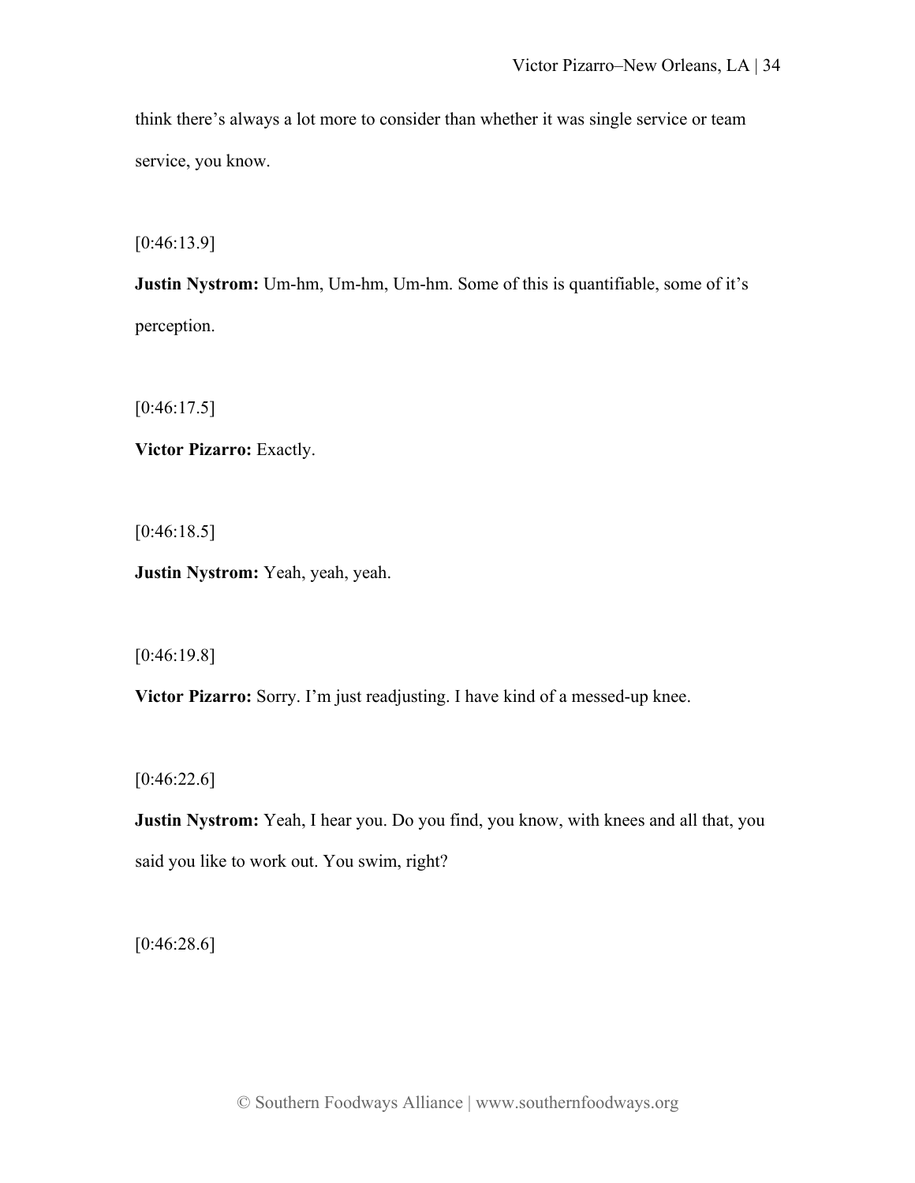think there's always a lot more to consider than whether it was single service or team service, you know.

[0:46:13.9]

**Justin Nystrom:** Um-hm, Um-hm, Um-hm. Some of this is quantifiable, some of it's perception.

[0:46:17.5]

**Victor Pizarro:** Exactly.

[0:46:18.5]

**Justin Nystrom:** Yeah, yeah, yeah.

[0:46:19.8]

**Victor Pizarro:** Sorry. I'm just readjusting. I have kind of a messed-up knee.

[0:46:22.6]

**Justin Nystrom:** Yeah, I hear you. Do you find, you know, with knees and all that, you said you like to work out. You swim, right?

[0:46:28.6]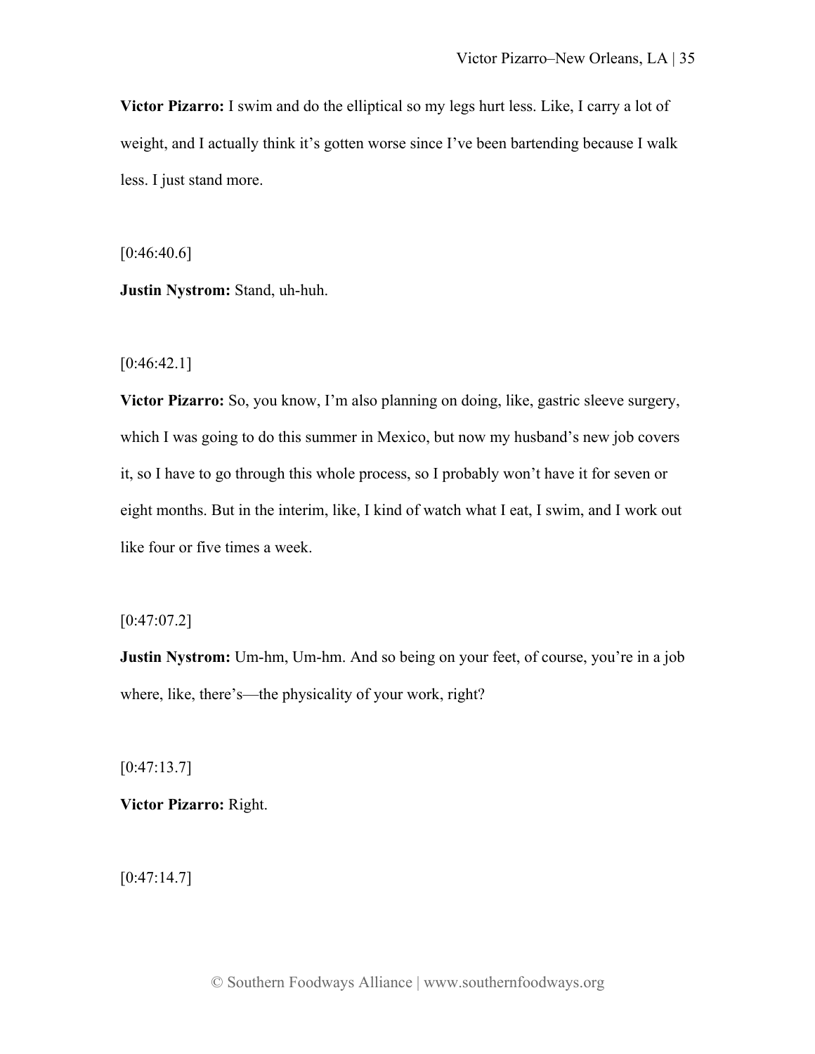**Victor Pizarro:** I swim and do the elliptical so my legs hurt less. Like, I carry a lot of weight, and I actually think it's gotten worse since I've been bartending because I walk less. I just stand more.

[0:46:40.6]

**Justin Nystrom:** Stand, uh-huh.

[0:46:42.1]

**Victor Pizarro:** So, you know, I'm also planning on doing, like, gastric sleeve surgery, which I was going to do this summer in Mexico, but now my husband's new job covers it, so I have to go through this whole process, so I probably won't have it for seven or eight months. But in the interim, like, I kind of watch what I eat, I swim, and I work out like four or five times a week.

[0:47:07.2]

**Justin Nystrom:** Um-hm, Um-hm. And so being on your feet, of course, you're in a job where, like, there's—the physicality of your work, right?

[0:47:13.7]

**Victor Pizarro:** Right.

[0:47:14.7]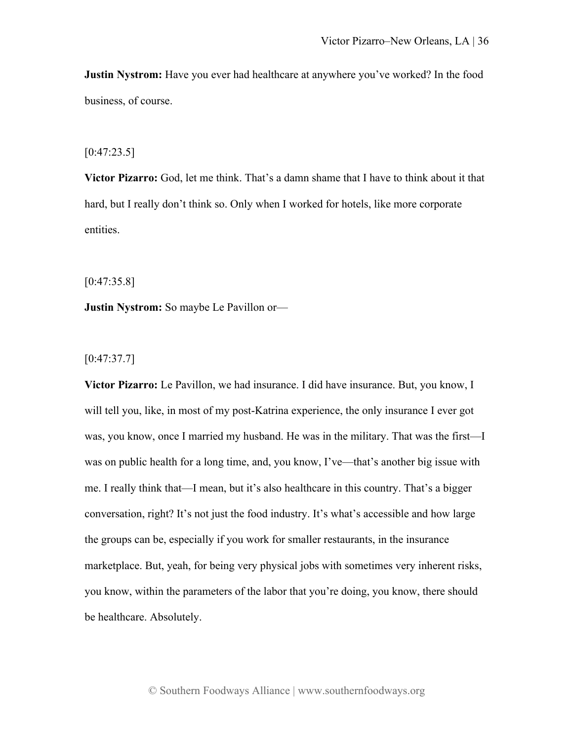**Justin Nystrom:** Have you ever had healthcare at anywhere you've worked? In the food business, of course.

[0:47:23.5]

**Victor Pizarro:** God, let me think. That's a damn shame that I have to think about it that hard, but I really don't think so. Only when I worked for hotels, like more corporate entities.

[0:47:35.8]

**Justin Nystrom:** So maybe Le Pavillon or—

[0:47:37.7]

**Victor Pizarro:** Le Pavillon, we had insurance. I did have insurance. But, you know, I will tell you, like, in most of my post-Katrina experience, the only insurance I ever got was, you know, once I married my husband. He was in the military. That was the first—I was on public health for a long time, and, you know, I've—that's another big issue with me. I really think that—I mean, but it's also healthcare in this country. That's a bigger conversation, right? It's not just the food industry. It's what's accessible and how large the groups can be, especially if you work for smaller restaurants, in the insurance marketplace. But, yeah, for being very physical jobs with sometimes very inherent risks, you know, within the parameters of the labor that you're doing, you know, there should be healthcare. Absolutely.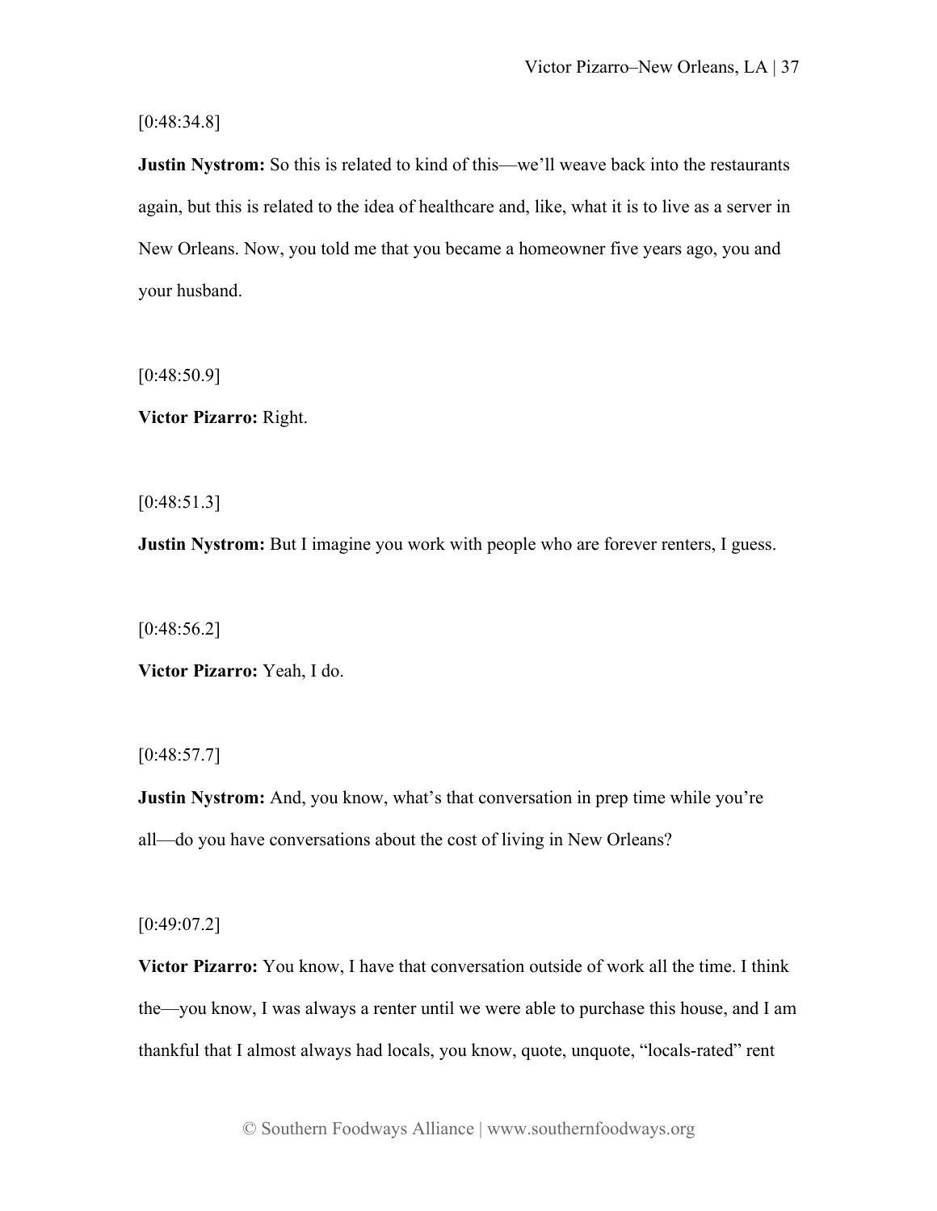[0:48:34.8]

**Justin Nystrom:** So this is related to kind of this—we'll weave back into the restaurants again, but this is related to the idea of healthcare and, like, what it is to live as a server in New Orleans. Now, you told me that you became a homeowner five years ago, you and your husband.

[0:48:50.9]

**Victor Pizarro:** Right.

[0:48:51.3]

**Justin Nystrom:** But I imagine you work with people who are forever renters, I guess.

[0:48:56.2]

**Victor Pizarro:** Yeah, I do.

[0:48:57.7]

**Justin Nystrom:** And, you know, what's that conversation in prep time while you're all—do you have conversations about the cost of living in New Orleans?

[0:49:07.2]

**Victor Pizarro:** You know, I have that conversation outside of work all the time. I think the—you know, I was always a renter until we were able to purchase this house, and I am thankful that I almost always had locals, you know, quote, unquote, "locals-rated" rent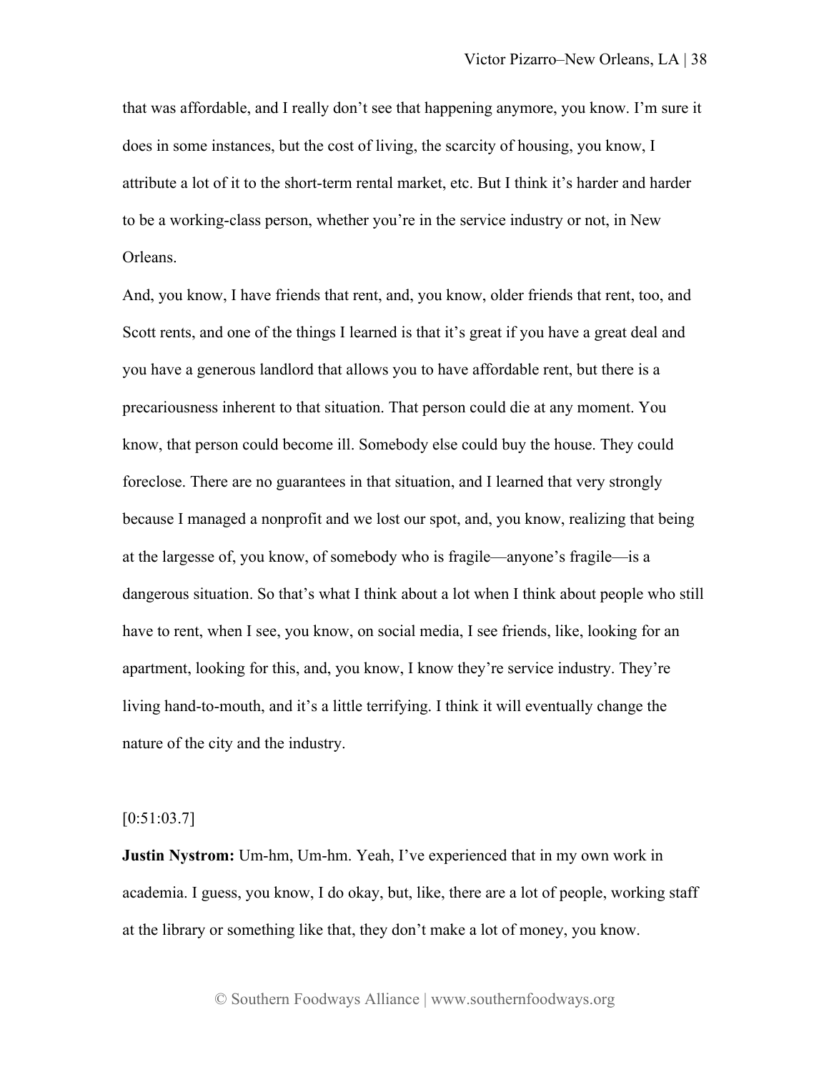that was affordable, and I really don't see that happening anymore, you know. I'm sure it does in some instances, but the cost of living, the scarcity of housing, you know, I attribute a lot of it to the short-term rental market, etc. But I think it's harder and harder to be a working-class person, whether you're in the service industry or not, in New Orleans.

And, you know, I have friends that rent, and, you know, older friends that rent, too, and Scott rents, and one of the things I learned is that it's great if you have a great deal and you have a generous landlord that allows you to have affordable rent, but there is a precariousness inherent to that situation. That person could die at any moment. You know, that person could become ill. Somebody else could buy the house. They could foreclose. There are no guarantees in that situation, and I learned that very strongly because I managed a nonprofit and we lost our spot, and, you know, realizing that being at the largesse of, you know, of somebody who is fragile—anyone's fragile—is a dangerous situation. So that's what I think about a lot when I think about people who still have to rent, when I see, you know, on social media, I see friends, like, looking for an apartment, looking for this, and, you know, I know they're service industry. They're living hand-to-mouth, and it's a little terrifying. I think it will eventually change the nature of the city and the industry.

[0:51:03.7]

**Justin Nystrom:** Um-hm, Um-hm. Yeah, I've experienced that in my own work in academia. I guess, you know, I do okay, but, like, there are a lot of people, working staff at the library or something like that, they don't make a lot of money, you know.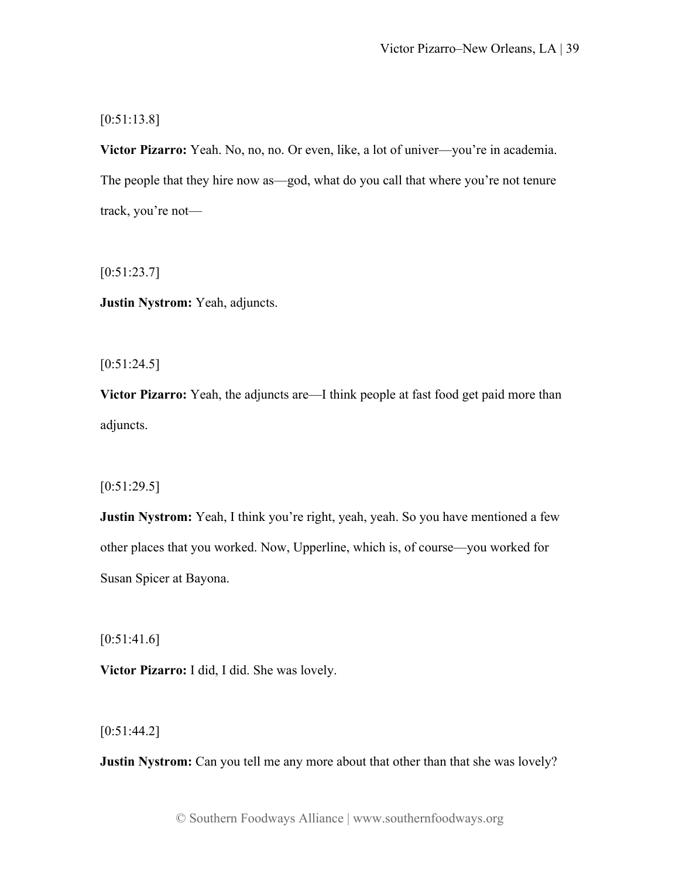[0:51:13.8]

**Victor Pizarro:** Yeah. No, no, no. Or even, like, a lot of univer—you're in academia. The people that they hire now as—god, what do you call that where you're not tenure track, you're not—

[0:51:23.7]

**Justin Nystrom:** Yeah, adjuncts.

[0:51:24.5]

**Victor Pizarro:** Yeah, the adjuncts are—I think people at fast food get paid more than adjuncts.

[0:51:29.5]

**Justin Nystrom:** Yeah, I think you're right, yeah, yeah. So you have mentioned a few other places that you worked. Now, Upperline, which is, of course—you worked for Susan Spicer at Bayona.

[0:51:41.6]

**Victor Pizarro:** I did, I did. She was lovely.

[0:51:44.2]

**Justin Nystrom:** Can you tell me any more about that other than that she was lovely?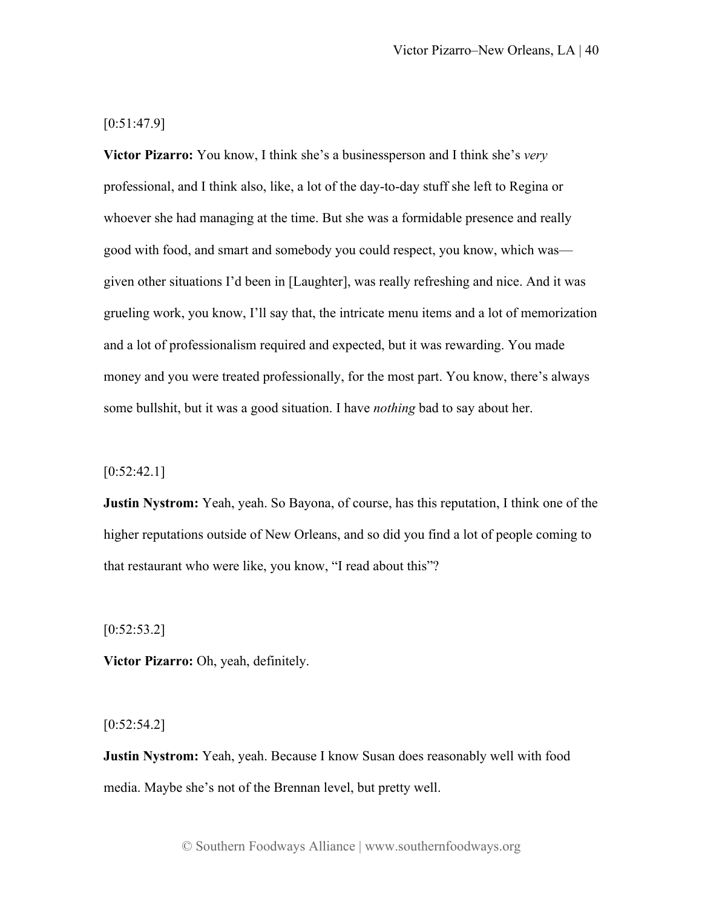[0:51:47.9]

**Victor Pizarro:** You know, I think she's a businessperson and I think she's *very* professional, and I think also, like, a lot of the day-to-day stuff she left to Regina or whoever she had managing at the time. But she was a formidable presence and really good with food, and smart and somebody you could respect, you know, which was—given other situations I'd been in [Laughter], was really refreshing and nice. And it was grueling work, you know, I'll say that, the intricate menu items and a lot of memorization and a lot of professionalism required and expected, but it was rewarding. You made money and you were treated professionally, for the most part. You know, there's always some bullshit, but it was a good situation. I have *nothing* bad to say about her.

[0:52:42.1]

**Justin Nystrom:** Yeah, yeah. So Bayona, of course, has this reputation, I think one of the higher reputations outside of New Orleans, and so did you find a lot of people coming to that restaurant who were like, you know, "I read about this"?

[0:52:53.2]

**Victor Pizarro:** Oh, yeah, definitely.

[0:52:54.2]

**Justin Nystrom:** Yeah, yeah. Because I know Susan does reasonably well with food media. Maybe she's not of the Brennan level, but pretty well.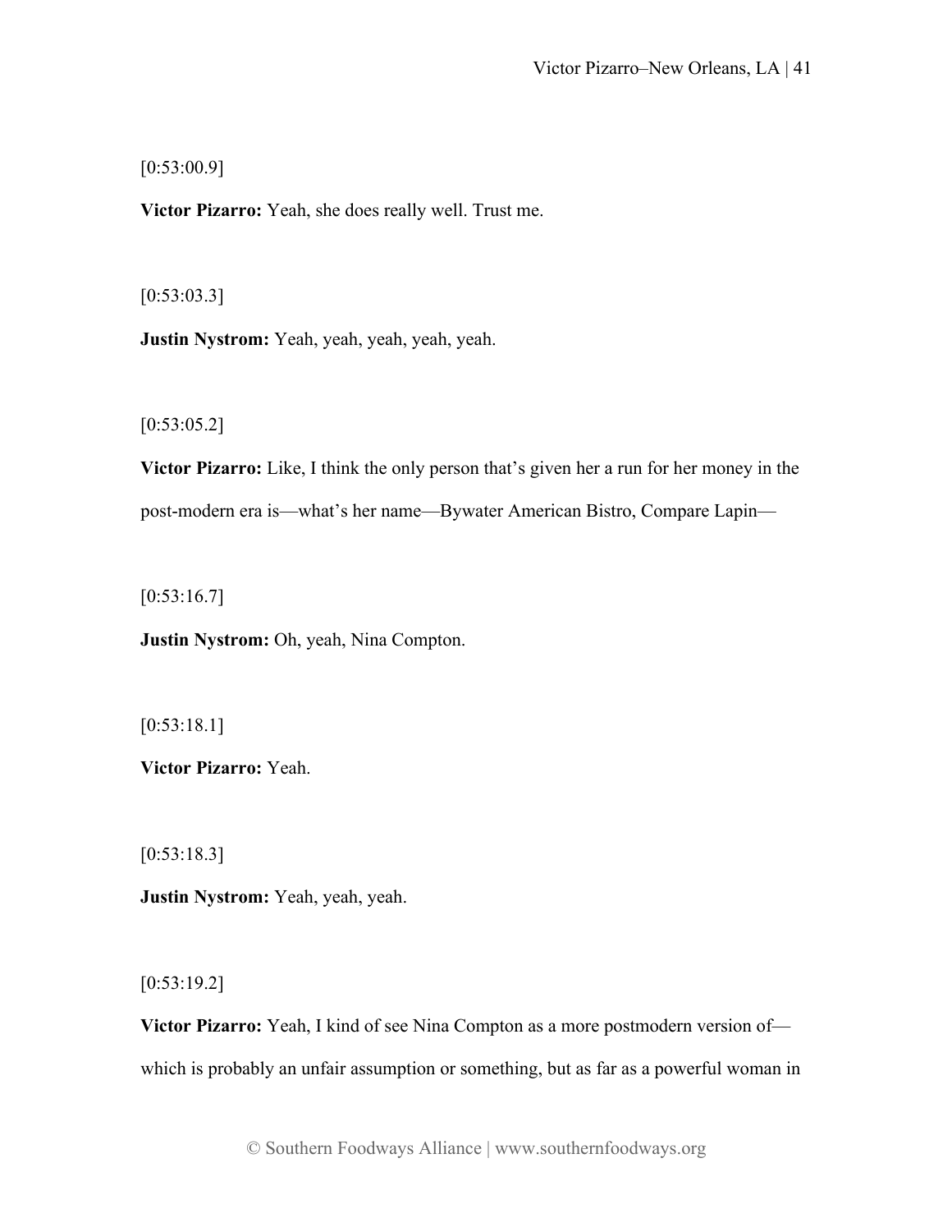[0:53:00.9]

**Victor Pizarro:** Yeah, she does really well. Trust me.

[0:53:03.3]

**Justin Nystrom:** Yeah, yeah, yeah, yeah, yeah.

[0:53:05.2]

**Victor Pizarro:** Like, I think the only person that's given her a run for her money in the post-modern era is—what's her name—Bywater American Bistro, Compare Lapin—

[0:53:16.7]

**Justin Nystrom:** Oh, yeah, Nina Compton.

[0:53:18.1]

**Victor Pizarro:** Yeah.

[0:53:18.3]

**Justin Nystrom:** Yeah, yeah, yeah.

[0:53:19.2]

**Victor Pizarro:** Yeah, I kind of see Nina Compton as a more postmodern version of—which is probably an unfair assumption or something, but as far as a powerful woman in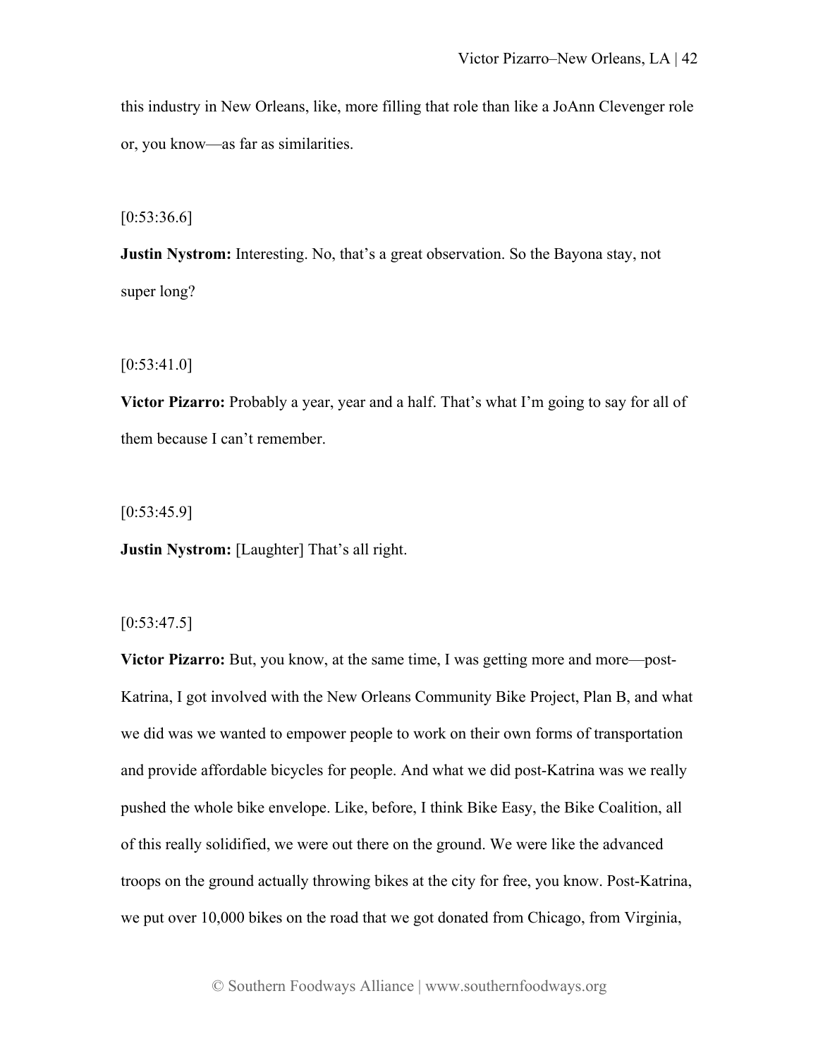this industry in New Orleans, like, more filling that role than like a JoAnn Clevenger role or, you know—as far as similarities.

[0:53:36.6]

**Justin Nystrom:** Interesting. No, that's a great observation. So the Bayona stay, not super long?

[0:53:41.0]

**Victor Pizarro:** Probably a year, year and a half. That's what I'm going to say for all of them because I can't remember.

[0:53:45.9]

**Justin Nystrom:** [Laughter] That's all right.

[0:53:47.5]

**Victor Pizarro:** But, you know, at the same time, I was getting more and more—post-Katrina, I got involved with the New Orleans Community Bike Project, Plan B, and what we did was we wanted to empower people to work on their own forms of transportation and provide affordable bicycles for people. And what we did post-Katrina was we really pushed the whole bike envelope. Like, before, I think Bike Easy, the Bike Coalition, all of this really solidified, we were out there on the ground. We were like the advanced troops on the ground actually throwing bikes at the city for free, you know. Post-Katrina, we put over 10,000 bikes on the road that we got donated from Chicago, from Virginia,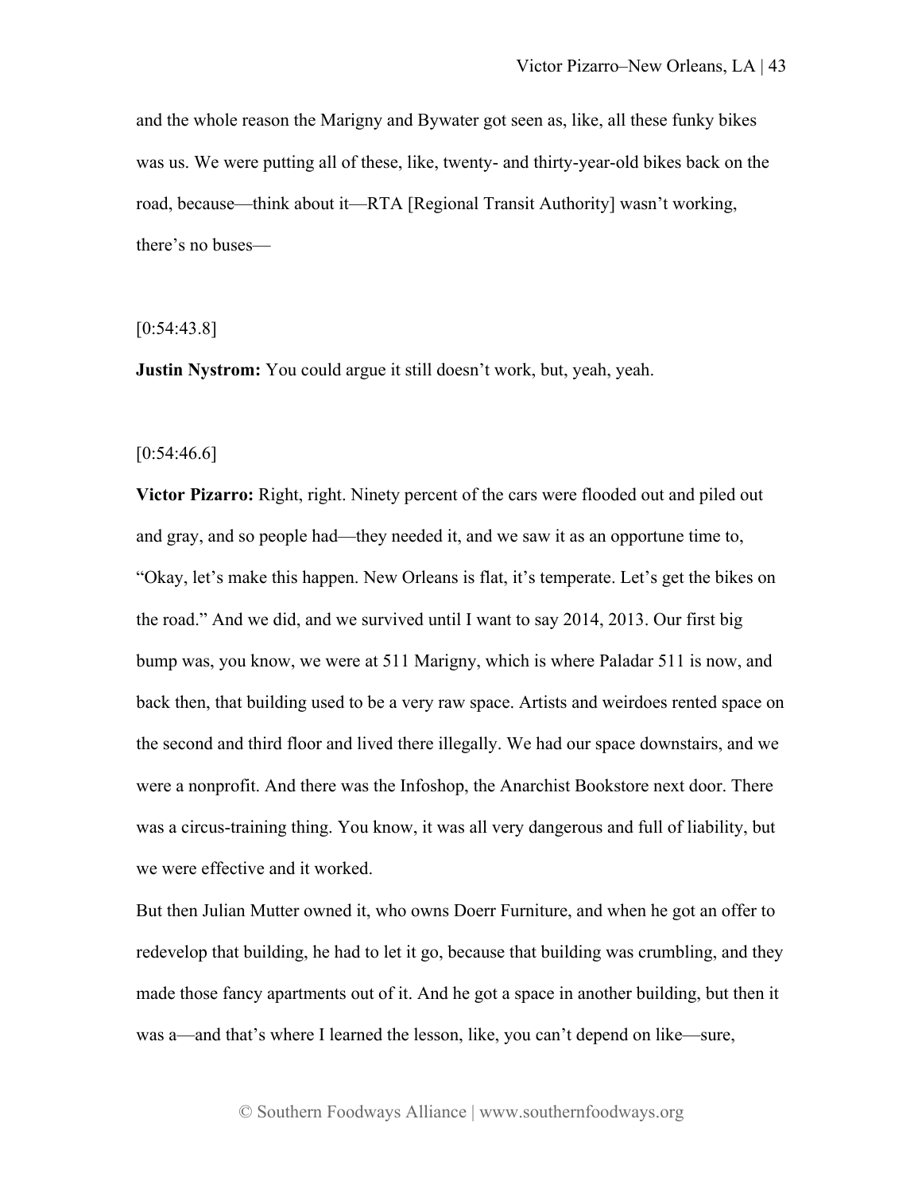and the whole reason the Marigny and Bywater got seen as, like, all these funky bikes was us. We were putting all of these, like, twenty- and thirty-year-old bikes back on the road, because—think about it—RTA [Regional Transit Authority] wasn't working, there's no buses—

[0:54:43.8]

**Justin Nystrom:** You could argue it still doesn't work, but, yeah, yeah.

[0:54:46.6]

**Victor Pizarro:** Right, right. Ninety percent of the cars were flooded out and piled out and gray, and so people had—they needed it, and we saw it as an opportune time to, "Okay, let's make this happen. New Orleans is flat, it's temperate. Let's get the bikes on the road." And we did, and we survived until I want to say 2014, 2013. Our first big bump was, you know, we were at 511 Marigny, which is where Paladar 511 is now, and back then, that building used to be a very raw space. Artists and weirdoes rented space on the second and third floor and lived there illegally. We had our space downstairs, and we were a nonprofit. And there was the Infoshop, the Anarchist Bookstore next door. There was a circus-training thing. You know, it was all very dangerous and full of liability, but we were effective and it worked.

But then Julian Mutter owned it, who owns Doerr Furniture, and when he got an offer to redevelop that building, he had to let it go, because that building was crumbling, and they made those fancy apartments out of it. And he got a space in another building, but then it was a—and that's where I learned the lesson, like, you can't depend on like—sure,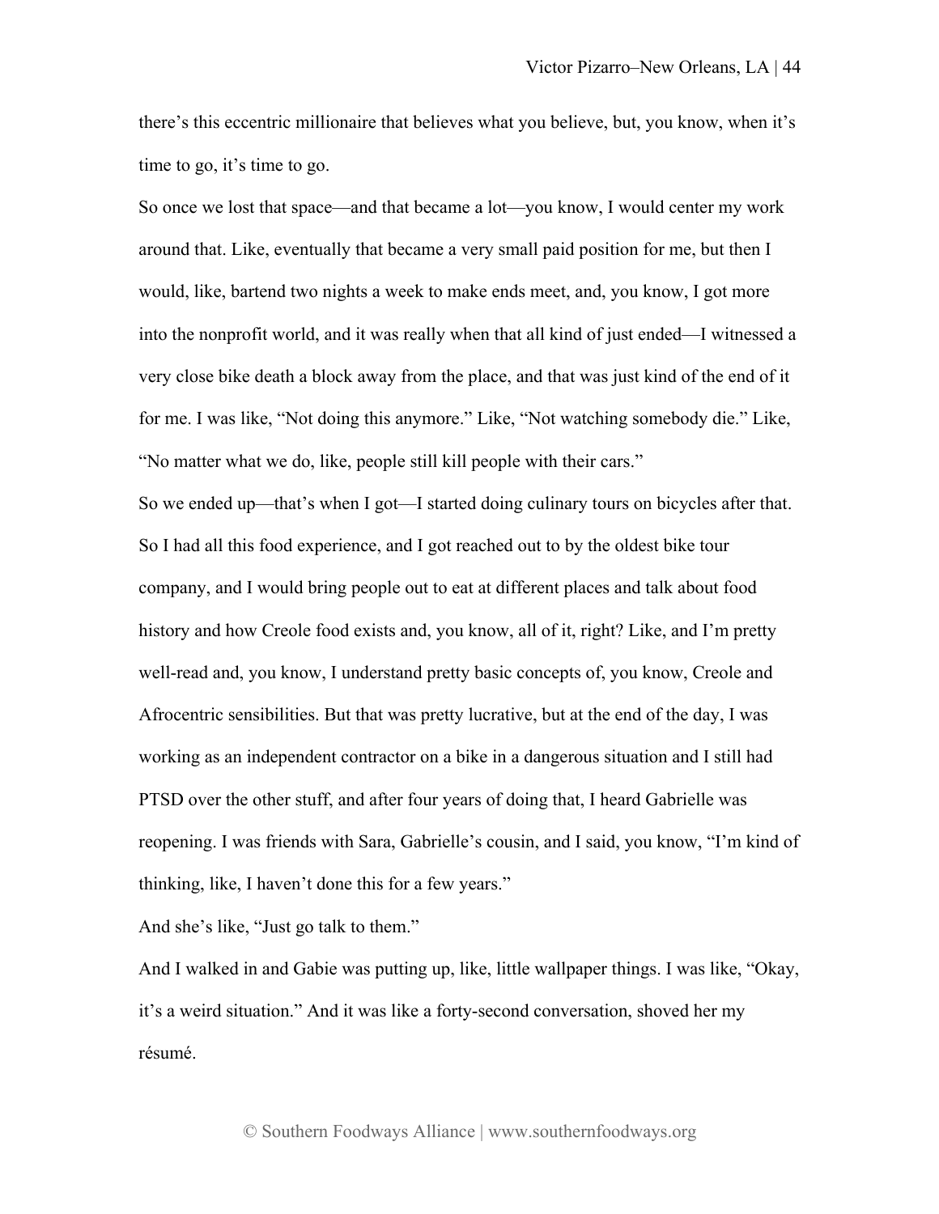there's this eccentric millionaire that believes what you believe, but, you know, when it's time to go, it's time to go.

So once we lost that space—and that became a lot—you know, I would center my work around that. Like, eventually that became a very small paid position for me, but then I would, like, bartend two nights a week to make ends meet, and, you know, I got more into the nonprofit world, and it was really when that all kind of just ended—I witnessed a very close bike death a block away from the place, and that was just kind of the end of it for me. I was like, "Not doing this anymore." Like, "Not watching somebody die." Like, "No matter what we do, like, people still kill people with their cars."

So we ended up—that's when I got—I started doing culinary tours on bicycles after that. So I had all this food experience, and I got reached out to by the oldest bike tour company, and I would bring people out to eat at different places and talk about food history and how Creole food exists and, you know, all of it, right? Like, and I'm pretty well-read and, you know, I understand pretty basic concepts of, you know, Creole and Afrocentric sensibilities. But that was pretty lucrative, but at the end of the day, I was working as an independent contractor on a bike in a dangerous situation and I still had PTSD over the other stuff, and after four years of doing that, I heard Gabrielle was reopening. I was friends with Sara, Gabrielle's cousin, and I said, you know, "I'm kind of thinking, like, I haven't done this for a few years."

And she's like, "Just go talk to them."

And I walked in and Gabie was putting up, like, little wallpaper things. I was like, "Okay, it's a weird situation." And it was like a forty-second conversation, shoved her my résumé.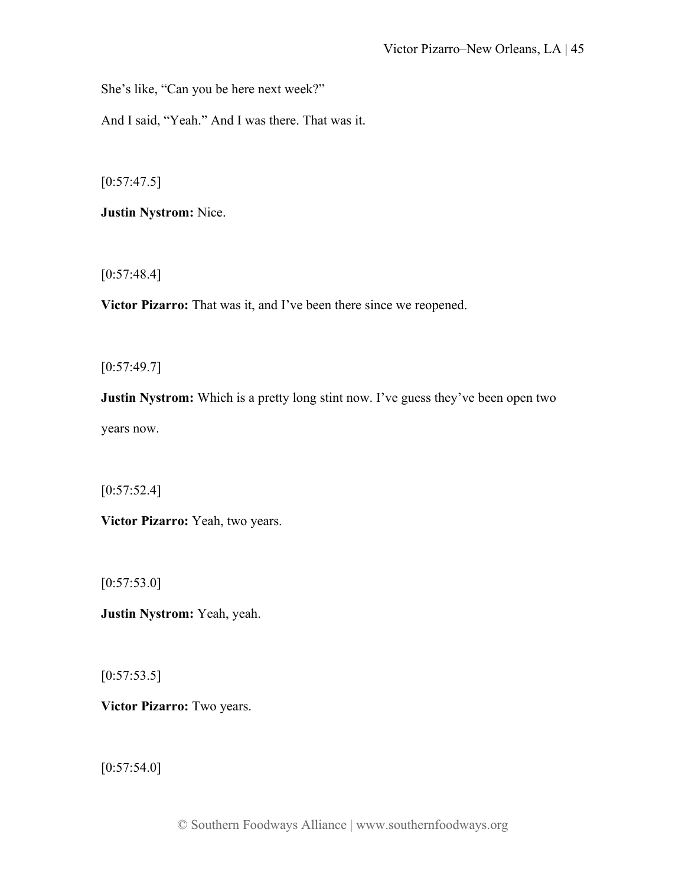She's like, "Can you be here next week?"

And I said, "Yeah." And I was there. That was it.

[0:57:47.5]

**Justin Nystrom:** Nice.

[0:57:48.4]

**Victor Pizarro:** That was it, and I've been there since we reopened.

[0:57:49.7]

**Justin Nystrom:** Which is a pretty long stint now. I've guess they've been open two years now.

[0:57:52.4]

**Victor Pizarro:** Yeah, two years.

[0:57:53.0]

**Justin Nystrom:** Yeah, yeah.

[0:57:53.5]

**Victor Pizarro:** Two years.

[0:57:54.0]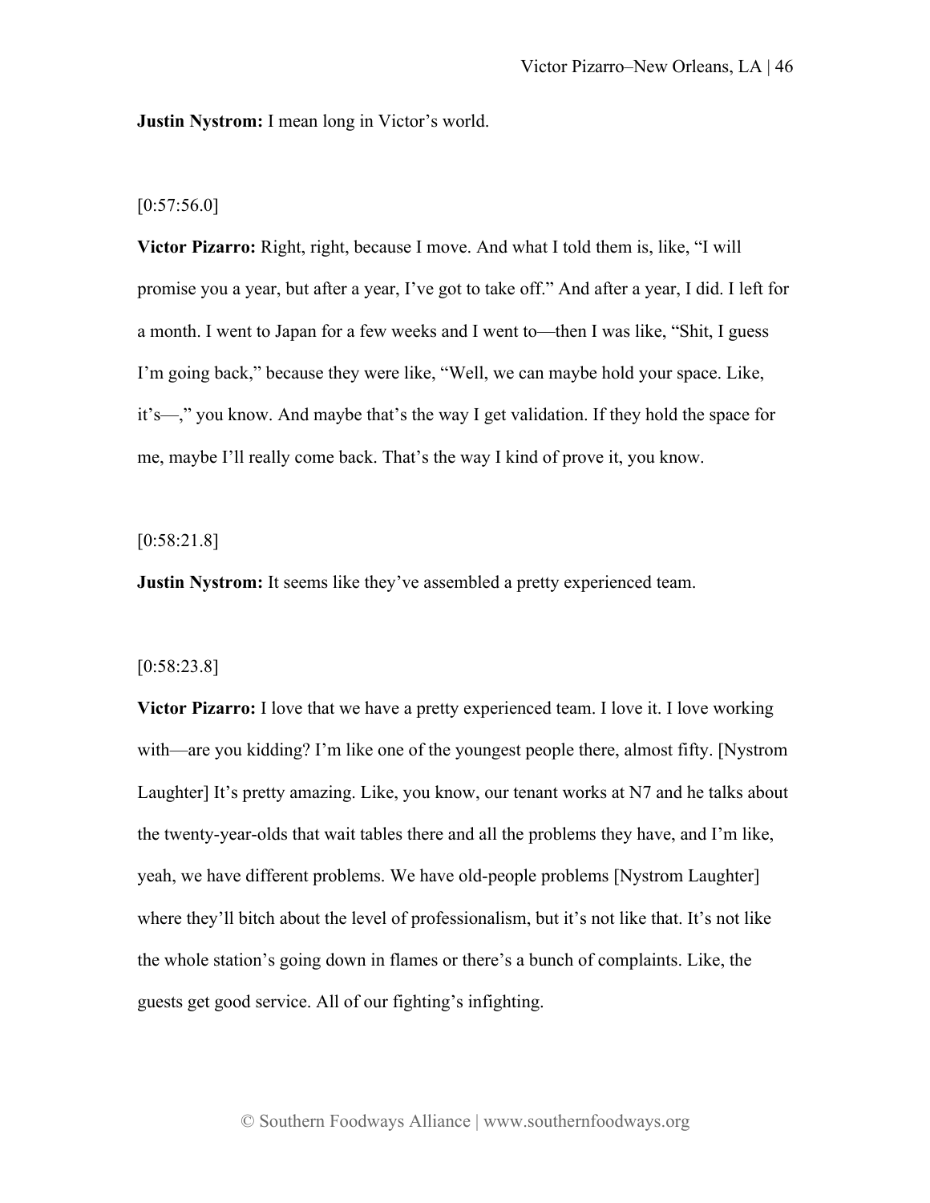**Justin Nystrom:** I mean long in Victor's world.

[0:57:56.0]

**Victor Pizarro:** Right, right, because I move. And what I told them is, like, "I will promise you a year, but after a year, I've got to take off." And after a year, I did. I left for a month. I went to Japan for a few weeks and I went to—then I was like, "Shit, I guess I'm going back," because they were like, "Well, we can maybe hold your space. Like, it's—," you know. And maybe that's the way I get validation. If they hold the space for me, maybe I'll really come back. That's the way I kind of prove it, you know.

[0:58:21.8]

**Justin Nystrom:** It seems like they've assembled a pretty experienced team.

[0:58:23.8]

**Victor Pizarro:** I love that we have a pretty experienced team. I love it. I love working with—are you kidding? I'm like one of the youngest people there, almost fifty. [Nystrom Laughter] It's pretty amazing. Like, you know, our tenant works at N7 and he talks about the twenty-year-olds that wait tables there and all the problems they have, and I'm like, yeah, we have different problems. We have old-people problems [Nystrom Laughter] where they'll bitch about the level of professionalism, but it's not like that. It's not like the whole station's going down in flames or there's a bunch of complaints. Like, the guests get good service. All of our fighting's infighting.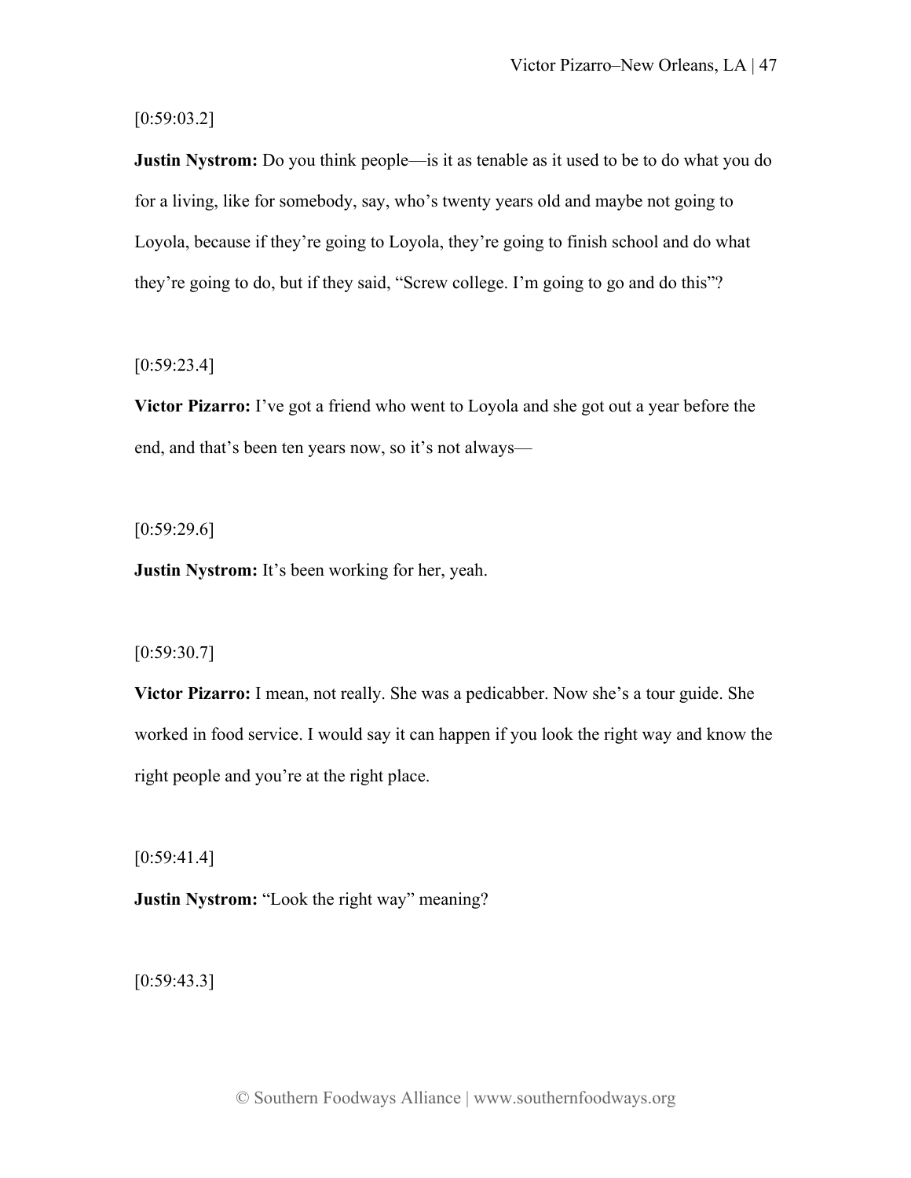[0:59:03.2]

**Justin Nystrom:** Do you think people—is it as tenable as it used to be to do what you do for a living, like for somebody, say, who's twenty years old and maybe not going to Loyola, because if they're going to Loyola, they're going to finish school and do what they're going to do, but if they said, "Screw college. I'm going to go and do this"?

[0:59:23.4]

**Victor Pizarro:** I've got a friend who went to Loyola and she got out a year before the end, and that's been ten years now, so it's not always—

[0:59:29.6]

**Justin Nystrom:** It's been working for her, yeah.

[0:59:30.7]

**Victor Pizarro:** I mean, not really. She was a pedicabber. Now she's a tour guide. She worked in food service. I would say it can happen if you look the right way and know the right people and you're at the right place.

[0:59:41.4]

**Justin Nystrom:** "Look the right way" meaning?

[0:59:43.3]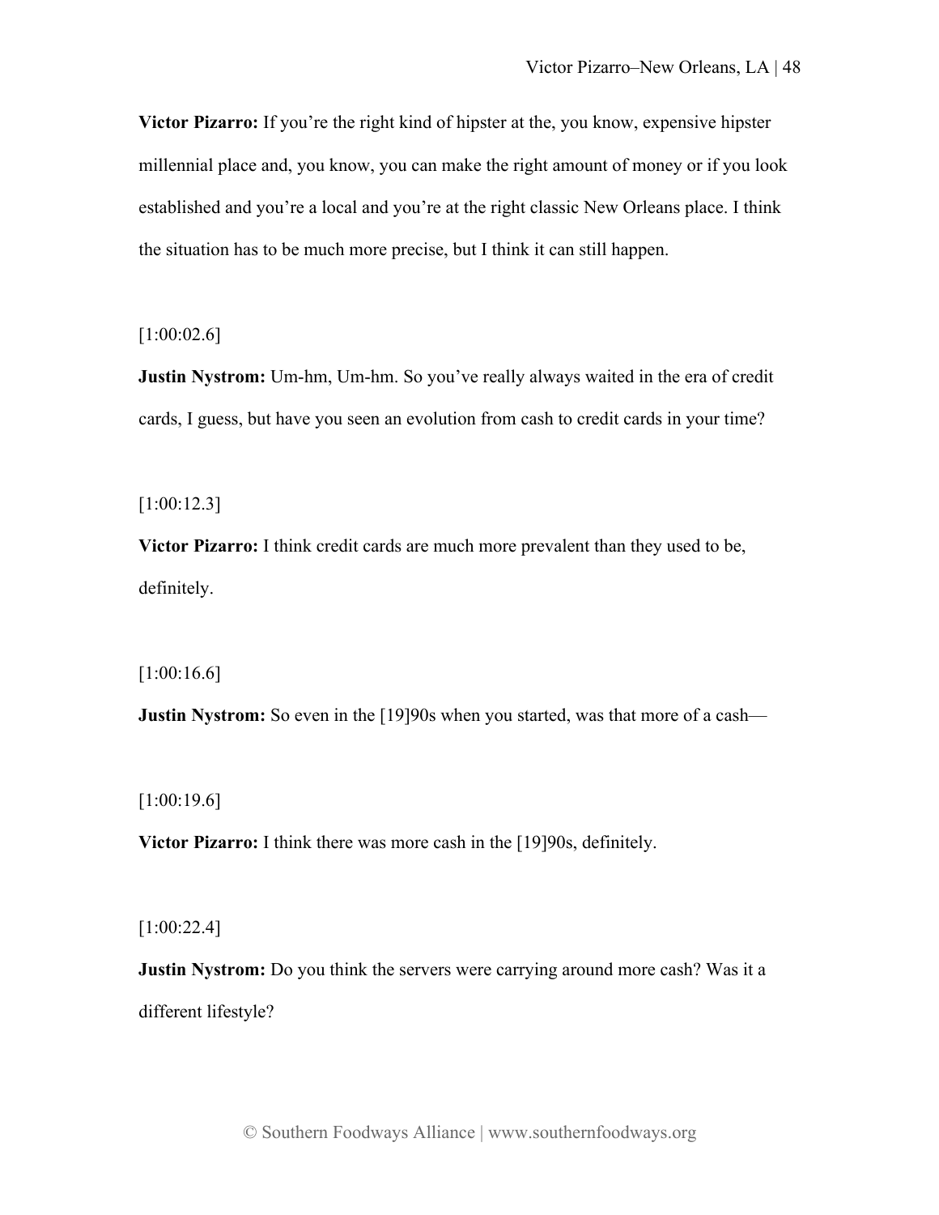**Victor Pizarro:** If you're the right kind of hipster at the, you know, expensive hipster millennial place and, you know, you can make the right amount of money or if you look established and you're a local and you're at the right classic New Orleans place. I think the situation has to be much more precise, but I think it can still happen.

[1:00:02.6]

**Justin Nystrom:** Um-hm, Um-hm. So you've really always waited in the era of credit cards, I guess, but have you seen an evolution from cash to credit cards in your time?

[1:00:12.3]

**Victor Pizarro:** I think credit cards are much more prevalent than they used to be, definitely.

[1:00:16.6]

**Justin Nystrom:** So even in the [19]90s when you started, was that more of a cash—

[1:00:19.6]

**Victor Pizarro:** I think there was more cash in the [19]90s, definitely.

[1:00:22.4]

**Justin Nystrom:** Do you think the servers were carrying around more cash? Was it a different lifestyle?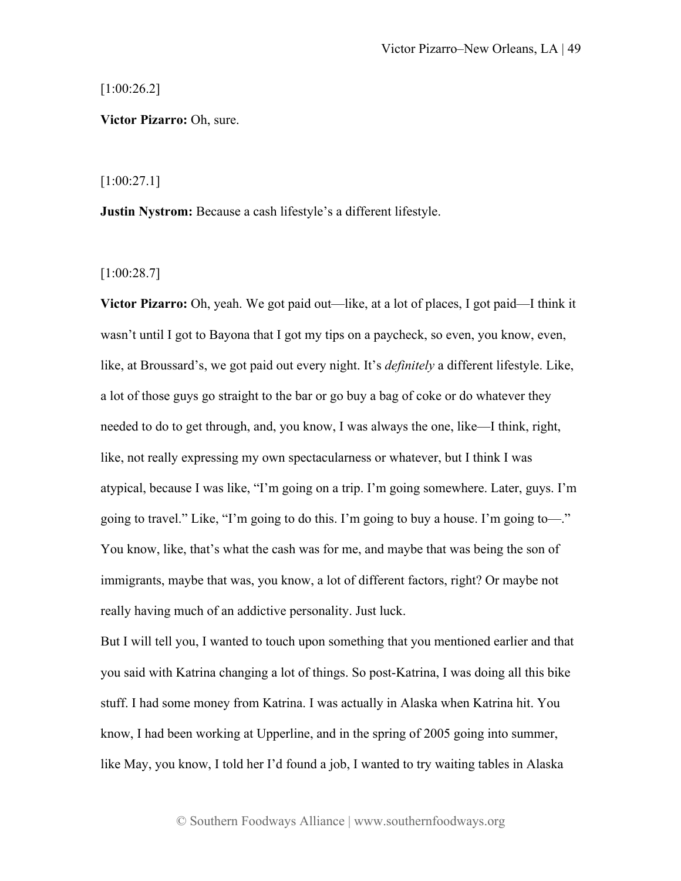[1:00:26.2]

**Victor Pizarro:** Oh, sure.

[1:00:27.1]

**Justin Nystrom:** Because a cash lifestyle's a different lifestyle.

[1:00:28.7]

**Victor Pizarro:** Oh, yeah. We got paid out—like, at a lot of places, I got paid—I think it wasn't until I got to Bayona that I got my tips on a paycheck, so even, you know, even, like, at Broussard's, we got paid out every night. It's *definitely* a different lifestyle. Like, a lot of those guys go straight to the bar or go buy a bag of coke or do whatever they needed to do to get through, and, you know, I was always the one, like—I think, right, like, not really expressing my own spectacularness or whatever, but I think I was atypical, because I was like, "I'm going on a trip. I'm going somewhere. Later, guys. I'm going to travel." Like, "I'm going to do this. I'm going to buy a house. I'm going to—." You know, like, that's what the cash was for me, and maybe that was being the son of immigrants, maybe that was, you know, a lot of different factors, right? Or maybe not really having much of an addictive personality. Just luck.

But I will tell you, I wanted to touch upon something that you mentioned earlier and that you said with Katrina changing a lot of things. So post-Katrina, I was doing all this bike stuff. I had some money from Katrina. I was actually in Alaska when Katrina hit. You know, I had been working at Upperline, and in the spring of 2005 going into summer, like May, you know, I told her I'd found a job, I wanted to try waiting tables in Alaska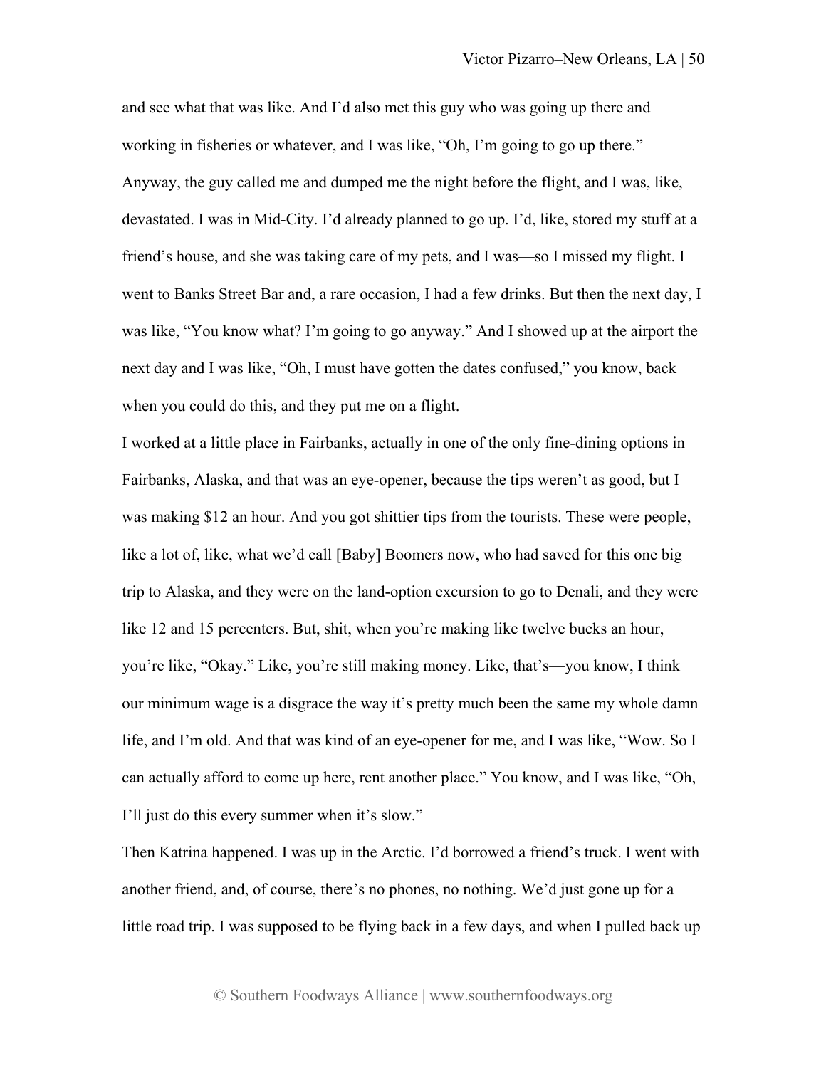and see what that was like. And I'd also met this guy who was going up there and working in fisheries or whatever, and I was like, "Oh, I'm going to go up there." Anyway, the guy called me and dumped me the night before the flight, and I was, like, devastated. I was in Mid-City. I'd already planned to go up. I'd, like, stored my stuff at a friend's house, and she was taking care of my pets, and I was—so I missed my flight. I went to Banks Street Bar and, a rare occasion, I had a few drinks. But then the next day, I was like, "You know what? I'm going to go anyway." And I showed up at the airport the next day and I was like, "Oh, I must have gotten the dates confused," you know, back when you could do this, and they put me on a flight.

I worked at a little place in Fairbanks, actually in one of the only fine-dining options in Fairbanks, Alaska, and that was an eye-opener, because the tips weren't as good, but I was making $12 an hour. And you got shittier tips from the tourists. These were people, like a lot of, like, what we'd call [Baby] Boomers now, who had saved for this one big trip to Alaska, and they were on the land-option excursion to go to Denali, and they were like 12 and 15 percenters. But, shit, when you're making like twelve bucks an hour, you're like, "Okay." Like, you're still making money. Like, that's—you know, I think our minimum wage is a disgrace the way it's pretty much been the same my whole damn life, and I'm old. And that was kind of an eye-opener for me, and I was like, "Wow. So I can actually afford to come up here, rent another place." You know, and I was like, "Oh, I'll just do this every summer when it's slow."

Then Katrina happened. I was up in the Arctic. I'd borrowed a friend's truck. I went with another friend, and, of course, there's no phones, no nothing. We'd just gone up for a little road trip. I was supposed to be flying back in a few days, and when I pulled back up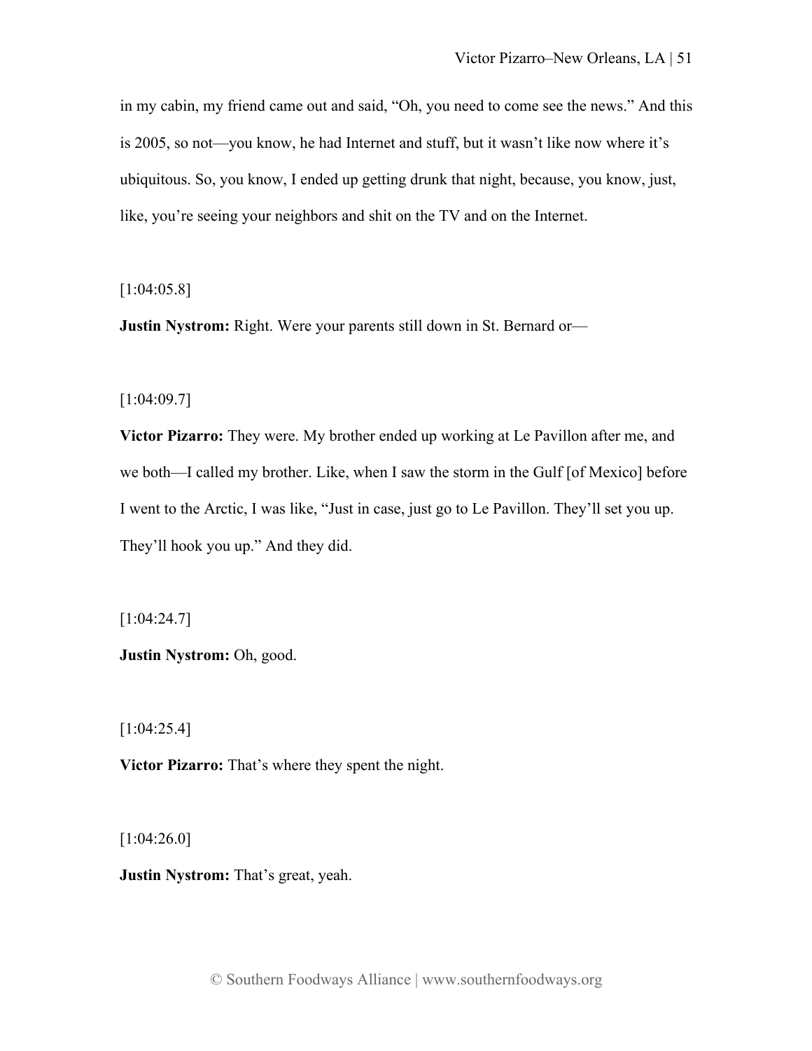in my cabin, my friend came out and said, "Oh, you need to come see the news." And this is 2005, so not—you know, he had Internet and stuff, but it wasn't like now where it's ubiquitous. So, you know, I ended up getting drunk that night, because, you know, just, like, you're seeing your neighbors and shit on the TV and on the Internet.

[1:04:05.8]

**Justin Nystrom:** Right. Were your parents still down in St. Bernard or—

[1:04:09.7]

**Victor Pizarro:** They were. My brother ended up working at Le Pavillon after me, and we both—I called my brother. Like, when I saw the storm in the Gulf [of Mexico] before I went to the Arctic, I was like, "Just in case, just go to Le Pavillon. They'll set you up. They'll hook you up." And they did.

[1:04:24.7]

**Justin Nystrom:** Oh, good.

[1:04:25.4]

**Victor Pizarro:** That's where they spent the night.

[1:04:26.0]

**Justin Nystrom:** That's great, yeah.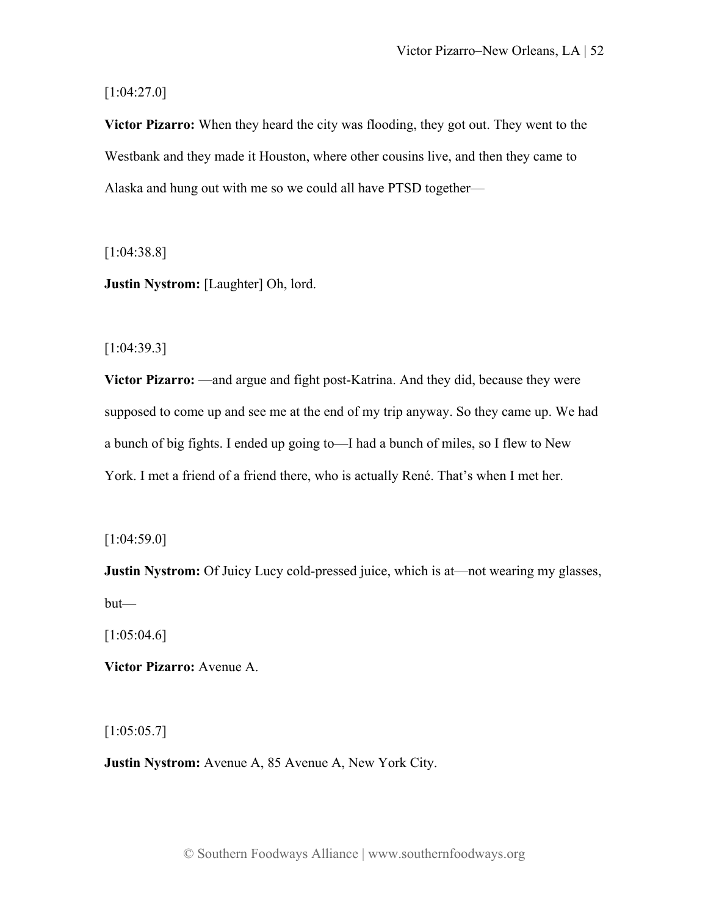[1:04:27.0]

**Victor Pizarro:** When they heard the city was flooding, they got out. They went to the Westbank and they made it Houston, where other cousins live, and then they came to Alaska and hung out with me so we could all have PTSD together—

[1:04:38.8]

**Justin Nystrom:** [Laughter] Oh, lord.

[1:04:39.3]

**Victor Pizarro:** —and argue and fight post-Katrina. And they did, because they were supposed to come up and see me at the end of my trip anyway. So they came up. We had a bunch of big fights. I ended up going to—I had a bunch of miles, so I flew to New York. I met a friend of a friend there, who is actually René. That's when I met her.

[1:04:59.0]

**Justin Nystrom:** Of Juicy Lucy cold-pressed juice, which is at—not wearing my glasses, but—

[1:05:04.6]

**Victor Pizarro:** Avenue A.

[1:05:05.7]

**Justin Nystrom:** Avenue A, 85 Avenue A, New York City.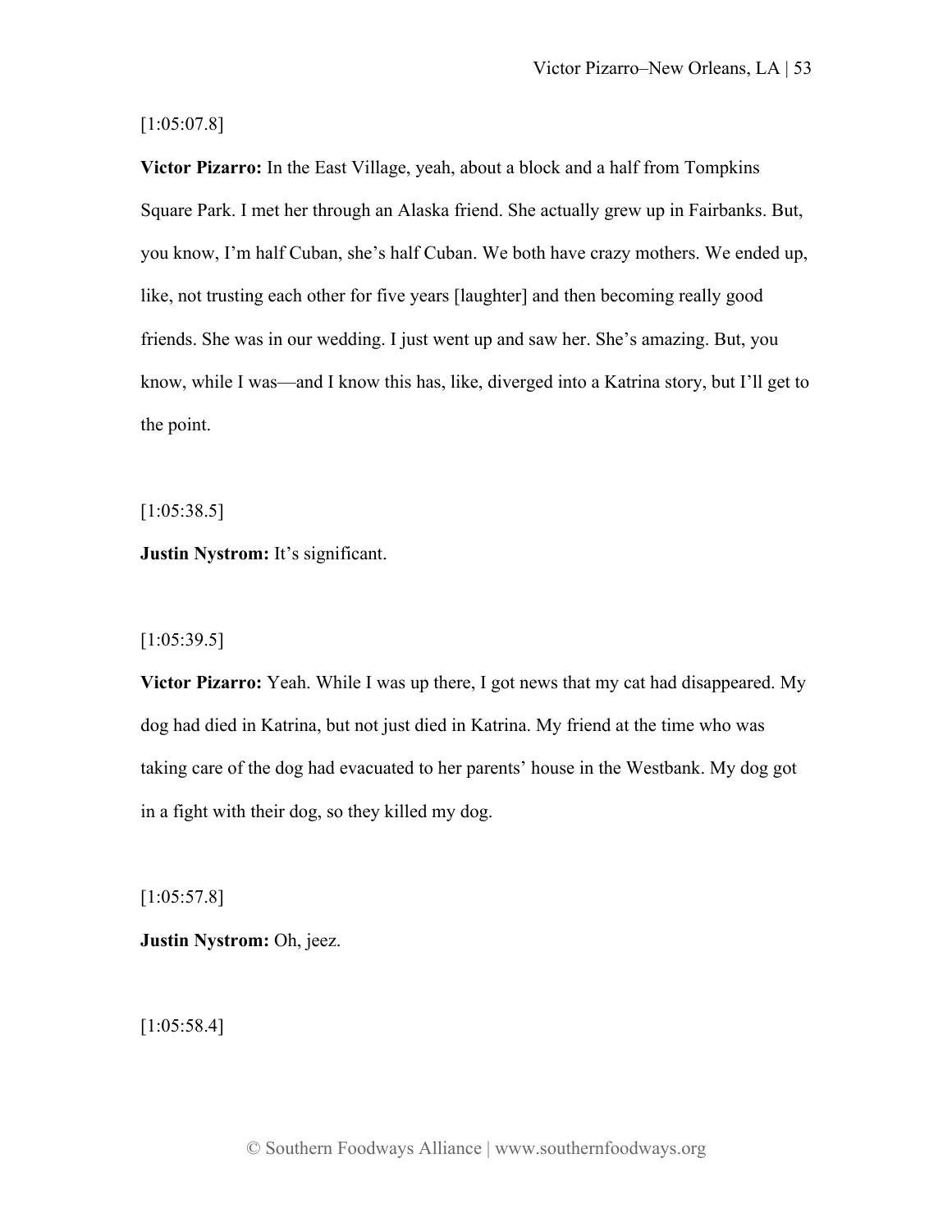[1:05:07.8]

**Victor Pizarro:** In the East Village, yeah, about a block and a half from Tompkins Square Park. I met her through an Alaska friend. She actually grew up in Fairbanks. But, you know, I'm half Cuban, she's half Cuban. We both have crazy mothers. We ended up, like, not trusting each other for five years [laughter] and then becoming really good friends. She was in our wedding. I just went up and saw her. She's amazing. But, you know, while I was—and I know this has, like, diverged into a Katrina story, but I'll get to the point.

[1:05:38.5]

**Justin Nystrom:** It's significant.

[1:05:39.5]

**Victor Pizarro:** Yeah. While I was up there, I got news that my cat had disappeared. My dog had died in Katrina, but not just died in Katrina. My friend at the time who was taking care of the dog had evacuated to her parents' house in the Westbank. My dog got in a fight with their dog, so they killed my dog.

[1:05:57.8]

**Justin Nystrom:** Oh, jeez.

[1:05:58.4]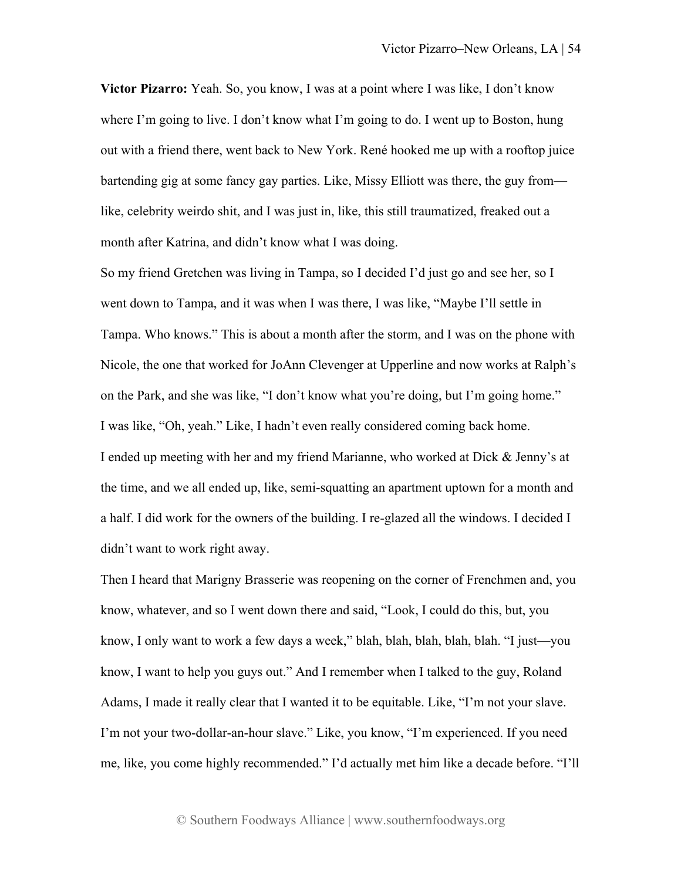**Victor Pizarro:** Yeah. So, you know, I was at a point where I was like, I don't know where I'm going to live. I don't know what I'm going to do. I went up to Boston, hung out with a friend there, went back to New York. René hooked me up with a rooftop juice bartending gig at some fancy gay parties. Like, Missy Elliott was there, the guy from—like, celebrity weirdo shit, and I was just in, like, this still traumatized, freaked out a month after Katrina, and didn't know what I was doing.

So my friend Gretchen was living in Tampa, so I decided I'd just go and see her, so I went down to Tampa, and it was when I was there, I was like, "Maybe I'll settle in Tampa. Who knows." This is about a month after the storm, and I was on the phone with Nicole, the one that worked for JoAnn Clevenger at Upperline and now works at Ralph's on the Park, and she was like, "I don't know what you're doing, but I'm going home." I was like, "Oh, yeah." Like, I hadn't even really considered coming back home.

I ended up meeting with her and my friend Marianne, who worked at Dick & Jenny's at the time, and we all ended up, like, semi-squatting an apartment uptown for a month and a half. I did work for the owners of the building. I re-glazed all the windows. I decided I didn't want to work right away.

Then I heard that Marigny Brasserie was reopening on the corner of Frenchmen and, you know, whatever, and so I went down there and said, "Look, I could do this, but, you know, I only want to work a few days a week," blah, blah, blah, blah, blah. "I just—you know, I want to help you guys out." And I remember when I talked to the guy, Roland Adams, I made it really clear that I wanted it to be equitable. Like, "I'm not your slave. I'm not your two-dollar-an-hour slave." Like, you know, "I'm experienced. If you need me, like, you come highly recommended." I'd actually met him like a decade before. "I'll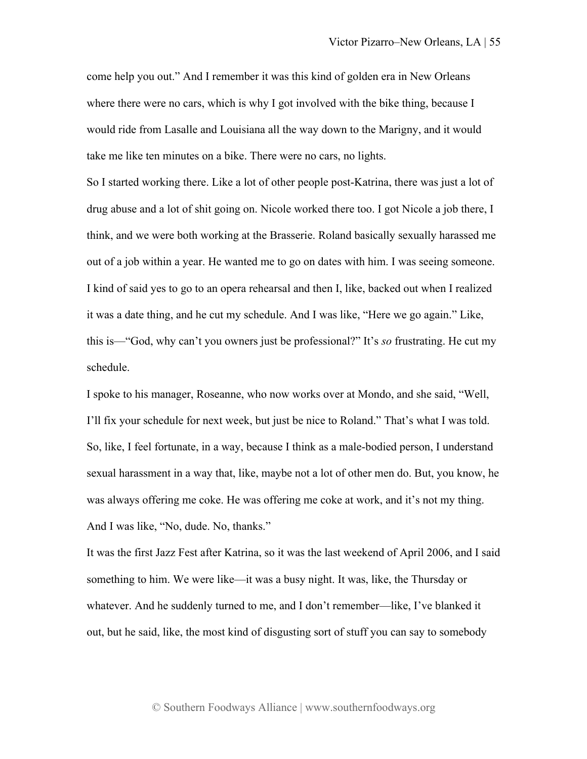come help you out." And I remember it was this kind of golden era in New Orleans where there were no cars, which is why I got involved with the bike thing, because I would ride from Lasalle and Louisiana all the way down to the Marigny, and it would take me like ten minutes on a bike. There were no cars, no lights.

So I started working there. Like a lot of other people post-Katrina, there was just a lot of drug abuse and a lot of shit going on. Nicole worked there too. I got Nicole a job there, I think, and we were both working at the Brasserie. Roland basically sexually harassed me out of a job within a year. He wanted me to go on dates with him. I was seeing someone. I kind of said yes to go to an opera rehearsal and then I, like, backed out when I realized it was a date thing, and he cut my schedule. And I was like, "Here we go again." Like, this is—"God, why can't you owners just be professional?" It's *so* frustrating. He cut my schedule.

I spoke to his manager, Roseanne, who now works over at Mondo, and she said, "Well, I'll fix your schedule for next week, but just be nice to Roland." That's what I was told. So, like, I feel fortunate, in a way, because I think as a male-bodied person, I understand sexual harassment in a way that, like, maybe not a lot of other men do. But, you know, he was always offering me coke. He was offering me coke at work, and it's not my thing. And I was like, "No, dude. No, thanks."

It was the first Jazz Fest after Katrina, so it was the last weekend of April 2006, and I said something to him. We were like—it was a busy night. It was, like, the Thursday or whatever. And he suddenly turned to me, and I don't remember—like, I've blanked it out, but he said, like, the most kind of disgusting sort of stuff you can say to somebody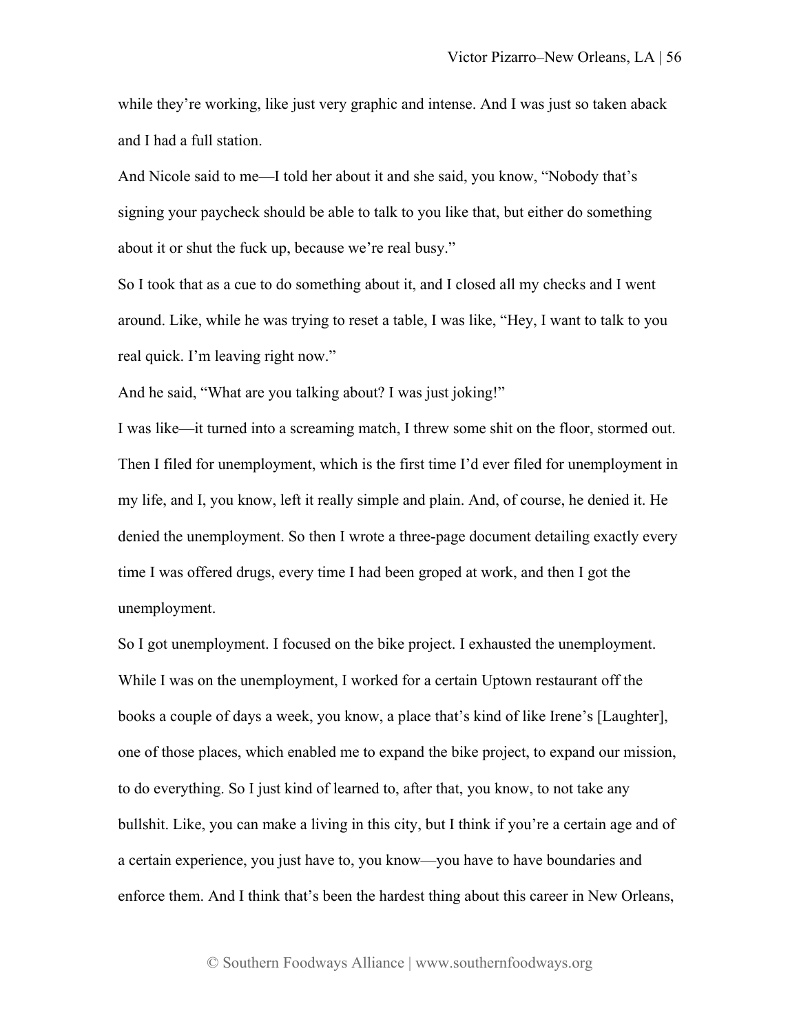while they're working, like just very graphic and intense. And I was just so taken aback and I had a full station.

And Nicole said to me—I told her about it and she said, you know, "Nobody that's signing your paycheck should be able to talk to you like that, but either do something about it or shut the fuck up, because we're real busy."

So I took that as a cue to do something about it, and I closed all my checks and I went around. Like, while he was trying to reset a table, I was like, "Hey, I want to talk to you real quick. I'm leaving right now."

And he said, "What are you talking about? I was just joking!"

I was like—it turned into a screaming match, I threw some shit on the floor, stormed out. Then I filed for unemployment, which is the first time I'd ever filed for unemployment in my life, and I, you know, left it really simple and plain. And, of course, he denied it. He denied the unemployment. So then I wrote a three-page document detailing exactly every time I was offered drugs, every time I had been groped at work, and then I got the unemployment.

So I got unemployment. I focused on the bike project. I exhausted the unemployment. While I was on the unemployment, I worked for a certain Uptown restaurant off the books a couple of days a week, you know, a place that's kind of like Irene's [Laughter], one of those places, which enabled me to expand the bike project, to expand our mission, to do everything. So I just kind of learned to, after that, you know, to not take any bullshit. Like, you can make a living in this city, but I think if you're a certain age and of a certain experience, you just have to, you know—you have to have boundaries and enforce them. And I think that's been the hardest thing about this career in New Orleans,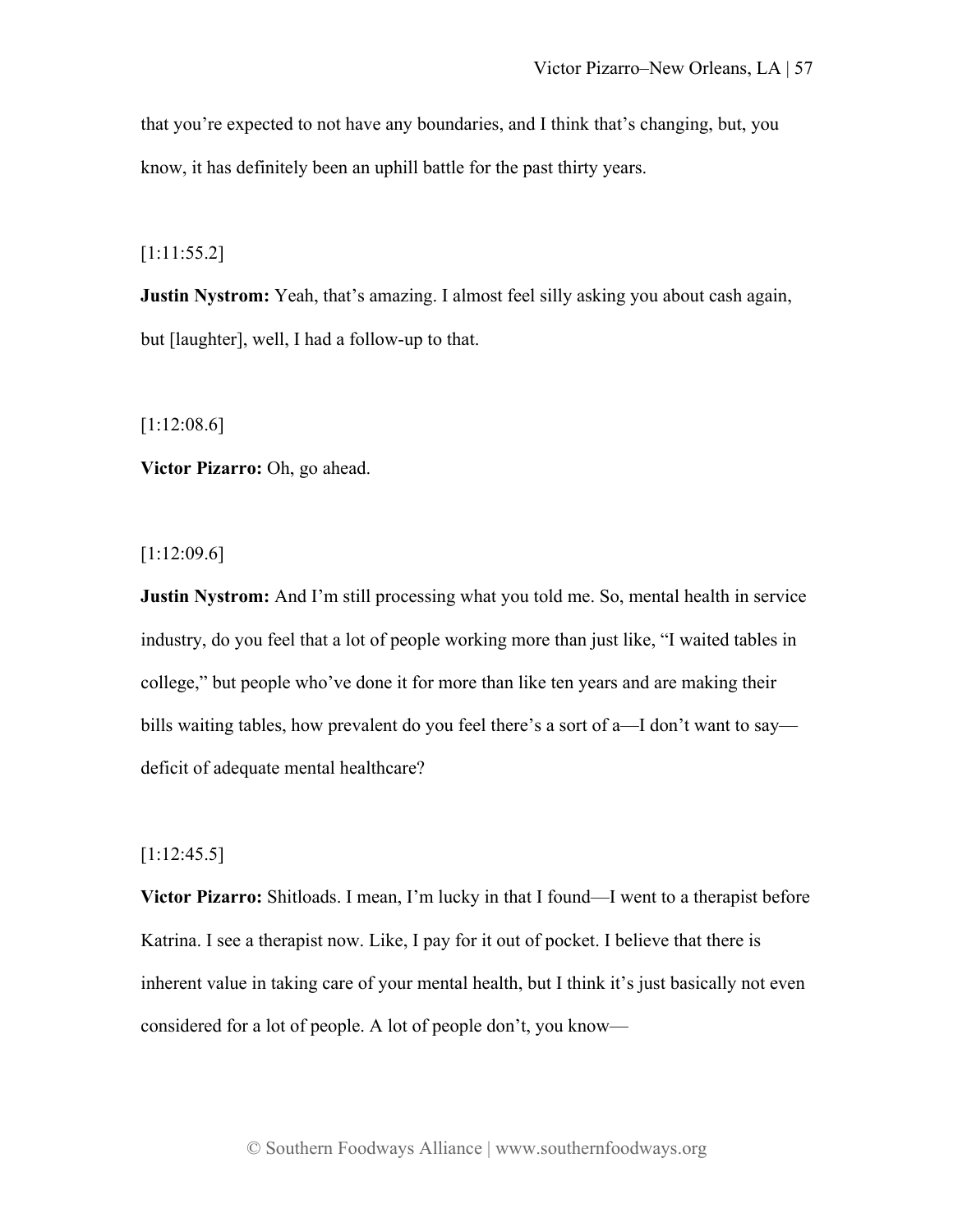that you're expected to not have any boundaries, and I think that's changing, but, you know, it has definitely been an uphill battle for the past thirty years.

[1:11:55.2]

**Justin Nystrom:** Yeah, that's amazing. I almost feel silly asking you about cash again, but [laughter], well, I had a follow-up to that.

[1:12:08.6]

**Victor Pizarro:** Oh, go ahead.

[1:12:09.6]

**Justin Nystrom:** And I'm still processing what you told me. So, mental health in service industry, do you feel that a lot of people working more than just like, "I waited tables in college," but people who've done it for more than like ten years and are making their bills waiting tables, how prevalent do you feel there's a sort of a—I don't want to say—deficit of adequate mental healthcare?

[1:12:45.5]

**Victor Pizarro:** Shitloads. I mean, I'm lucky in that I found—I went to a therapist before Katrina. I see a therapist now. Like, I pay for it out of pocket. I believe that there is inherent value in taking care of your mental health, but I think it's just basically not even considered for a lot of people. A lot of people don't, you know—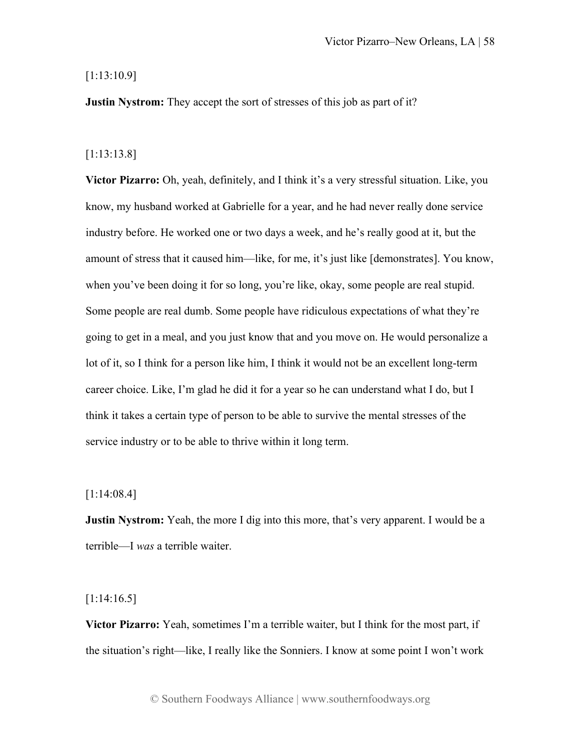[1:13:10.9]

**Justin Nystrom:** They accept the sort of stresses of this job as part of it?

[1:13:13.8]

**Victor Pizarro:** Oh, yeah, definitely, and I think it's a very stressful situation. Like, you know, my husband worked at Gabrielle for a year, and he had never really done service industry before. He worked one or two days a week, and he's really good at it, but the amount of stress that it caused him—like, for me, it's just like [demonstrates]. You know, when you've been doing it for so long, you're like, okay, some people are real stupid. Some people are real dumb. Some people have ridiculous expectations of what they're going to get in a meal, and you just know that and you move on. He would personalize a lot of it, so I think for a person like him, I think it would not be an excellent long-term career choice. Like, I'm glad he did it for a year so he can understand what I do, but I think it takes a certain type of person to be able to survive the mental stresses of the service industry or to be able to thrive within it long term.

[1:14:08.4]

**Justin Nystrom:** Yeah, the more I dig into this more, that's very apparent. I would be a terrible—I *was* a terrible waiter.

[1:14:16.5]

**Victor Pizarro:** Yeah, sometimes I'm a terrible waiter, but I think for the most part, if the situation's right—like, I really like the Sonniers. I know at some point I won't work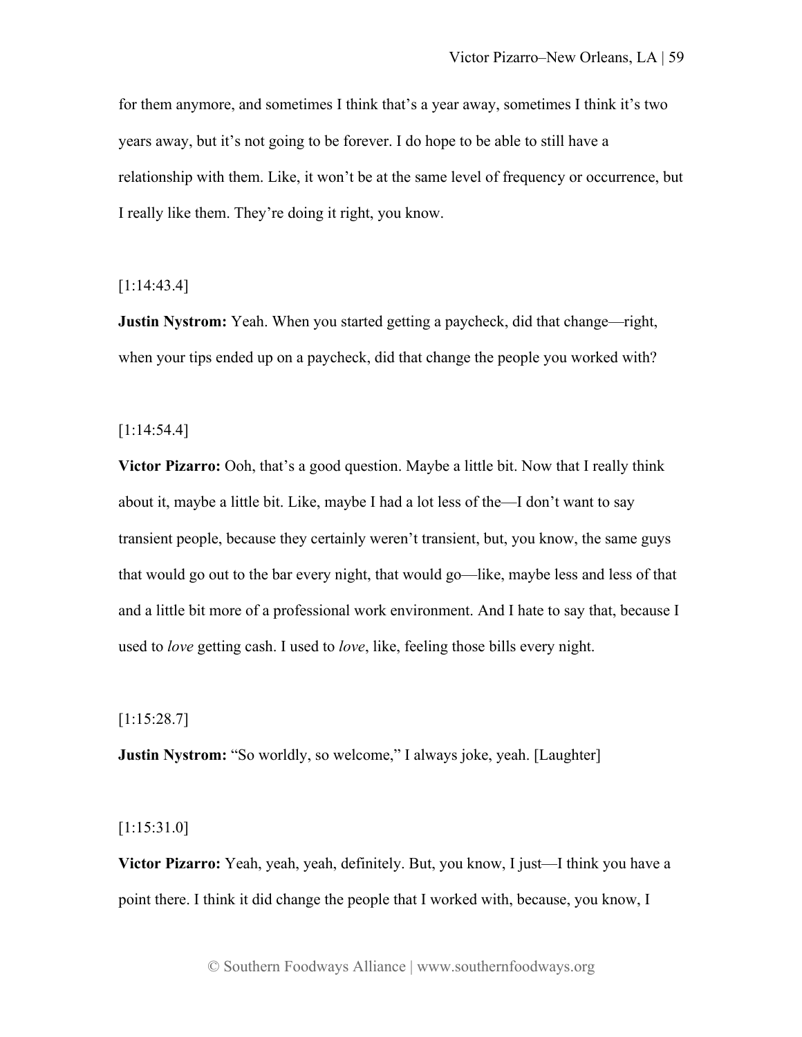for them anymore, and sometimes I think that's a year away, sometimes I think it's two years away, but it's not going to be forever. I do hope to be able to still have a relationship with them. Like, it won't be at the same level of frequency or occurrence, but I really like them. They're doing it right, you know.

[1:14:43.4]

**Justin Nystrom:** Yeah. When you started getting a paycheck, did that change—right, when your tips ended up on a paycheck, did that change the people you worked with?

[1:14:54.4]

**Victor Pizarro:** Ooh, that's a good question. Maybe a little bit. Now that I really think about it, maybe a little bit. Like, maybe I had a lot less of the—I don't want to say transient people, because they certainly weren't transient, but, you know, the same guys that would go out to the bar every night, that would go—like, maybe less and less of that and a little bit more of a professional work environment. And I hate to say that, because I used to *love* getting cash. I used to *love*, like, feeling those bills every night.

[1:15:28.7]

**Justin Nystrom:** "So worldly, so welcome," I always joke, yeah. [Laughter]

[1:15:31.0]

**Victor Pizarro:** Yeah, yeah, yeah, definitely. But, you know, I just—I think you have a point there. I think it did change the people that I worked with, because, you know, I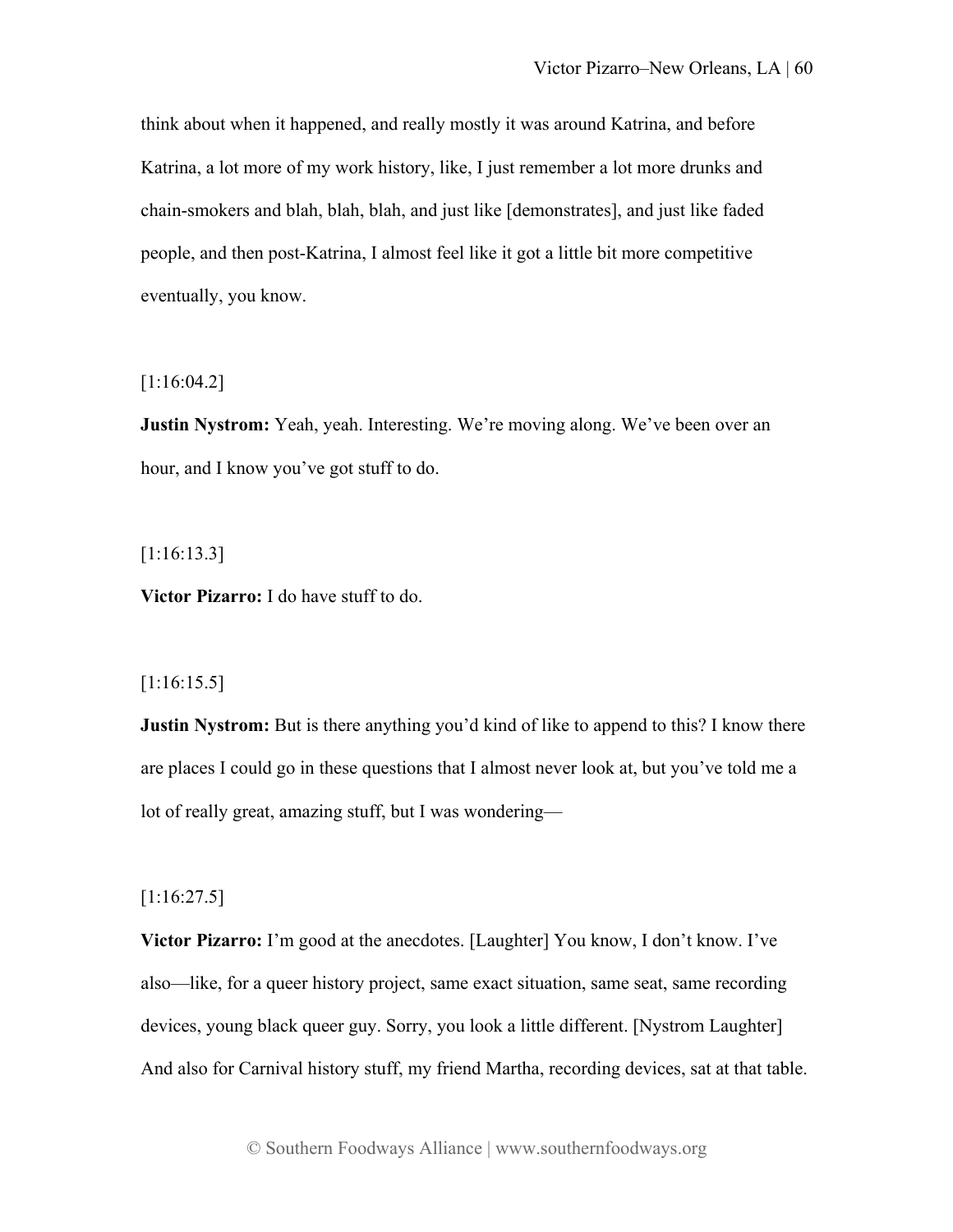think about when it happened, and really mostly it was around Katrina, and before Katrina, a lot more of my work history, like, I just remember a lot more drunks and chain-smokers and blah, blah, blah, and just like [demonstrates], and just like faded people, and then post-Katrina, I almost feel like it got a little bit more competitive eventually, you know.

[1:16:04.2]

**Justin Nystrom:** Yeah, yeah. Interesting. We're moving along. We've been over an hour, and I know you've got stuff to do.

[1:16:13.3]

**Victor Pizarro:** I do have stuff to do.

[1:16:15.5]

**Justin Nystrom:** But is there anything you'd kind of like to append to this? I know there are places I could go in these questions that I almost never look at, but you've told me a lot of really great, amazing stuff, but I was wondering—

[1:16:27.5]

**Victor Pizarro:** I'm good at the anecdotes. [Laughter] You know, I don't know. I've also—like, for a queer history project, same exact situation, same seat, same recording devices, young black queer guy. Sorry, you look a little different. [Nystrom Laughter] And also for Carnival history stuff, my friend Martha, recording devices, sat at that table.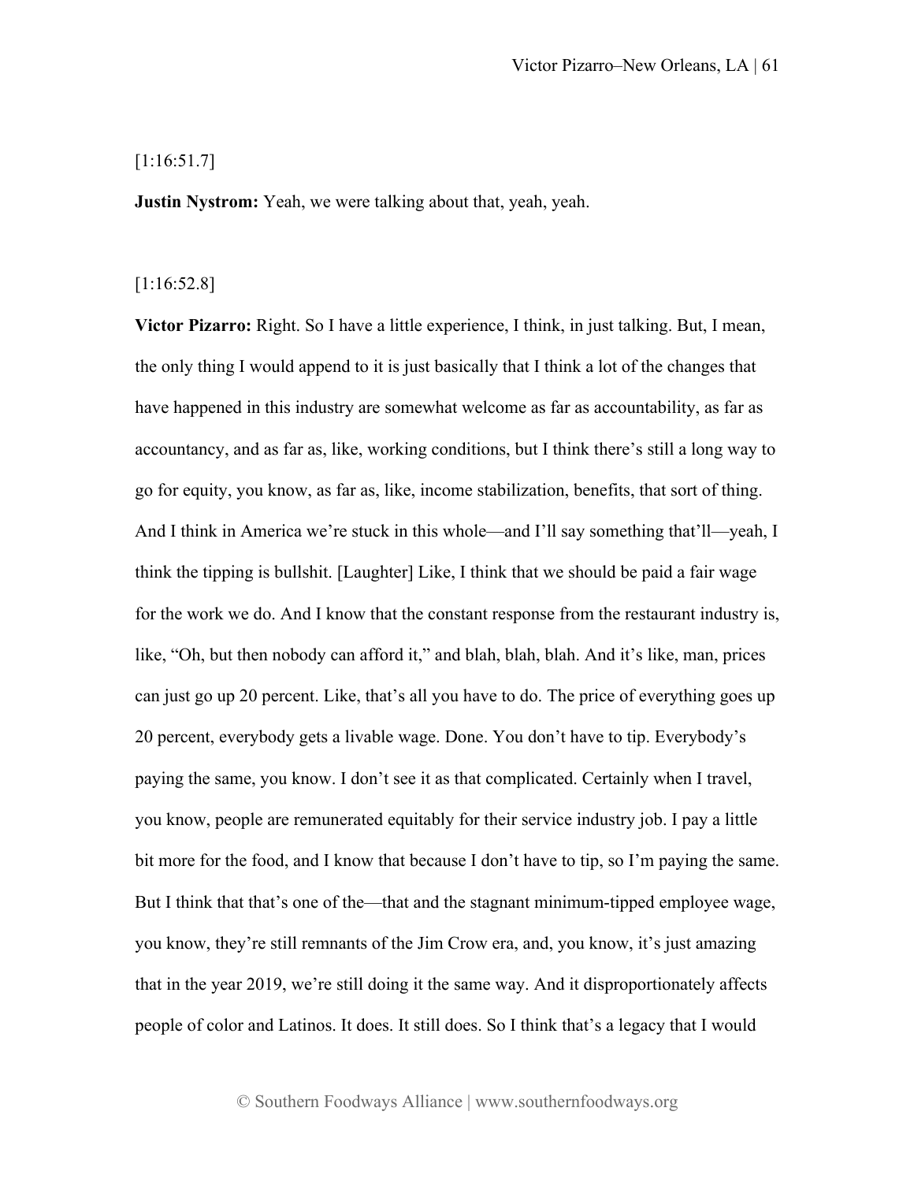[1:16:51.7]

**Justin Nystrom:** Yeah, we were talking about that, yeah, yeah.

[1:16:52.8]

**Victor Pizarro:** Right. So I have a little experience, I think, in just talking. But, I mean, the only thing I would append to it is just basically that I think a lot of the changes that have happened in this industry are somewhat welcome as far as accountability, as far as accountancy, and as far as, like, working conditions, but I think there's still a long way to go for equity, you know, as far as, like, income stabilization, benefits, that sort of thing. And I think in America we're stuck in this whole—and I'll say something that'll—yeah, I think the tipping is bullshit. [Laughter] Like, I think that we should be paid a fair wage for the work we do. And I know that the constant response from the restaurant industry is, like, "Oh, but then nobody can afford it," and blah, blah, blah. And it's like, man, prices can just go up 20 percent. Like, that's all you have to do. The price of everything goes up 20 percent, everybody gets a livable wage. Done. You don't have to tip. Everybody's paying the same, you know. I don't see it as that complicated. Certainly when I travel, you know, people are remunerated equitably for their service industry job. I pay a little bit more for the food, and I know that because I don't have to tip, so I'm paying the same. But I think that that's one of the—that and the stagnant minimum-tipped employee wage, you know, they're still remnants of the Jim Crow era, and, you know, it's just amazing that in the year 2019, we're still doing it the same way. And it disproportionately affects people of color and Latinos. It does. It still does. So I think that's a legacy that I would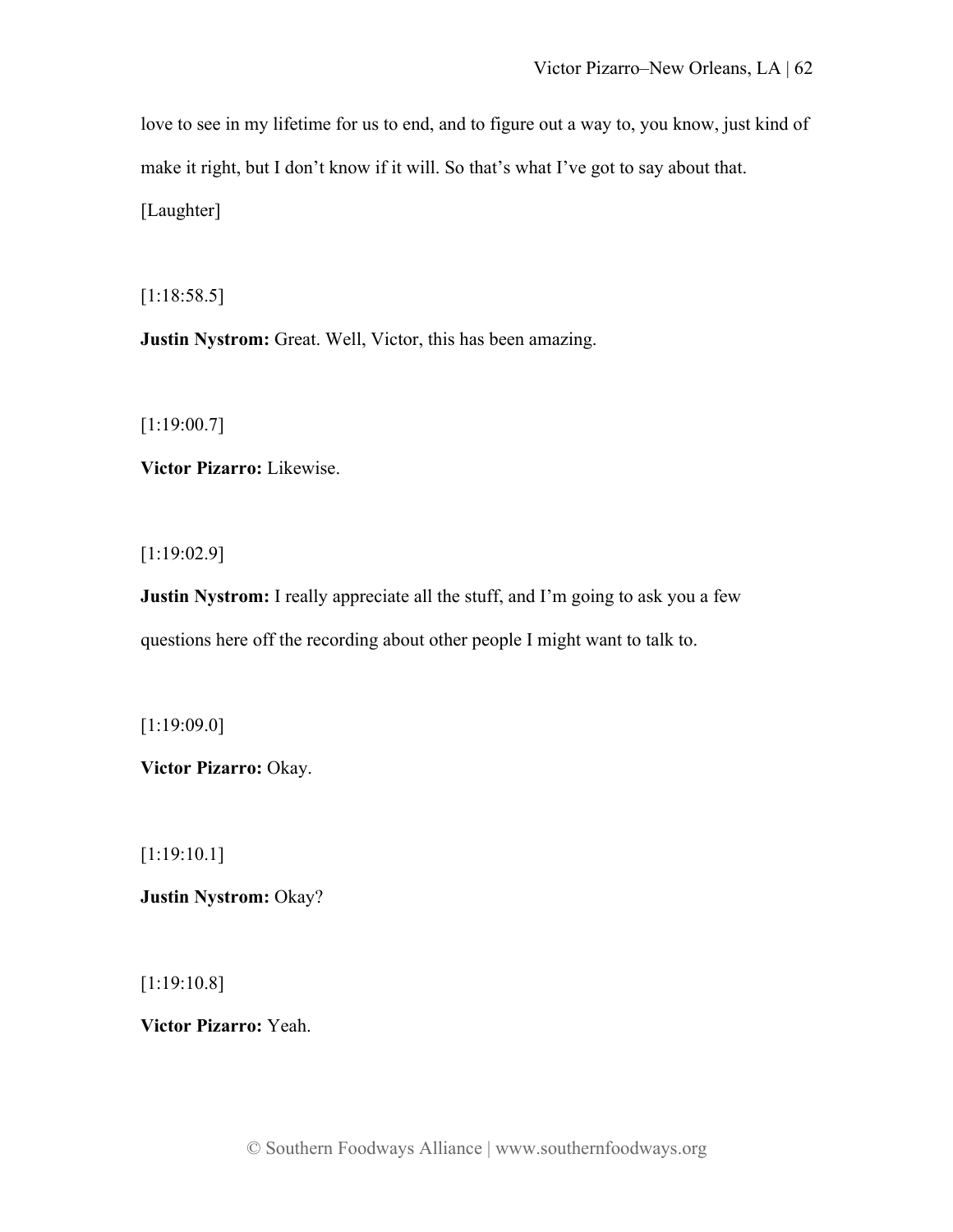love to see in my lifetime for us to end, and to figure out a way to, you know, just kind of make it right, but I don't know if it will. So that's what I've got to say about that. [Laughter]

[1:18:58.5]

**Justin Nystrom:** Great. Well, Victor, this has been amazing.

[1:19:00.7]

**Victor Pizarro:** Likewise.

[1:19:02.9]

**Justin Nystrom:** I really appreciate all the stuff, and I'm going to ask you a few questions here off the recording about other people I might want to talk to.

[1:19:09.0]

**Victor Pizarro:** Okay.

[1:19:10.1]

**Justin Nystrom:** Okay?

[1:19:10.8]

**Victor Pizarro:** Yeah.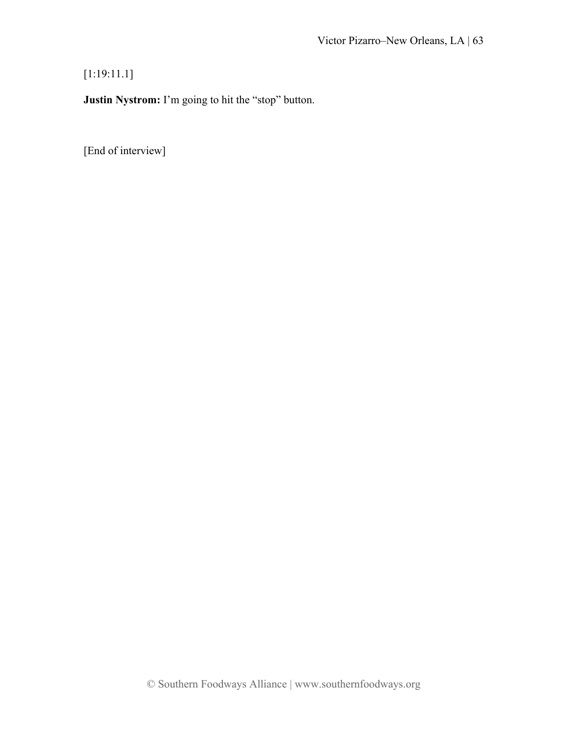[1:19:11.1]

**Justin Nystrom:** I’m going to hit the “stop” button.

[End of interview]